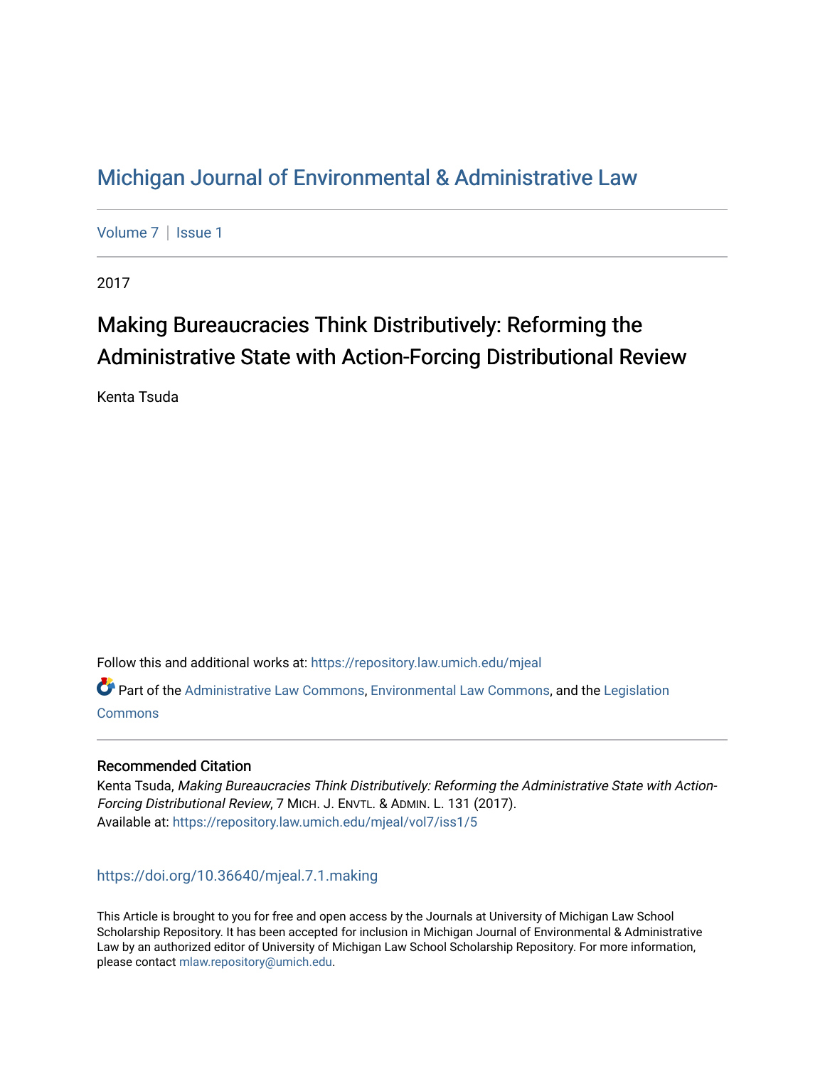# Michigan Journal of Environmental & Administrative Law

Volume 7 | Issue 1

2017

## Making Bureaucracies Think Distributively: Reforming the Administrative State with Action-Forcing Distributional Review

Kenta Tsuda

Follow this and additional works at: https://repository.law.umich.edu/mjeal

Part of the Administrative Law Commons, Environmental Law Commons, and the Legislation Commons

### Recommended Citation

Kenta Tsuda, *Making Bureaucracies Think Distributively: Reforming the Administrative State with Action-Forcing Distributional Review*, 7 MICH. J. ENVTL. & ADMIN. L. 131 (2017).
Available at: https://repository.law.umich.edu/mjeal/vol7/iss1/5

https://doi.org/10.36640/mjeal.7.1.making

This Article is brought to you for free and open access by the Journals at University of Michigan Law School Scholarship Repository. It has been accepted for inclusion in Michigan Journal of Environmental & Administrative Law by an authorized editor of University of Michigan Law School Scholarship Repository. For more information, please contact mlaw.repository@umich.edu.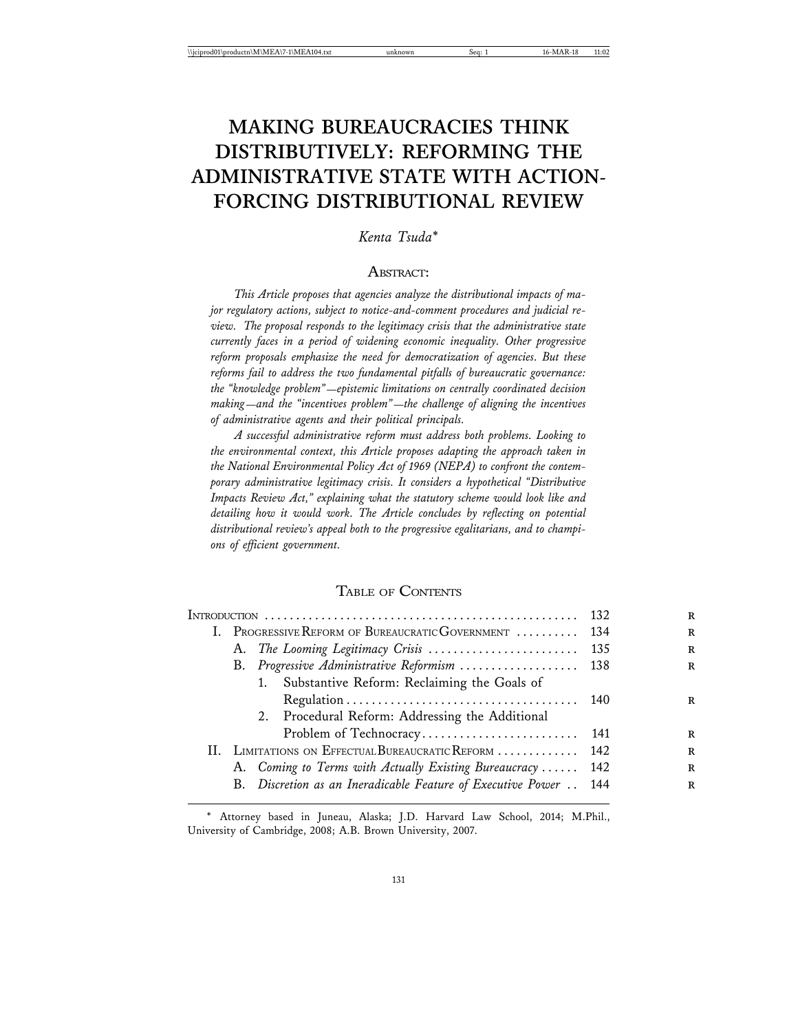# MAKING BUREAUCRACIES THINK DISTRIBUTIVELY: REFORMING THE ADMINISTRATIVE STATE WITH ACTION-FORCING DISTRIBUTIONAL REVIEW

*Kenta Tsuda*\*

## ABSTRACT:

*This Article proposes that agencies analyze the distributional impacts of major regulatory actions, subject to notice-and-comment procedures and judicial review. The proposal responds to the legitimacy crisis that the administrative state currently faces in a period of widening economic inequality. Other progressive reform proposals emphasize the need for democratization of agencies. But these reforms fail to address the two fundamental pitfalls of bureaucratic governance: the "knowledge problem"—epistemic limitations on centrally coordinated decision making—and the "incentives problem"—the challenge of aligning the incentives of administrative agents and their political principals.*

*A successful administrative reform must address both problems. Looking to the environmental context, this Article proposes adapting the approach taken in the National Environmental Policy Act of 1969 (NEPA) to confront the contemporary administrative legitimacy crisis. It considers a hypothetical "Distributive Impacts Review Act," explaining what the statutory scheme would look like and detailing how it would work. The Article concludes by reflecting on potential distributional review's appeal both to the progressive egalitarians, and to champions of efficient government.*

## TABLE OF CONTENTS

| Section | Page |
|---|---|
| INTRODUCTION | 132 |
| I. PROGRESSIVE REFORM OF BUREAUCRATIC GOVERNMENT | 134 |
| A. *The Looming Legitimacy Crisis* | 135 |
| B. *Progressive Administrative Reformism* | 138 |
| 1. Substantive Reform: Reclaiming the Goals of Regulation | 140 |
| 2. Procedural Reform: Addressing the Additional Problem of Technocracy | 141 |
| II. LIMITATIONS ON EFFECTUAL BUREAUCRATIC REFORM | 142 |
| A. *Coming to Terms with Actually Existing Bureaucracy* | 142 |
| B. *Discretion as an Ineradicable Feature of Executive Power* | 144 |

\* Attorney based in Juneau, Alaska; J.D. Harvard Law School, 2014; M.Phil., University of Cambridge, 2008; A.B. Brown University, 2007.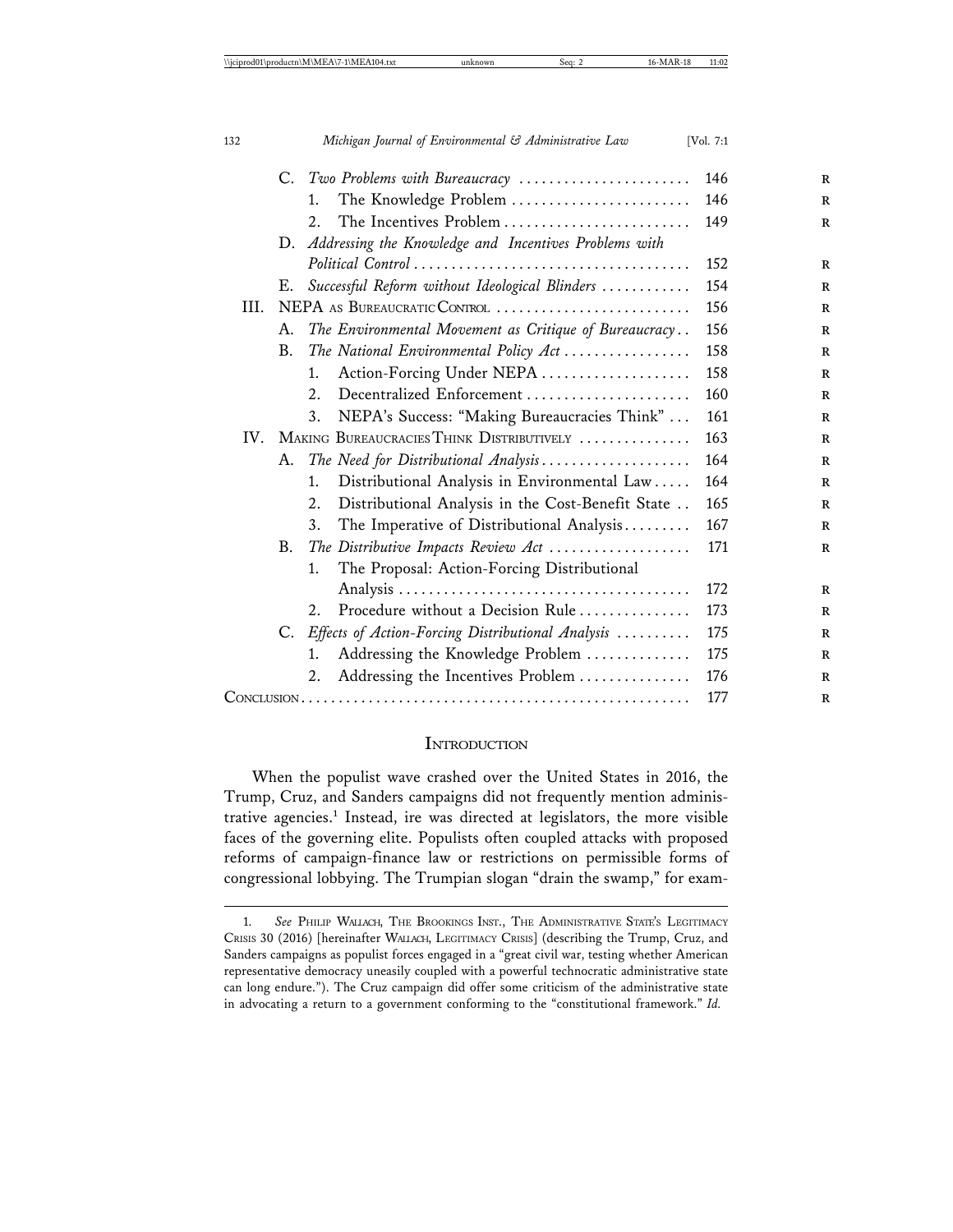C. *Two Problems with Bureaucracy* ..... 146
   1. The Knowledge Problem ..... 146
   2. The Incentives Problem ..... 149
D. *Addressing the Knowledge and Incentives Problems with Political Control* ..... 152
E. *Successful Reform without Ideological Blinders* ..... 154

III. NEPA as Bureaucratic Control ..... 156
   A. *The Environmental Movement as Critique of Bureaucracy* ..... 156
   B. *The National Environmental Policy Act* ..... 158
      1. Action-Forcing Under NEPA ..... 158
      2. Decentralized Enforcement ..... 160
      3. NEPA's Success: "Making Bureaucracies Think" ..... 161

IV. Making Bureaucracies Think Distributively ..... 163
   A. *The Need for Distributional Analysis* ..... 164
      1. Distributional Analysis in Environmental Law ..... 164
      2. Distributional Analysis in the Cost-Benefit State ..... 165
      3. The Imperative of Distributional Analysis ..... 167
   B. *The Distributive Impacts Review Act* ..... 171
      1. The Proposal: Action-Forcing Distributional Analysis ..... 172
      2. Procedure without a Decision Rule ..... 173
   C. *Effects of Action-Forcing Distributional Analysis* ..... 175
      1. Addressing the Knowledge Problem ..... 175
      2. Addressing the Incentives Problem ..... 176

Conclusion ..... 177

## Introduction

When the populist wave crashed over the United States in 2016, the Trump, Cruz, and Sanders campaigns did not frequently mention administrative agencies.[1] Instead, ire was directed at legislators, the more visible faces of the governing elite. Populists often coupled attacks with proposed reforms of campaign-finance law or restrictions on permissible forms of congressional lobbying. The Trumpian slogan "drain the swamp," for exam-

---

1. *See* Philip Wallach, The Brookings Inst., The Administrative State's Legitimacy Crisis 30 (2016) [hereinafter Wallach, Legitimacy Crisis] (describing the Trump, Cruz, and Sanders campaigns as populist forces engaged in a "great civil war, testing whether American representative democracy uneasily coupled with a powerful technocratic administrative state can long endure."). The Cruz campaign did offer some criticism of the administrative state in advocating a return to a government conforming to the "constitutional framework." *Id.*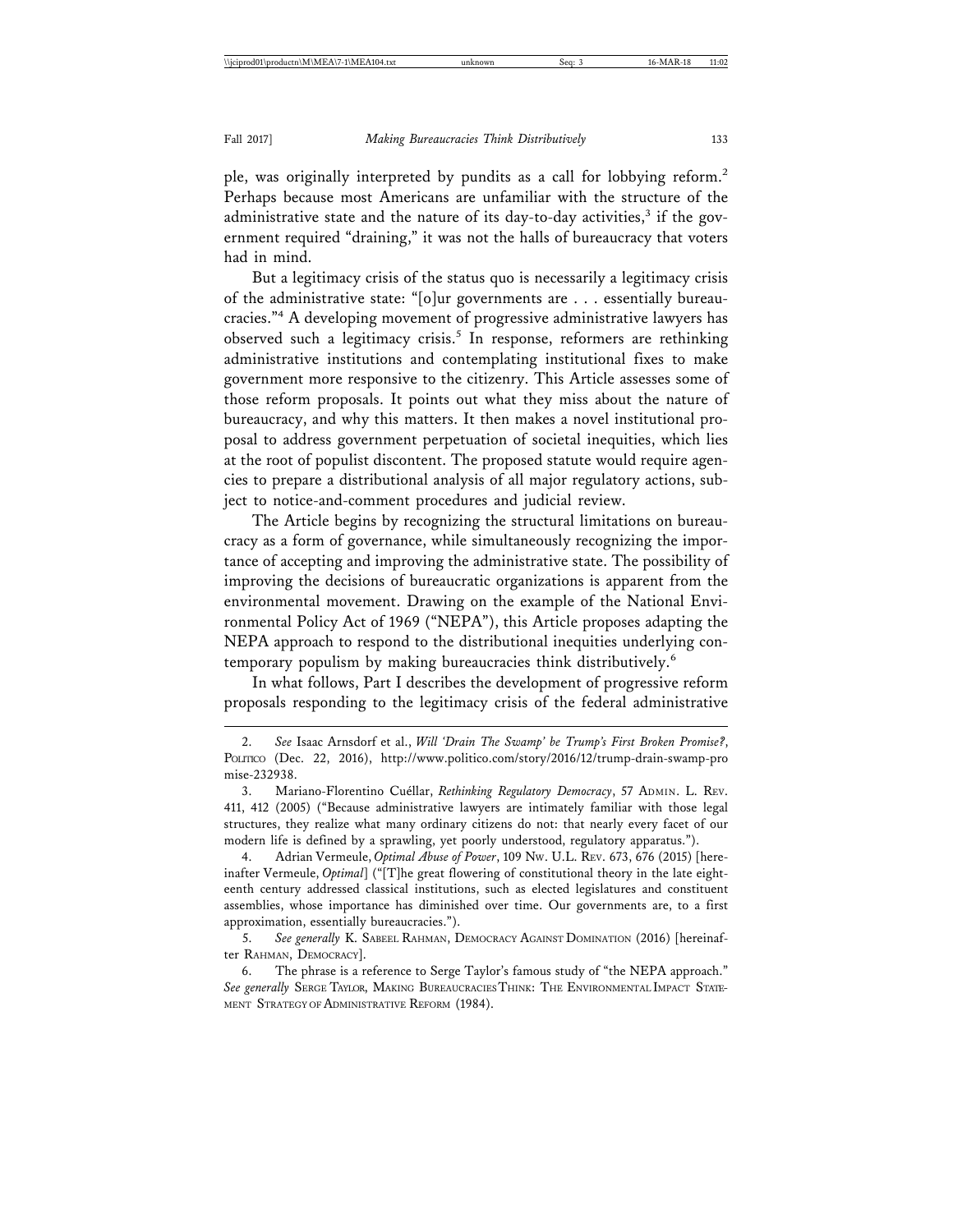ple, was originally interpreted by pundits as a call for lobbying reform.[2] Perhaps because most Americans are unfamiliar with the structure of the administrative state and the nature of its day-to-day activities,[3] if the government required "draining," it was not the halls of bureaucracy that voters had in mind.

But a legitimacy crisis of the status quo is necessarily a legitimacy crisis of the administrative state: "[o]ur governments are . . . essentially bureaucracies."[4] A developing movement of progressive administrative lawyers has observed such a legitimacy crisis.[5] In response, reformers are rethinking administrative institutions and contemplating institutional fixes to make government more responsive to the citizenry. This Article assesses some of those reform proposals. It points out what they miss about the nature of bureaucracy, and why this matters. It then makes a novel institutional proposal to address government perpetuation of societal inequities, which lies at the root of populist discontent. The proposed statute would require agencies to prepare a distributional analysis of all major regulatory actions, subject to notice-and-comment procedures and judicial review.

The Article begins by recognizing the structural limitations on bureaucracy as a form of governance, while simultaneously recognizing the importance of accepting and improving the administrative state. The possibility of improving the decisions of bureaucratic organizations is apparent from the environmental movement. Drawing on the example of the National Environmental Policy Act of 1969 ("NEPA"), this Article proposes adapting the NEPA approach to respond to the distributional inequities underlying contemporary populism by making bureaucracies think distributively.[6]

In what follows, Part I describes the development of progressive reform proposals responding to the legitimacy crisis of the federal administrative

---

2. *See* Isaac Arnsdorf et al., *Will 'Drain The Swamp' be Trump's First Broken Promise?*, POLITICO (Dec. 22, 2016), http://www.politico.com/story/2016/12/trump-drain-swamp-promise-232938.

3. Mariano-Florentino Cuéllar, *Rethinking Regulatory Democracy*, 57 ADMIN. L. REV. 411, 412 (2005) ("Because administrative lawyers are intimately familiar with those legal structures, they realize what many ordinary citizens do not: that nearly every facet of our modern life is defined by a sprawling, yet poorly understood, regulatory apparatus.").

4. Adrian Vermeule, *Optimal Abuse of Power*, 109 NW. U.L. REV. 673, 676 (2015) [hereinafter Vermeule, *Optimal*] ("[T]he great flowering of constitutional theory in the late eighteenth century addressed classical institutions, such as elected legislatures and constituent assemblies, whose importance has diminished over time. Our governments are, to a first approximation, essentially bureaucracies.").

5. *See generally* K. SABEEL RAHMAN, DEMOCRACY AGAINST DOMINATION (2016) [hereinafter RAHMAN, DEMOCRACY].

6. The phrase is a reference to Serge Taylor's famous study of "the NEPA approach." *See generally* SERGE TAYLOR, MAKING BUREAUCRACIES THINK: THE ENVIRONMENTAL IMPACT STATEMENT STRATEGY OF ADMINISTRATIVE REFORM (1984).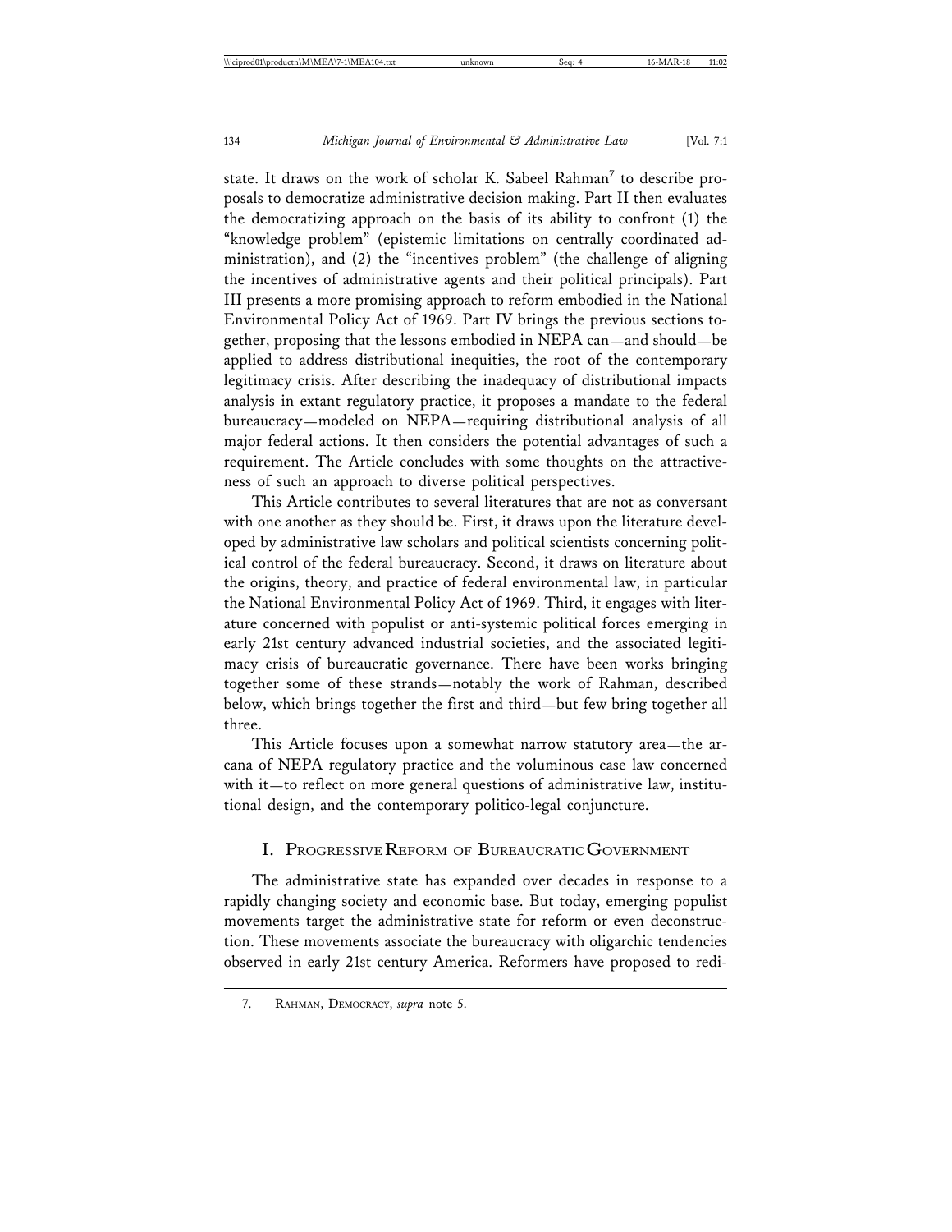state. It draws on the work of scholar K. Sabeel Rahman[7] to describe proposals to democratize administrative decision making. Part II then evaluates the democratizing approach on the basis of its ability to confront (1) the "knowledge problem" (epistemic limitations on centrally coordinated administration), and (2) the "incentives problem" (the challenge of aligning the incentives of administrative agents and their political principals). Part III presents a more promising approach to reform embodied in the National Environmental Policy Act of 1969. Part IV brings the previous sections together, proposing that the lessons embodied in NEPA can—and should—be applied to address distributional inequities, the root of the contemporary legitimacy crisis. After describing the inadequacy of distributional impacts analysis in extant regulatory practice, it proposes a mandate to the federal bureaucracy—modeled on NEPA—requiring distributional analysis of all major federal actions. It then considers the potential advantages of such a requirement. The Article concludes with some thoughts on the attractiveness of such an approach to diverse political perspectives.

This Article contributes to several literatures that are not as conversant with one another as they should be. First, it draws upon the literature developed by administrative law scholars and political scientists concerning political control of the federal bureaucracy. Second, it draws on literature about the origins, theory, and practice of federal environmental law, in particular the National Environmental Policy Act of 1969. Third, it engages with literature concerned with populist or anti-systemic political forces emerging in early 21st century advanced industrial societies, and the associated legitimacy crisis of bureaucratic governance. There have been works bringing together some of these strands—notably the work of Rahman, described below, which brings together the first and third—but few bring together all three.

This Article focuses upon a somewhat narrow statutory area—the arcana of NEPA regulatory practice and the voluminous case law concerned with it—to reflect on more general questions of administrative law, institutional design, and the contemporary politico-legal conjuncture.

## I. Progressive Reform of Bureaucratic Government

The administrative state has expanded over decades in response to a rapidly changing society and economic base. But today, emerging populist movements target the administrative state for reform or even deconstruction. These movements associate the bureaucracy with oligarchic tendencies observed in early 21st century America. Reformers have proposed to redi-

7. Rahman, Democracy, *supra* note 5.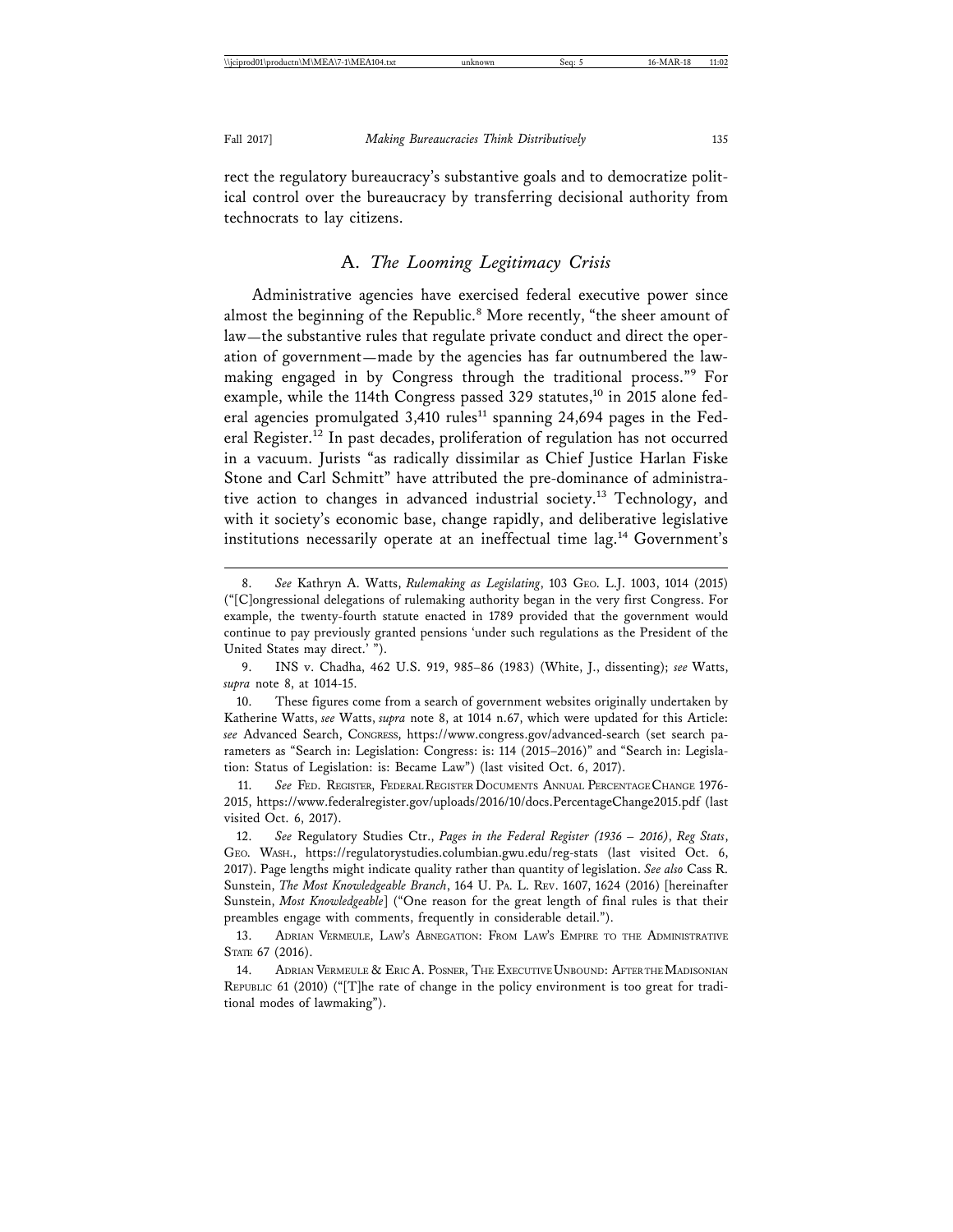rect the regulatory bureaucracy's substantive goals and to democratize political control over the bureaucracy by transferring decisional authority from technocrats to lay citizens.

## A. *The Looming Legitimacy Crisis*

Administrative agencies have exercised federal executive power since almost the beginning of the Republic.[8] More recently, "the sheer amount of law—the substantive rules that regulate private conduct and direct the operation of government—made by the agencies has far outnumbered the lawmaking engaged in by Congress through the traditional process."[9] For example, while the 114th Congress passed 329 statutes,[10] in 2015 alone federal agencies promulgated 3,410 rules[11] spanning 24,694 pages in the Federal Register.[12] In past decades, proliferation of regulation has not occurred in a vacuum. Jurists "as radically dissimilar as Chief Justice Harlan Fiske Stone and Carl Schmitt" have attributed the pre-dominance of administrative action to changes in advanced industrial society.[13] Technology, and with it society's economic base, change rapidly, and deliberative legislative institutions necessarily operate at an ineffectual time lag.[14] Government's

---

8. *See* Kathryn A. Watts, *Rulemaking as Legislating*, 103 GEO. L.J. 1003, 1014 (2015) ("[C]ongressional delegations of rulemaking authority began in the very first Congress. For example, the twenty-fourth statute enacted in 1789 provided that the government would continue to pay previously granted pensions 'under such regulations as the President of the United States may direct.' ").

9. INS v. Chadha, 462 U.S. 919, 985–86 (1983) (White, J., dissenting); *see* Watts, *supra* note 8, at 1014-15.

10. These figures come from a search of government websites originally undertaken by Katherine Watts, *see* Watts, *supra* note 8, at 1014 n.67, which were updated for this Article: *see* Advanced Search, CONGRESS, https://www.congress.gov/advanced-search (set search parameters as "Search in: Legislation: Congress: is: 114 (2015–2016)" and "Search in: Legislation: Status of Legislation: is: Became Law") (last visited Oct. 6, 2017).

11. *See* FED. REGISTER, FEDERAL REGISTER DOCUMENTS ANNUAL PERCENTAGE CHANGE 1976-2015, https://www.federalregister.gov/uploads/2016/10/docs.PercentageChange2015.pdf (last visited Oct. 6, 2017).

12. *See* Regulatory Studies Ctr., *Pages in the Federal Register (1936 – 2016)*, *Reg Stats*, GEO. WASH., https://regulatorystudies.columbian.gwu.edu/reg-stats (last visited Oct. 6, 2017). Page lengths might indicate quality rather than quantity of legislation. *See also* Cass R. Sunstein, *The Most Knowledgeable Branch*, 164 U. PA. L. REV. 1607, 1624 (2016) [hereinafter Sunstein, *Most Knowledgeable*] ("One reason for the great length of final rules is that their preambles engage with comments, frequently in considerable detail.").

13. ADRIAN VERMEULE, LAW'S ABNEGATION: FROM LAW'S EMPIRE TO THE ADMINISTRATIVE STATE 67 (2016).

14. ADRIAN VERMEULE & ERIC A. POSNER, THE EXECUTIVE UNBOUND: AFTER THE MADISONIAN REPUBLIC 61 (2010) ("[T]he rate of change in the policy environment is too great for traditional modes of lawmaking").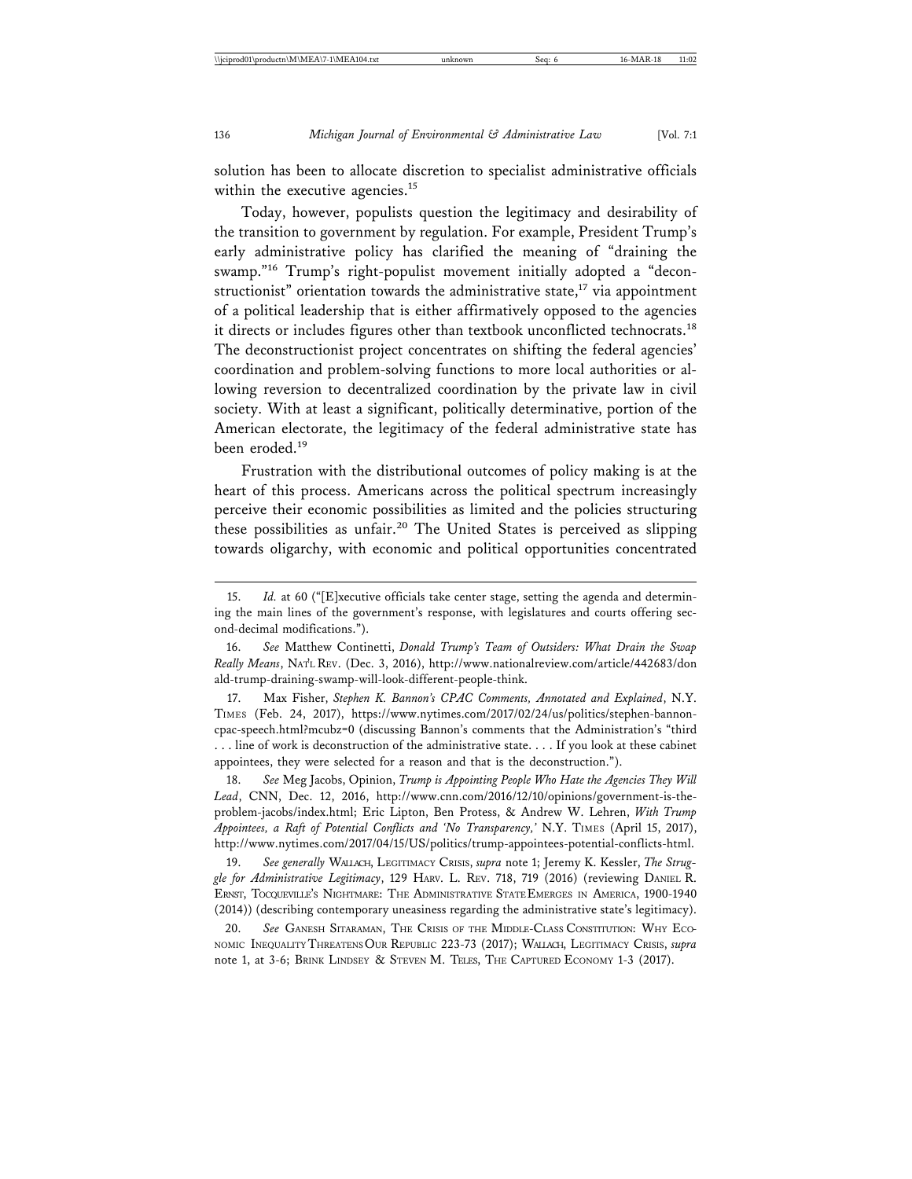solution has been to allocate discretion to specialist administrative officials within the executive agencies.[15]

Today, however, populists question the legitimacy and desirability of the transition to government by regulation. For example, President Trump's early administrative policy has clarified the meaning of "draining the swamp."[16] Trump's right-populist movement initially adopted a "deconstructionist" orientation towards the administrative state,[17] via appointment of a political leadership that is either affirmatively opposed to the agencies it directs or includes figures other than textbook unconflicted technocrats.[18] The deconstructionist project concentrates on shifting the federal agencies' coordination and problem-solving functions to more local authorities or allowing reversion to decentralized coordination by the private law in civil society. With at least a significant, politically determinative, portion of the American electorate, the legitimacy of the federal administrative state has been eroded.[19]

Frustration with the distributional outcomes of policy making is at the heart of this process. Americans across the political spectrum increasingly perceive their economic possibilities as limited and the policies structuring these possibilities as unfair.[20] The United States is perceived as slipping towards oligarchy, with economic and political opportunities concentrated

---

15. *Id.* at 60 ("[E]xecutive officials take center stage, setting the agenda and determining the main lines of the government's response, with legislatures and courts offering second-decimal modifications.").

16. *See* Matthew Continetti, *Donald Trump's Team of Outsiders: What Drain the Swap Really Means*, NAT'L REV. (Dec. 3, 2016), http://www.nationalreview.com/article/442683/donald-trump-draining-swamp-will-look-different-people-think.

17. Max Fisher, *Stephen K. Bannon's CPAC Comments, Annotated and Explained*, N.Y. TIMES (Feb. 24, 2017), https://www.nytimes.com/2017/02/24/us/politics/stephen-bannon-cpac-speech.html?mcubz=0 (discussing Bannon's comments that the Administration's "third . . . line of work is deconstruction of the administrative state. . . . If you look at these cabinet appointees, they were selected for a reason and that is the deconstruction.").

18. *See* Meg Jacobs, Opinion, *Trump is Appointing People Who Hate the Agencies They Will Lead*, CNN, Dec. 12, 2016, http://www.cnn.com/2016/12/10/opinions/government-is-the-problem-jacobs/index.html; Eric Lipton, Ben Protess, & Andrew W. Lehren, *With Trump Appointees, a Raft of Potential Conflicts and 'No Transparency,'* N.Y. TIMES (April 15, 2017), http://www.nytimes.com/2017/04/15/US/politics/trump-appointees-potential-conflicts-html.

19. *See generally* WALLACH, LEGITIMACY CRISIS, *supra* note 1; Jeremy K. Kessler, *The Struggle for Administrative Legitimacy*, 129 HARV. L. REV. 718, 719 (2016) (reviewing DANIEL R. ERNST, TOCQUEVILLE'S NIGHTMARE: THE ADMINISTRATIVE STATE EMERGES IN AMERICA, 1900-1940 (2014)) (describing contemporary uneasiness regarding the administrative state's legitimacy).

20. *See* GANESH SITARAMAN, THE CRISIS OF THE MIDDLE-CLASS CONSTITUTION: WHY ECONOMIC INEQUALITY THREATENS OUR REPUBLIC 223-73 (2017); WALLACH, LEGITIMACY CRISIS, *supra* note 1, at 3-6; BRINK LINDSEY & STEVEN M. TELES, THE CAPTURED ECONOMY 1-3 (2017).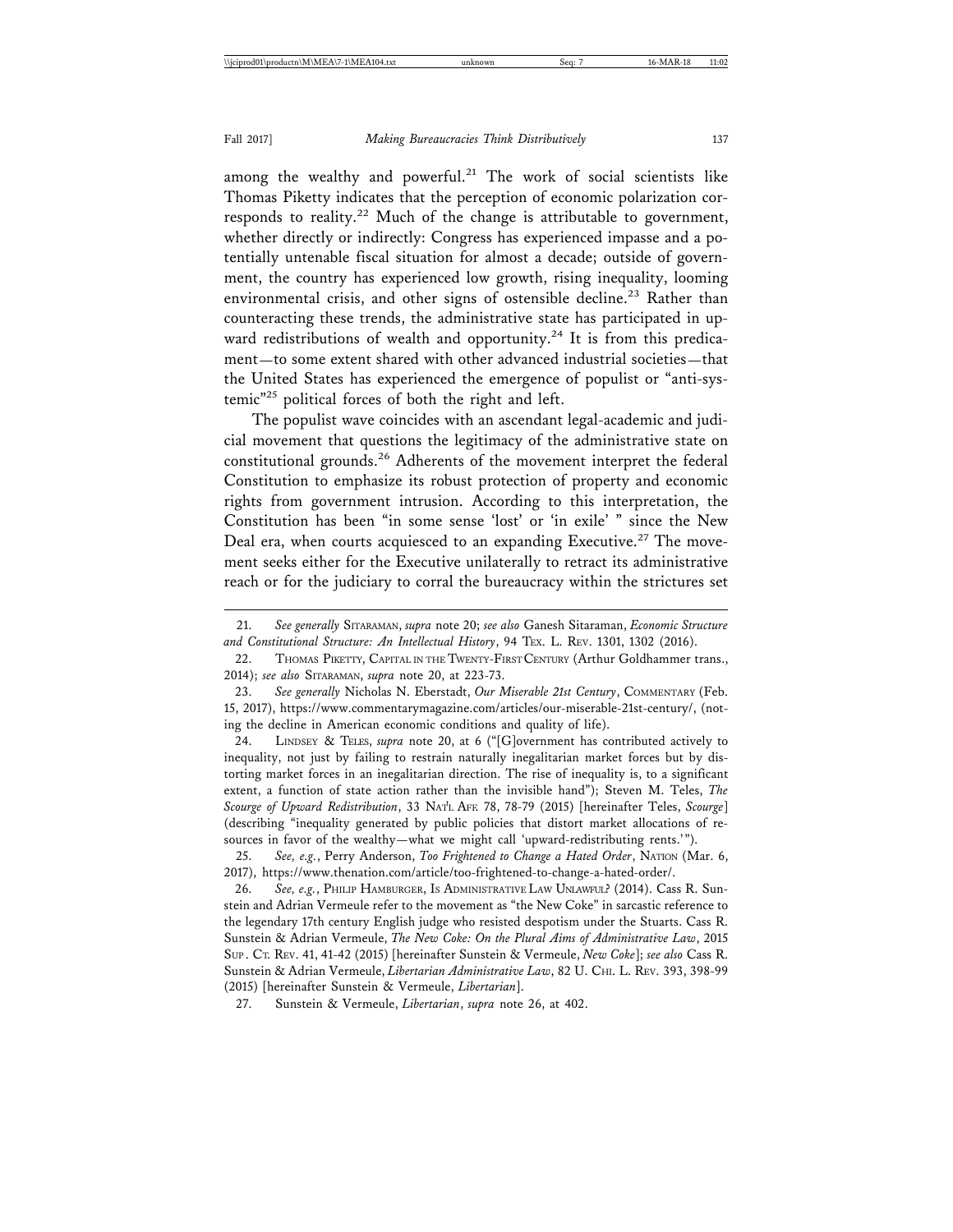among the wealthy and powerful.[21] The work of social scientists like Thomas Piketty indicates that the perception of economic polarization corresponds to reality.[22] Much of the change is attributable to government, whether directly or indirectly: Congress has experienced impasse and a potentially untenable fiscal situation for almost a decade; outside of government, the country has experienced low growth, rising inequality, looming environmental crisis, and other signs of ostensible decline.[23] Rather than counteracting these trends, the administrative state has participated in upward redistributions of wealth and opportunity.[24] It is from this predicament—to some extent shared with other advanced industrial societies—that the United States has experienced the emergence of populist or "anti-systemic"[25] political forces of both the right and left.

The populist wave coincides with an ascendant legal-academic and judicial movement that questions the legitimacy of the administrative state on constitutional grounds.[26] Adherents of the movement interpret the federal Constitution to emphasize its robust protection of property and economic rights from government intrusion. According to this interpretation, the Constitution has been "in some sense 'lost' or 'in exile' " since the New Deal era, when courts acquiesced to an expanding Executive.[27] The movement seeks either for the Executive unilaterally to retract its administrative reach or for the judiciary to corral the bureaucracy within the strictures set

---

21. *See generally* SITARAMAN, *supra* note 20; *see also* Ganesh Sitaraman, *Economic Structure and Constitutional Structure: An Intellectual History*, 94 TEX. L. REV. 1301, 1302 (2016).

22. THOMAS PIKETTY, CAPITAL IN THE TWENTY-FIRST CENTURY (Arthur Goldhammer trans., 2014); *see also* SITARAMAN, *supra* note 20, at 223-73.

23. *See generally* Nicholas N. Eberstadt, *Our Miserable 21st Century*, COMMENTARY (Feb. 15, 2017), https://www.commentarymagazine.com/articles/our-miserable-21st-century/, (noting the decline in American economic conditions and quality of life).

24. LINDSEY & TELES, *supra* note 20, at 6 ("[G]overnment has contributed actively to inequality, not just by failing to restrain naturally inegalitarian market forces but by distorting market forces in an inegalitarian direction. The rise of inequality is, to a significant extent, a function of state action rather than the invisible hand"); Steven M. Teles, *The Scourge of Upward Redistribution*, 33 NAT'L AFF. 78, 78-79 (2015) [hereinafter Teles, *Scourge*] (describing "inequality generated by public policies that distort market allocations of resources in favor of the wealthy—what we might call 'upward-redistributing rents.'").

25. *See, e.g.*, Perry Anderson, *Too Frightened to Change a Hated Order*, NATION (Mar. 6, 2017), https://www.thenation.com/article/too-frightened-to-change-a-hated-order/.

26. *See, e.g.*, PHILIP HAMBURGER, IS ADMINISTRATIVE LAW UNLAWFUL? (2014). Cass R. Sunstein and Adrian Vermeule refer to the movement as "the New Coke" in sarcastic reference to the legendary 17th century English judge who resisted despotism under the Stuarts. Cass R. Sunstein & Adrian Vermeule, *The New Coke: On the Plural Aims of Administrative Law*, 2015 SUP. CT. REV. 41, 41-42 (2015) [hereinafter Sunstein & Vermeule, *New Coke*]; *see also* Cass R. Sunstein & Adrian Vermeule, *Libertarian Administrative Law*, 82 U. CHI. L. REV. 393, 398-99 (2015) [hereinafter Sunstein & Vermeule, *Libertarian*].

27. Sunstein & Vermeule, *Libertarian*, *supra* note 26, at 402.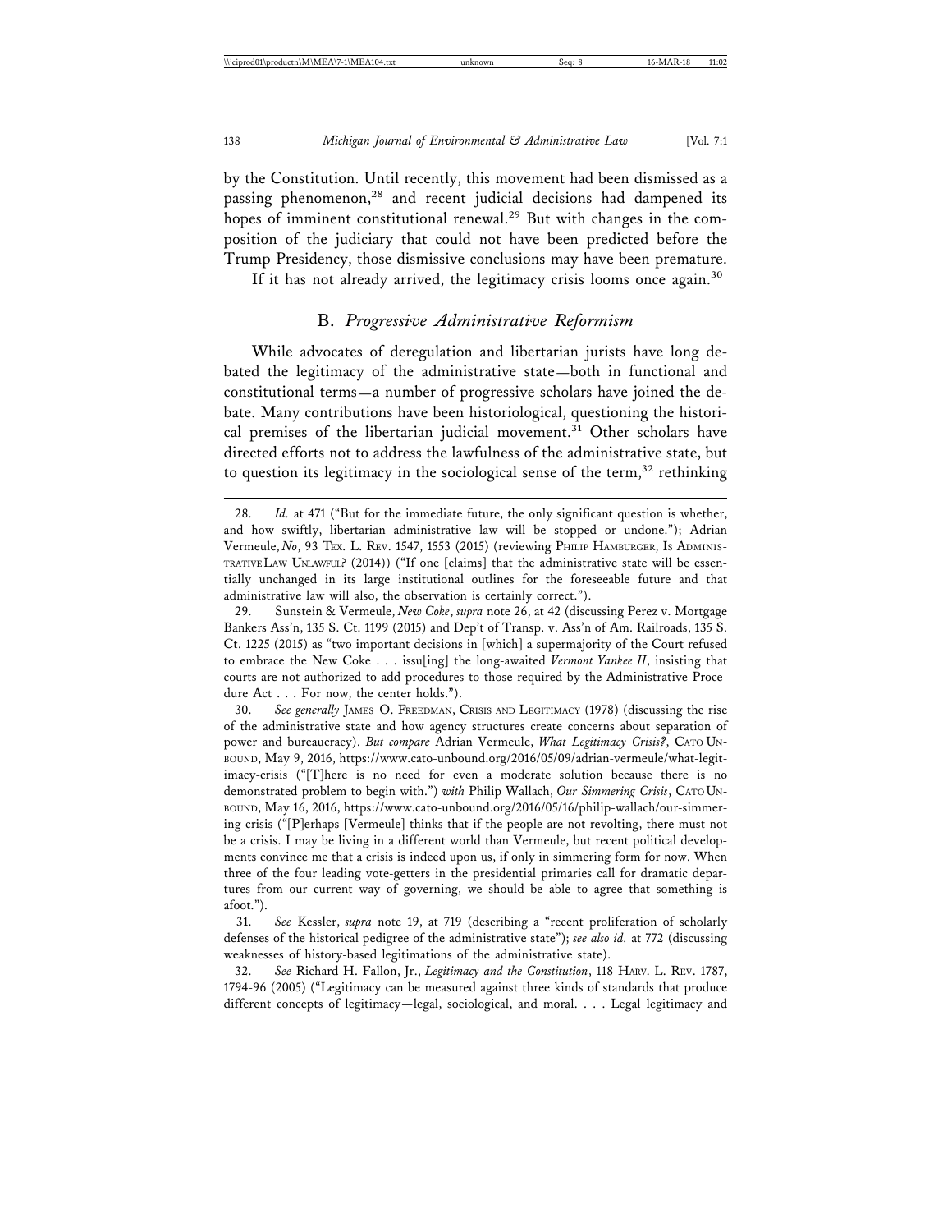by the Constitution. Until recently, this movement had been dismissed as a passing phenomenon,[28] and recent judicial decisions had dampened its hopes of imminent constitutional renewal.[29] But with changes in the composition of the judiciary that could not have been predicted before the Trump Presidency, those dismissive conclusions may have been premature.

If it has not already arrived, the legitimacy crisis looms once again.[30]

## B. *Progressive Administrative Reformism*

While advocates of deregulation and libertarian jurists have long debated the legitimacy of the administrative state—both in functional and constitutional terms—a number of progressive scholars have joined the debate. Many contributions have been historiological, questioning the historical premises of the libertarian judicial movement.[31] Other scholars have directed efforts not to address the lawfulness of the administrative state, but to question its legitimacy in the sociological sense of the term,[32] rethinking

---

28. *Id.* at 471 ("But for the immediate future, the only significant question is whether, and how swiftly, libertarian administrative law will be stopped or undone."); Adrian Vermeule, *No*, 93 TEX. L. REV. 1547, 1553 (2015) (reviewing PHILIP HAMBURGER, IS ADMINISTRATIVE LAW UNLAWFUL? (2014)) ("If one [claims] that the administrative state will be essentially unchanged in its large institutional outlines for the foreseeable future and that administrative law will also, the observation is certainly correct.").

29. Sunstein & Vermeule, *New Coke*, *supra* note 26, at 42 (discussing Perez v. Mortgage Bankers Ass'n, 135 S. Ct. 1199 (2015) and Dep't of Transp. v. Ass'n of Am. Railroads, 135 S. Ct. 1225 (2015) as "two important decisions in [which] a supermajority of the Court refused to embrace the New Coke . . . issu[ing] the long-awaited *Vermont Yankee II*, insisting that courts are not authorized to add procedures to those required by the Administrative Procedure Act . . . For now, the center holds.").

30. *See generally* JAMES O. FREEDMAN, CRISIS AND LEGITIMACY (1978) (discussing the rise of the administrative state and how agency structures create concerns about separation of power and bureaucracy). *But compare* Adrian Vermeule, *What Legitimacy Crisis?*, CATO UNBOUND, May 9, 2016, https://www.cato-unbound.org/2016/05/09/adrian-vermeule/what-legitimacy-crisis ("[T]here is no need for even a moderate solution because there is no demonstrated problem to begin with.") *with* Philip Wallach, *Our Simmering Crisis*, CATO UNBOUND, May 16, 2016, https://www.cato-unbound.org/2016/05/16/philip-wallach/our-simmering-crisis ("[P]erhaps [Vermeule] thinks that if the people are not revolting, there must not be a crisis. I may be living in a different world than Vermeule, but recent political developments convince me that a crisis is indeed upon us, if only in simmering form for now. When three of the four leading vote-getters in the presidential primaries call for dramatic departures from our current way of governing, we should be able to agree that something is afoot.").

31. *See* Kessler, *supra* note 19, at 719 (describing a "recent proliferation of scholarly defenses of the historical pedigree of the administrative state"); *see also id.* at 772 (discussing weaknesses of history-based legitimations of the administrative state).

32. *See* Richard H. Fallon, Jr., *Legitimacy and the Constitution*, 118 HARV. L. REV. 1787, 1794-96 (2005) ("Legitimacy can be measured against three kinds of standards that produce different concepts of legitimacy—legal, sociological, and moral. . . . Legal legitimacy and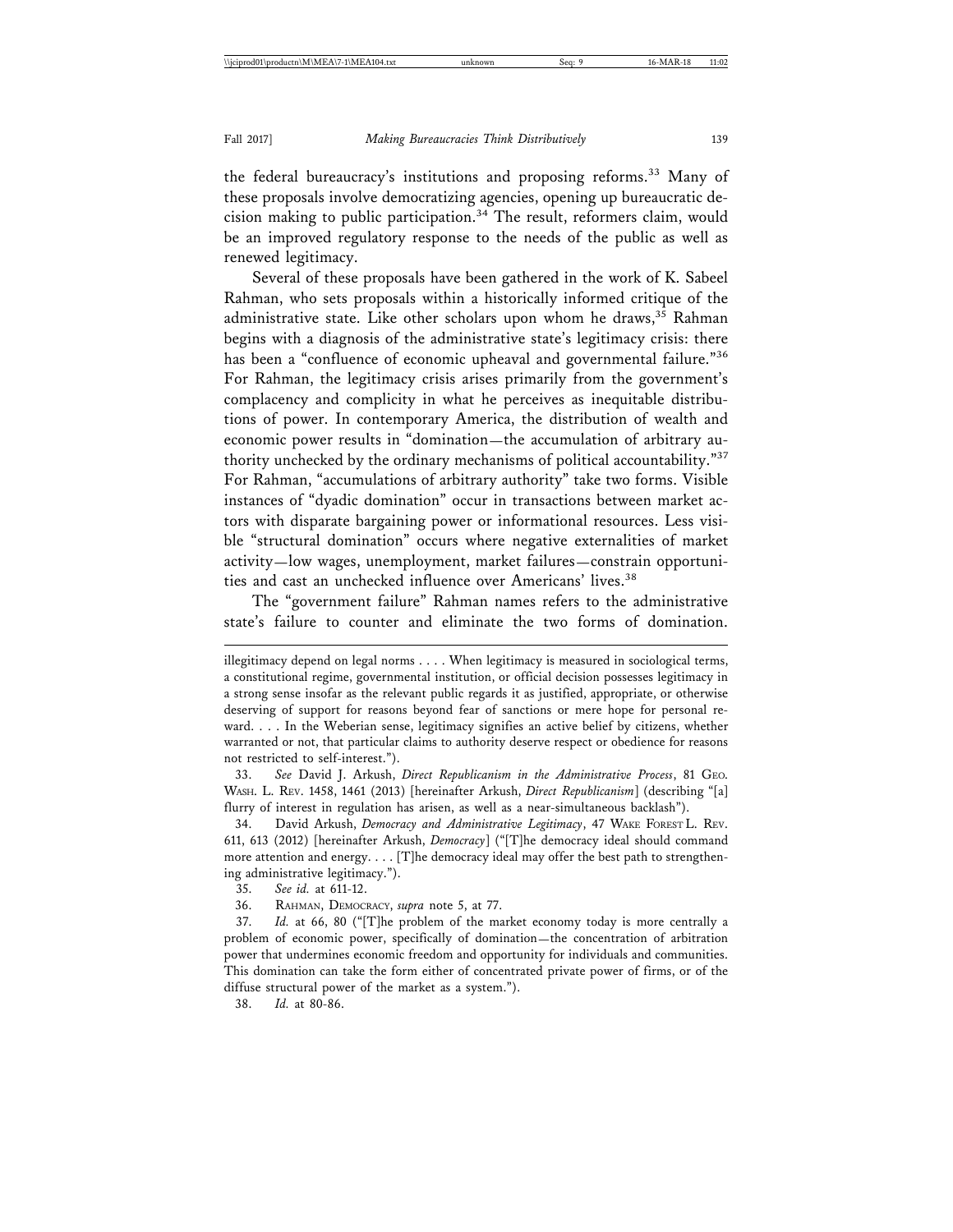the federal bureaucracy's institutions and proposing reforms.[33] Many of these proposals involve democratizing agencies, opening up bureaucratic decision making to public participation.[34] The result, reformers claim, would be an improved regulatory response to the needs of the public as well as renewed legitimacy.

Several of these proposals have been gathered in the work of K. Sabeel Rahman, who sets proposals within a historically informed critique of the administrative state. Like other scholars upon whom he draws,[35] Rahman begins with a diagnosis of the administrative state's legitimacy crisis: there has been a "confluence of economic upheaval and governmental failure."[36] For Rahman, the legitimacy crisis arises primarily from the government's complacency and complicity in what he perceives as inequitable distributions of power. In contemporary America, the distribution of wealth and economic power results in "domination—the accumulation of arbitrary authority unchecked by the ordinary mechanisms of political accountability."[37] For Rahman, "accumulations of arbitrary authority" take two forms. Visible instances of "dyadic domination" occur in transactions between market actors with disparate bargaining power or informational resources. Less visible "structural domination" occurs where negative externalities of market activity—low wages, unemployment, market failures—constrain opportunities and cast an unchecked influence over Americans' lives.[38]

The "government failure" Rahman names refers to the administrative state's failure to counter and eliminate the two forms of domination.

---

illegitimacy depend on legal norms . . . . When legitimacy is measured in sociological terms, a constitutional regime, governmental institution, or official decision possesses legitimacy in a strong sense insofar as the relevant public regards it as justified, appropriate, or otherwise deserving of support for reasons beyond fear of sanctions or mere hope for personal reward. . . . In the Weberian sense, legitimacy signifies an active belief by citizens, whether warranted or not, that particular claims to authority deserve respect or obedience for reasons not restricted to self-interest.").

33. *See* David J. Arkush, *Direct Republicanism in the Administrative Process*, 81 GEO. WASH. L. REV. 1458, 1461 (2013) [hereinafter Arkush, *Direct Republicanism*] (describing "[a] flurry of interest in regulation has arisen, as well as a near-simultaneous backlash").

34. David Arkush, *Democracy and Administrative Legitimacy*, 47 WAKE FOREST L. REV. 611, 613 (2012) [hereinafter Arkush, *Democracy*] ("[T]he democracy ideal should command more attention and energy. . . . [T]he democracy ideal may offer the best path to strengthening administrative legitimacy.").

35. *See id.* at 611-12.

36. RAHMAN, DEMOCRACY, *supra* note 5, at 77.

37. *Id.* at 66, 80 ("[T]he problem of the market economy today is more centrally a problem of economic power, specifically of domination—the concentration of arbitration power that undermines economic freedom and opportunity for individuals and communities. This domination can take the form either of concentrated private power of firms, or of the diffuse structural power of the market as a system.").

38. *Id.* at 80-86.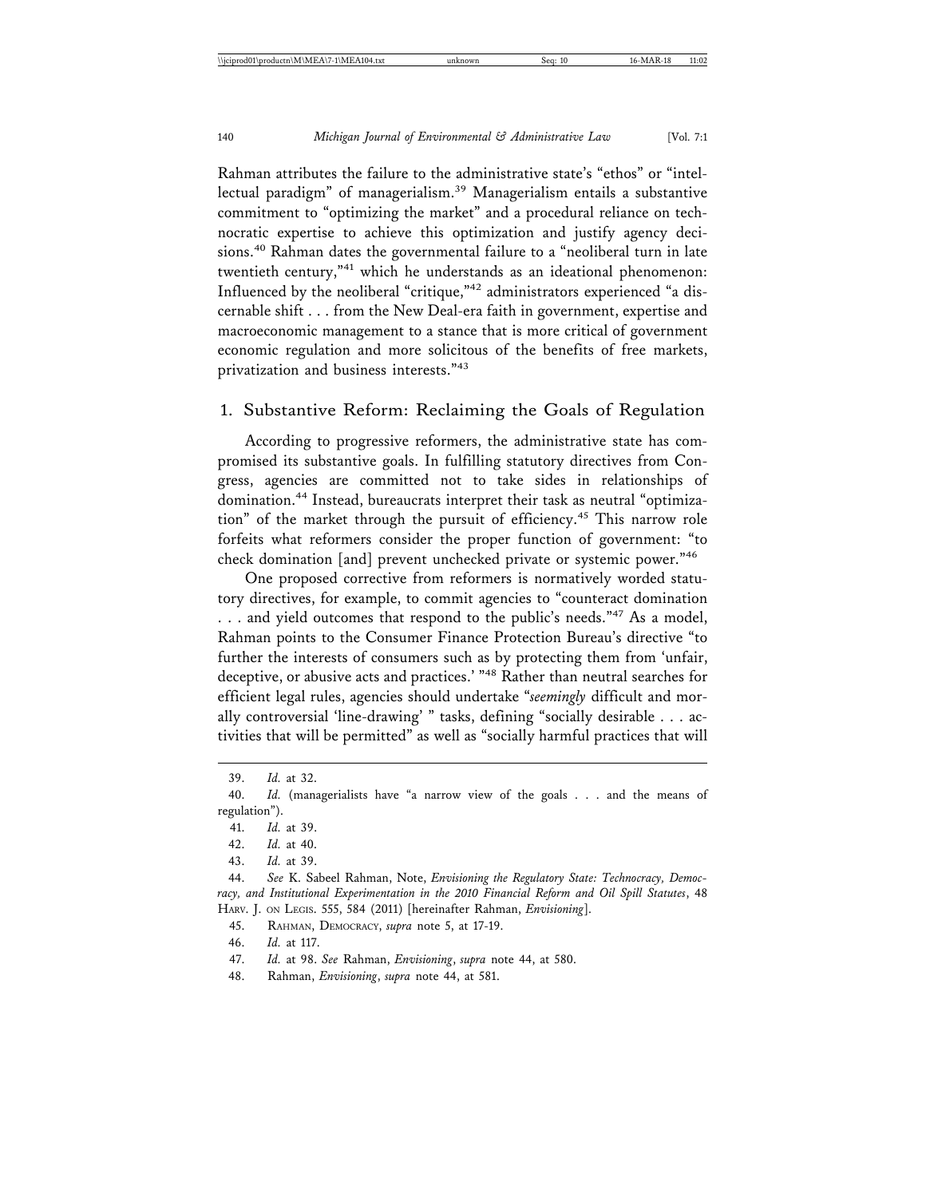Rahman attributes the failure to the administrative state's "ethos" or "intellectual paradigm" of managerialism.[39] Managerialism entails a substantive commitment to "optimizing the market" and a procedural reliance on technocratic expertise to achieve this optimization and justify agency decisions.[40] Rahman dates the governmental failure to a "neoliberal turn in late twentieth century,"[41] which he understands as an ideational phenomenon: Influenced by the neoliberal "critique,"[42] administrators experienced "a discernable shift . . . from the New Deal-era faith in government, expertise and macroeconomic management to a stance that is more critical of government economic regulation and more solicitous of the benefits of free markets, privatization and business interests."[43]

## 1. Substantive Reform: Reclaiming the Goals of Regulation

According to progressive reformers, the administrative state has compromised its substantive goals. In fulfilling statutory directives from Congress, agencies are committed not to take sides in relationships of domination.[44] Instead, bureaucrats interpret their task as neutral "optimization" of the market through the pursuit of efficiency.[45] This narrow role forfeits what reformers consider the proper function of government: "to check domination [and] prevent unchecked private or systemic power."[46]

One proposed corrective from reformers is normatively worded statutory directives, for example, to commit agencies to "counteract domination . . . and yield outcomes that respond to the public's needs."[47] As a model, Rahman points to the Consumer Finance Protection Bureau's directive "to further the interests of consumers such as by protecting them from 'unfair, deceptive, or abusive acts and practices.' "[48] Rather than neutral searches for efficient legal rules, agencies should undertake "*seemingly* difficult and morally controversial 'line-drawing' " tasks, defining "socially desirable . . . activities that will be permitted" as well as "socially harmful practices that will

---

39. *Id.* at 32.

40. *Id.* (managerialists have "a narrow view of the goals . . . and the means of regulation").

41. *Id.* at 39.

42. *Id.* at 40.

43. *Id.* at 39.

44. *See* K. Sabeel Rahman, Note, *Envisioning the Regulatory State: Technocracy, Democracy, and Institutional Experimentation in the 2010 Financial Reform and Oil Spill Statutes*, 48 Harv. J. on Legis. 555, 584 (2011) [hereinafter Rahman, *Envisioning*].

45. Rahman, Democracy, *supra* note 5, at 17-19.

46. *Id.* at 117.

47. *Id.* at 98. *See* Rahman, *Envisioning*, *supra* note 44, at 580.

48. Rahman, *Envisioning*, *supra* note 44, at 581.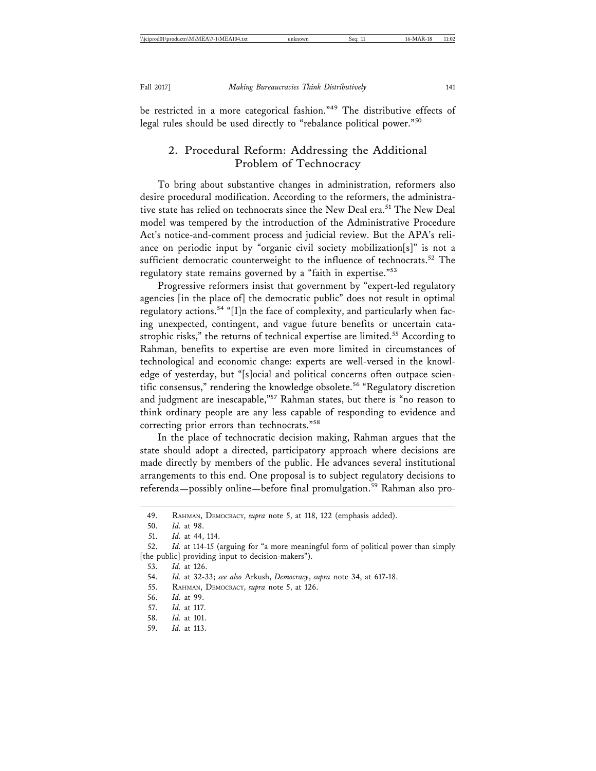be restricted in a more categorical fashion."[49] The distributive effects of legal rules should be used directly to "rebalance political power."[50]

### 2. Procedural Reform: Addressing the Additional Problem of Technocracy

To bring about substantive changes in administration, reformers also desire procedural modification. According to the reformers, the administrative state has relied on technocrats since the New Deal era.[51] The New Deal model was tempered by the introduction of the Administrative Procedure Act's notice-and-comment process and judicial review. But the APA's reliance on periodic input by "organic civil society mobilization[s]" is not a sufficient democratic counterweight to the influence of technocrats.[52] The regulatory state remains governed by a "faith in expertise."[53]

Progressive reformers insist that government by "expert-led regulatory agencies [in the place of] the democratic public" does not result in optimal regulatory actions.[54] "[I]n the face of complexity, and particularly when facing unexpected, contingent, and vague future benefits or uncertain catastrophic risks," the returns of technical expertise are limited.[55] According to Rahman, benefits to expertise are even more limited in circumstances of technological and economic change: experts are well-versed in the knowledge of yesterday, but "[s]ocial and political concerns often outpace scientific consensus," rendering the knowledge obsolete.[56] "Regulatory discretion and judgment are inescapable,"[57] Rahman states, but there is "no reason to think ordinary people are any less capable of responding to evidence and correcting prior errors than technocrats."[58]

In the place of technocratic decision making, Rahman argues that the state should adopt a directed, participatory approach where decisions are made directly by members of the public. He advances several institutional arrangements to this end. One proposal is to subject regulatory decisions to referenda—possibly online—before final promulgation.[59] Rahman also pro-

---

49. Rahman, Democracy, *supra* note 5, at 118, 122 (emphasis added).

50. *Id.* at 98.

51. *Id.* at 44, 114.

52. *Id.* at 114-15 (arguing for "a more meaningful form of political power than simply [the public] providing input to decision-makers").

53. *Id.* at 126.

54. *Id.* at 32-33; *see also* Arkush, *Democracy*, *supra* note 34, at 617-18.

55. Rahman, Democracy, *supra* note 5, at 126.

56. *Id.* at 99.

57. *Id.* at 117.

58. *Id.* at 101.

59. *Id.* at 113.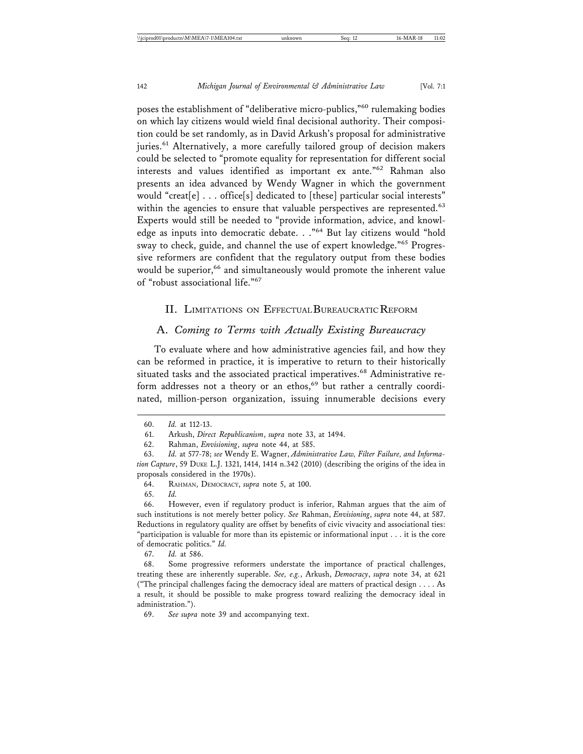poses the establishment of "deliberative micro-publics,"[60] rulemaking bodies on which lay citizens would wield final decisional authority. Their composition could be set randomly, as in David Arkush's proposal for administrative juries.[61] Alternatively, a more carefully tailored group of decision makers could be selected to "promote equality for representation for different social interests and values identified as important ex ante."[62] Rahman also presents an idea advanced by Wendy Wagner in which the government would "creat[e] . . . office[s] dedicated to [these] particular social interests" within the agencies to ensure that valuable perspectives are represented.[63] Experts would still be needed to "provide information, advice, and knowledge as inputs into democratic debate. . ."[64] But lay citizens would "hold sway to check, guide, and channel the use of expert knowledge."[65] Progressive reformers are confident that the regulatory output from these bodies would be superior,[66] and simultaneously would promote the inherent value of "robust associational life."[67]

## II. Limitations on Effectual Bureaucratic Reform

### A. *Coming to Terms with Actually Existing Bureaucracy*

To evaluate where and how administrative agencies fail, and how they can be reformed in practice, it is imperative to return to their historically situated tasks and the associated practical imperatives.[68] Administrative reform addresses not a theory or an ethos,[69] but rather a centrally coordinated, million-person organization, issuing innumerable decisions every

---

60. *Id.* at 112-13.

61. Arkush, *Direct Republicanism*, *supra* note 33, at 1494.

62. Rahman, *Envisioning*, *supra* note 44, at 585.

63. *Id.* at 577-78; *see* Wendy E. Wagner, *Administrative Law, Filter Failure, and Information Capture*, 59 Duke L.J. 1321, 1414, 1414 n.342 (2010) (describing the origins of the idea in proposals considered in the 1970s).

64. Rahman, Democracy, *supra* note 5, at 100.

65. *Id.*

66. However, even if regulatory product is inferior, Rahman argues that the aim of such institutions is not merely better policy. *See* Rahman, *Envisioning*, *supra* note 44, at 587. Reductions in regulatory quality are offset by benefits of civic vivacity and associational ties: "participation is valuable for more than its epistemic or informational input . . . it is the core of democratic politics." *Id.*

67. *Id.* at 586.

68. Some progressive reformers understate the importance of practical challenges, treating these are inherently superable. *See, e.g.*, Arkush, *Democracy*, *supra* note 34, at 621 ("The principal challenges facing the democracy ideal are matters of practical design . . . . As a result, it should be possible to make progress toward realizing the democracy ideal in administration.").

69. *See supra* note 39 and accompanying text.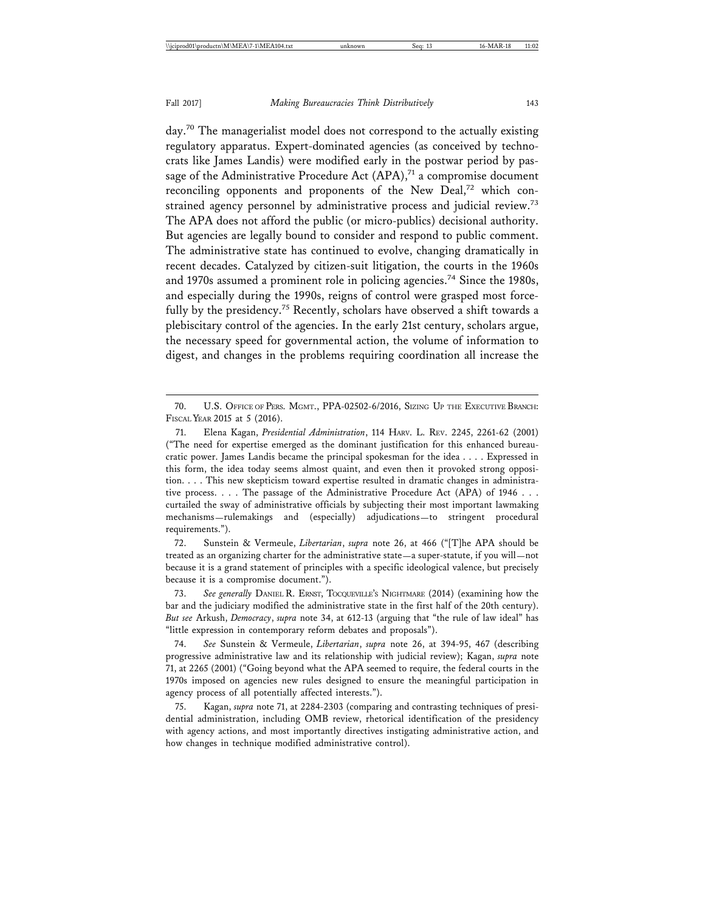day.[70] The managerialist model does not correspond to the actually existing regulatory apparatus. Expert-dominated agencies (as conceived by technocrats like James Landis) were modified early in the postwar period by passage of the Administrative Procedure Act (APA),[71] a compromise document reconciling opponents and proponents of the New Deal,[72] which constrained agency personnel by administrative process and judicial review.[73] The APA does not afford the public (or micro-publics) decisional authority. But agencies are legally bound to consider and respond to public comment. The administrative state has continued to evolve, changing dramatically in recent decades. Catalyzed by citizen-suit litigation, the courts in the 1960s and 1970s assumed a prominent role in policing agencies.[74] Since the 1980s, and especially during the 1990s, reigns of control were grasped most forcefully by the presidency.[75] Recently, scholars have observed a shift towards a plebiscitary control of the agencies. In the early 21st century, scholars argue, the necessary speed for governmental action, the volume of information to digest, and changes in the problems requiring coordination all increase the

---

70. U.S. Office of Pers. Mgmt., PPA-02502-6/2016, Sizing Up the Executive Branch: Fiscal Year 2015 at 5 (2016).

71. Elena Kagan, *Presidential Administration*, 114 Harv. L. Rev. 2245, 2261-62 (2001) ("The need for expertise emerged as the dominant justification for this enhanced bureaucratic power. James Landis became the principal spokesman for the idea . . . . Expressed in this form, the idea today seems almost quaint, and even then it provoked strong opposition. . . . This new skepticism toward expertise resulted in dramatic changes in administrative process. . . . The passage of the Administrative Procedure Act (APA) of 1946 . . . curtailed the sway of administrative officials by subjecting their most important lawmaking mechanisms—rulemakings and (especially) adjudications—to stringent procedural requirements.").

72. Sunstein & Vermeule, *Libertarian*, *supra* note 26, at 466 ("[T]he APA should be treated as an organizing charter for the administrative state—a super-statute, if you will—not because it is a grand statement of principles with a specific ideological valence, but precisely because it is a compromise document.").

73. *See generally* Daniel R. Ernst, Tocqueville's Nightmare (2014) (examining how the bar and the judiciary modified the administrative state in the first half of the 20th century). *But see* Arkush, *Democracy*, *supra* note 34, at 612-13 (arguing that "the rule of law ideal" has "little expression in contemporary reform debates and proposals").

74. *See* Sunstein & Vermeule, *Libertarian*, *supra* note 26, at 394-95, 467 (describing progressive administrative law and its relationship with judicial review); Kagan, *supra* note 71, at 2265 (2001) ("Going beyond what the APA seemed to require, the federal courts in the 1970s imposed on agencies new rules designed to ensure the meaningful participation in agency process of all potentially affected interests.").

75. Kagan, *supra* note 71, at 2284-2303 (comparing and contrasting techniques of presidential administration, including OMB review, rhetorical identification of the presidency with agency actions, and most importantly directives instigating administrative action, and how changes in technique modified administrative control).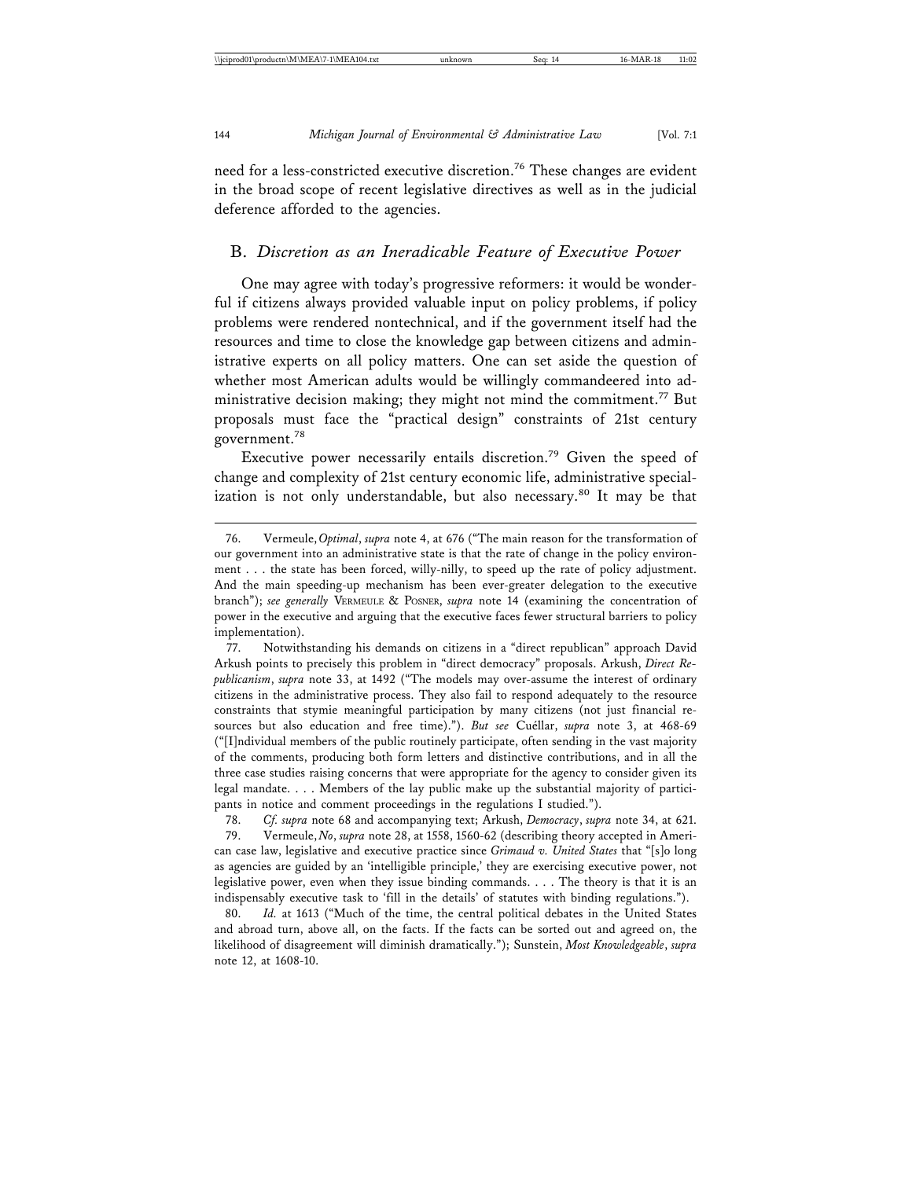need for a less-constricted executive discretion.[76] These changes are evident in the broad scope of recent legislative directives as well as in the judicial deference afforded to the agencies.

## B. *Discretion as an Ineradicable Feature of Executive Power*

One may agree with today's progressive reformers: it would be wonderful if citizens always provided valuable input on policy problems, if policy problems were rendered nontechnical, and if the government itself had the resources and time to close the knowledge gap between citizens and administrative experts on all policy matters. One can set aside the question of whether most American adults would be willingly commandeered into administrative decision making; they might not mind the commitment.[77] But proposals must face the "practical design" constraints of 21st century government.[78]

Executive power necessarily entails discretion.[79] Given the speed of change and complexity of 21st century economic life, administrative specialization is not only understandable, but also necessary.[80] It may be that

---

76. Vermeule, *Optimal*, *supra* note 4, at 676 ("The main reason for the transformation of our government into an administrative state is that the rate of change in the policy environment . . . the state has been forced, willy-nilly, to speed up the rate of policy adjustment. And the main speeding-up mechanism has been ever-greater delegation to the executive branch"); *see generally* VERMEULE & POSNER, *supra* note 14 (examining the concentration of power in the executive and arguing that the executive faces fewer structural barriers to policy implementation).

77. Notwithstanding his demands on citizens in a "direct republican" approach David Arkush points to precisely this problem in "direct democracy" proposals. Arkush, *Direct Republicanism*, *supra* note 33, at 1492 ("The models may over-assume the interest of ordinary citizens in the administrative process. They also fail to respond adequately to the resource constraints that stymie meaningful participation by many citizens (not just financial resources but also education and free time)."). *But see* Cuéllar, *supra* note 3, at 468-69 ("[I]ndividual members of the public routinely participate, often sending in the vast majority of the comments, producing both form letters and distinctive contributions, and in all the three case studies raising concerns that were appropriate for the agency to consider given its legal mandate. . . . Members of the lay public make up the substantial majority of participants in notice and comment proceedings in the regulations I studied.").

78. *Cf. supra* note 68 and accompanying text; Arkush, *Democracy*, *supra* note 34, at 621.

79. Vermeule, *No*, *supra* note 28, at 1558, 1560-62 (describing theory accepted in American case law, legislative and executive practice since *Grimaud v. United States* that "[s]o long as agencies are guided by an 'intelligible principle,' they are exercising executive power, not legislative power, even when they issue binding commands. . . . The theory is that it is an indispensably executive task to 'fill in the details' of statutes with binding regulations.").

80. *Id.* at 1613 ("Much of the time, the central political debates in the United States and abroad turn, above all, on the facts. If the facts can be sorted out and agreed on, the likelihood of disagreement will diminish dramatically."); Sunstein, *Most Knowledgeable*, *supra* note 12, at 1608-10.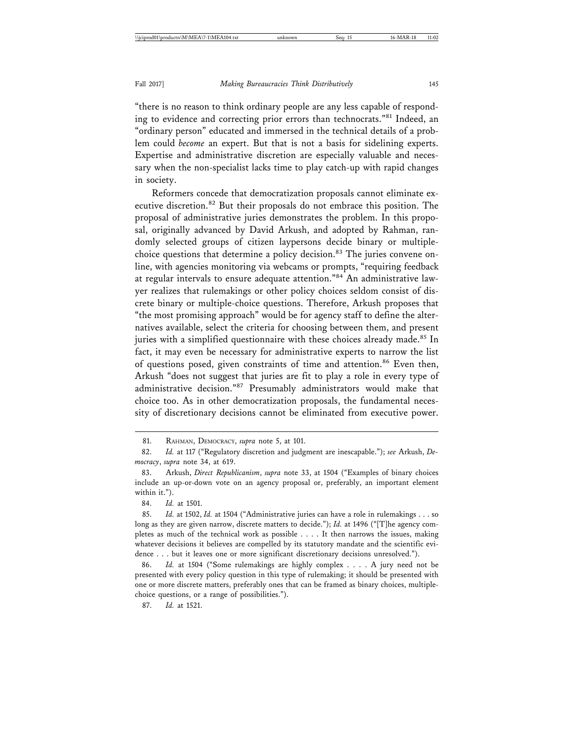"there is no reason to think ordinary people are any less capable of responding to evidence and correcting prior errors than technocrats."[81] Indeed, an "ordinary person" educated and immersed in the technical details of a problem could *become* an expert. But that is not a basis for sidelining experts. Expertise and administrative discretion are especially valuable and necessary when the non-specialist lacks time to play catch-up with rapid changes in society.

Reformers concede that democratization proposals cannot eliminate executive discretion.[82] But their proposals do not embrace this position. The proposal of administrative juries demonstrates the problem. In this proposal, originally advanced by David Arkush, and adopted by Rahman, randomly selected groups of citizen laypersons decide binary or multiple-choice questions that determine a policy decision.[83] The juries convene online, with agencies monitoring via webcams or prompts, "requiring feedback at regular intervals to ensure adequate attention."[84] An administrative lawyer realizes that rulemakings or other policy choices seldom consist of discrete binary or multiple-choice questions. Therefore, Arkush proposes that "the most promising approach" would be for agency staff to define the alternatives available, select the criteria for choosing between them, and present juries with a simplified questionnaire with these choices already made.[85] In fact, it may even be necessary for administrative experts to narrow the list of questions posed, given constraints of time and attention.[86] Even then, Arkush "does not suggest that juries are fit to play a role in every type of administrative decision."[87] Presumably administrators would make that choice too. As in other democratization proposals, the fundamental necessity of discretionary decisions cannot be eliminated from executive power.

---

81. Rahman, Democracy, *supra* note 5, at 101.

82. *Id.* at 117 ("Regulatory discretion and judgment are inescapable."); *see* Arkush, *Democracy*, *supra* note 34, at 619.

83. Arkush, *Direct Republicanism*, *supra* note 33, at 1504 ("Examples of binary choices include an up-or-down vote on an agency proposal or, preferably, an important element within it.").

84. *Id.* at 1501.

85. *Id.* at 1502, *Id.* at 1504 ("Administrative juries can have a role in rulemakings . . . so long as they are given narrow, discrete matters to decide."); *Id.* at 1496 ("[T]he agency completes as much of the technical work as possible . . . . It then narrows the issues, making whatever decisions it believes are compelled by its statutory mandate and the scientific evidence . . . but it leaves one or more significant discretionary decisions unresolved.").

86. *Id.* at 1504 ("Some rulemakings are highly complex . . . . A jury need not be presented with every policy question in this type of rulemaking; it should be presented with one or more discrete matters, preferably ones that can be framed as binary choices, multiple-choice questions, or a range of possibilities.").

87. *Id.* at 1521.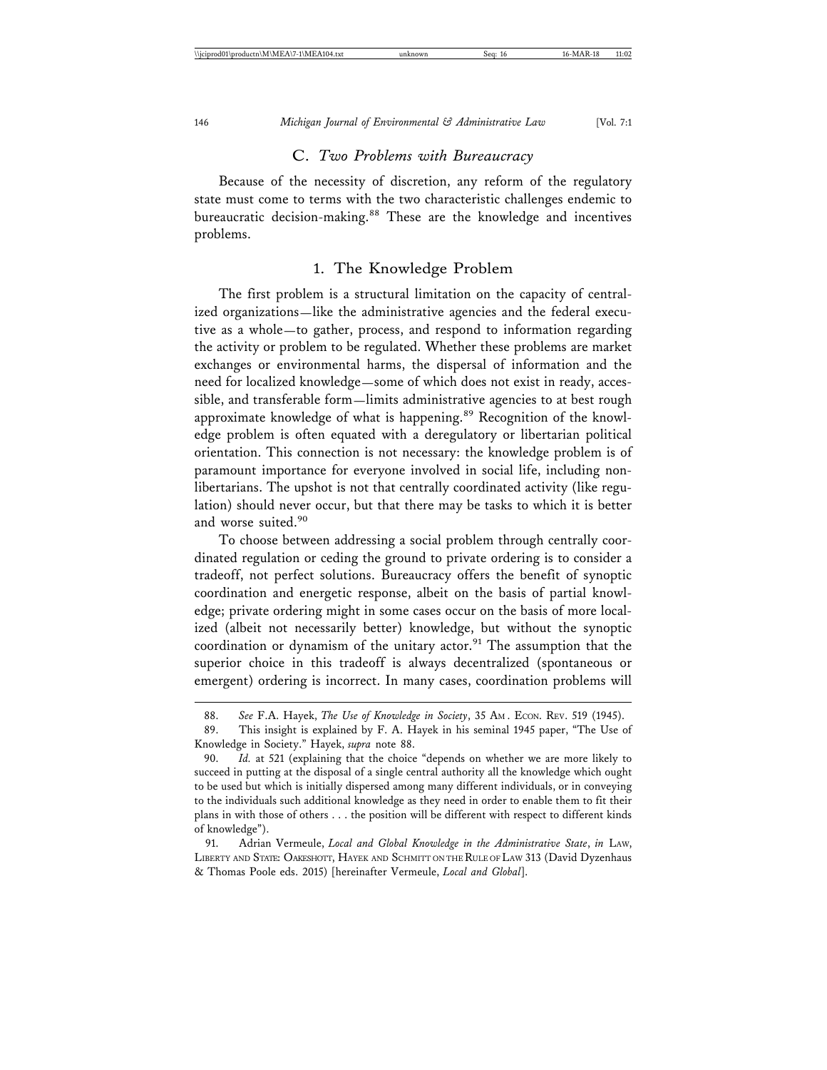### C. *Two Problems with Bureaucracy*

Because of the necessity of discretion, any reform of the regulatory state must come to terms with the two characteristic challenges endemic to bureaucratic decision-making.[88] These are the knowledge and incentives problems.

#### 1. The Knowledge Problem

The first problem is a structural limitation on the capacity of centralized organizations—like the administrative agencies and the federal executive as a whole—to gather, process, and respond to information regarding the activity or problem to be regulated. Whether these problems are market exchanges or environmental harms, the dispersal of information and the need for localized knowledge—some of which does not exist in ready, accessible, and transferable form—limits administrative agencies to at best rough approximate knowledge of what is happening.[89] Recognition of the knowledge problem is often equated with a deregulatory or libertarian political orientation. This connection is not necessary: the knowledge problem is of paramount importance for everyone involved in social life, including non-libertarians. The upshot is not that centrally coordinated activity (like regulation) should never occur, but that there may be tasks to which it is better and worse suited.[90]

To choose between addressing a social problem through centrally coordinated regulation or ceding the ground to private ordering is to consider a tradeoff, not perfect solutions. Bureaucracy offers the benefit of synoptic coordination and energetic response, albeit on the basis of partial knowledge; private ordering might in some cases occur on the basis of more localized (albeit not necessarily better) knowledge, but without the synoptic coordination or dynamism of the unitary actor.[91] The assumption that the superior choice in this tradeoff is always decentralized (spontaneous or emergent) ordering is incorrect. In many cases, coordination problems will

---

88. *See* F.A. Hayek, *The Use of Knowledge in Society*, 35 Am. Econ. Rev. 519 (1945).

89. This insight is explained by F. A. Hayek in his seminal 1945 paper, "The Use of Knowledge in Society." Hayek, *supra* note 88.

90. *Id.* at 521 (explaining that the choice "depends on whether we are more likely to succeed in putting at the disposal of a single central authority all the knowledge which ought to be used but which is initially dispersed among many different individuals, or in conveying to the individuals such additional knowledge as they need in order to enable them to fit their plans in with those of others . . . the position will be different with respect to different kinds of knowledge").

91. Adrian Vermeule, *Local and Global Knowledge in the Administrative State*, *in* Law, Liberty and State: Oakeshott, Hayek and Schmitt on the Rule of Law 313 (David Dyzenhaus & Thomas Poole eds. 2015) [hereinafter Vermeule, *Local and Global*].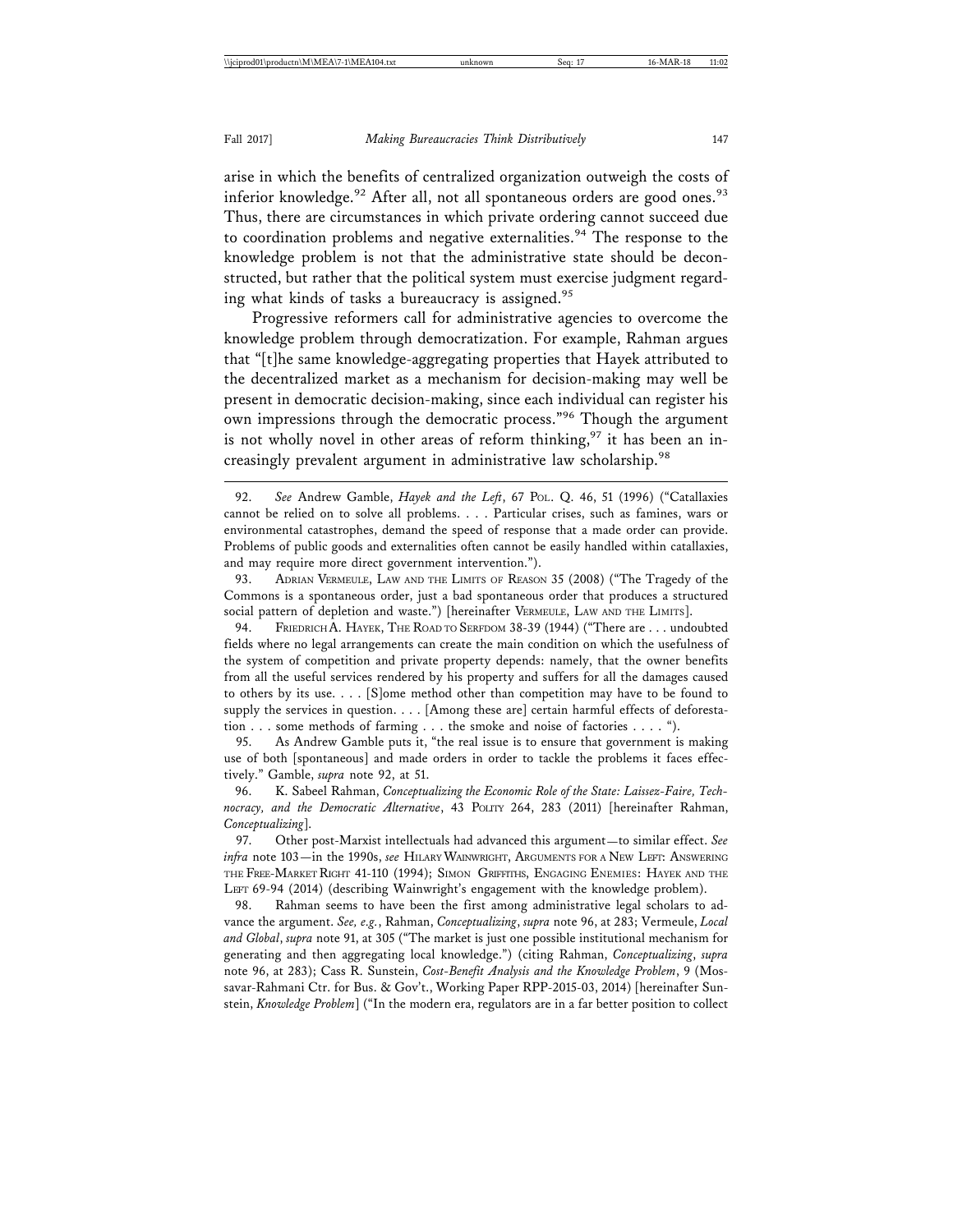arise in which the benefits of centralized organization outweigh the costs of inferior knowledge.[92] After all, not all spontaneous orders are good ones.[93] Thus, there are circumstances in which private ordering cannot succeed due to coordination problems and negative externalities.[94] The response to the knowledge problem is not that the administrative state should be deconstructed, but rather that the political system must exercise judgment regarding what kinds of tasks a bureaucracy is assigned.[95]

Progressive reformers call for administrative agencies to overcome the knowledge problem through democratization. For example, Rahman argues that "[t]he same knowledge-aggregating properties that Hayek attributed to the decentralized market as a mechanism for decision-making may well be present in democratic decision-making, since each individual can register his own impressions through the democratic process."[96] Though the argument is not wholly novel in other areas of reform thinking,[97] it has been an increasingly prevalent argument in administrative law scholarship.[98]

---

92. *See* Andrew Gamble, *Hayek and the Left*, 67 POL. Q. 46, 51 (1996) ("Catallaxies cannot be relied on to solve all problems. . . . Particular crises, such as famines, wars or environmental catastrophes, demand the speed of response that a made order can provide. Problems of public goods and externalities often cannot be easily handled within catallaxies, and may require more direct government intervention.").

93. ADRIAN VERMEULE, LAW AND THE LIMITS OF REASON 35 (2008) ("The Tragedy of the Commons is a spontaneous order, just a bad spontaneous order that produces a structured social pattern of depletion and waste.") [hereinafter VERMEULE, LAW AND THE LIMITS].

94. FRIEDRICH A. HAYEK, THE ROAD TO SERFDOM 38-39 (1944) ("There are . . . undoubted fields where no legal arrangements can create the main condition on which the usefulness of the system of competition and private property depends: namely, that the owner benefits from all the useful services rendered by his property and suffers for all the damages caused to others by its use. . . . [S]ome method other than competition may have to be found to supply the services in question. . . . [Among these are] certain harmful effects of deforestation . . . some methods of farming . . . the smoke and noise of factories . . . . ").

95. As Andrew Gamble puts it, "the real issue is to ensure that government is making use of both [spontaneous] and made orders in order to tackle the problems it faces effectively." Gamble, *supra* note 92, at 51.

96. K. Sabeel Rahman, *Conceptualizing the Economic Role of the State: Laissez-Faire, Technocracy, and the Democratic Alternative*, 43 POLITY 264, 283 (2011) [hereinafter Rahman, *Conceptualizing*].

97. Other post-Marxist intellectuals had advanced this argument—to similar effect. *See infra* note 103—in the 1990s, *see* HILARY WAINWRIGHT, ARGUMENTS FOR A NEW LEFT: ANSWERING THE FREE-MARKET RIGHT 41-110 (1994); SIMON GRIFFITHS, ENGAGING ENEMIES: HAYEK AND THE LEFT 69-94 (2014) (describing Wainwright's engagement with the knowledge problem).

98. Rahman seems to have been the first among administrative legal scholars to advance the argument. *See, e.g.*, Rahman, *Conceptualizing*, *supra* note 96, at 283; Vermeule, *Local and Global*, *supra* note 91, at 305 ("The market is just one possible institutional mechanism for generating and then aggregating local knowledge.") (citing Rahman, *Conceptualizing*, *supra* note 96, at 283); Cass R. Sunstein, *Cost-Benefit Analysis and the Knowledge Problem*, 9 (Mossavar-Rahmani Ctr. for Bus. & Gov't., Working Paper RPP-2015-03, 2014) [hereinafter Sunstein, *Knowledge Problem*] ("In the modern era, regulators are in a far better position to collect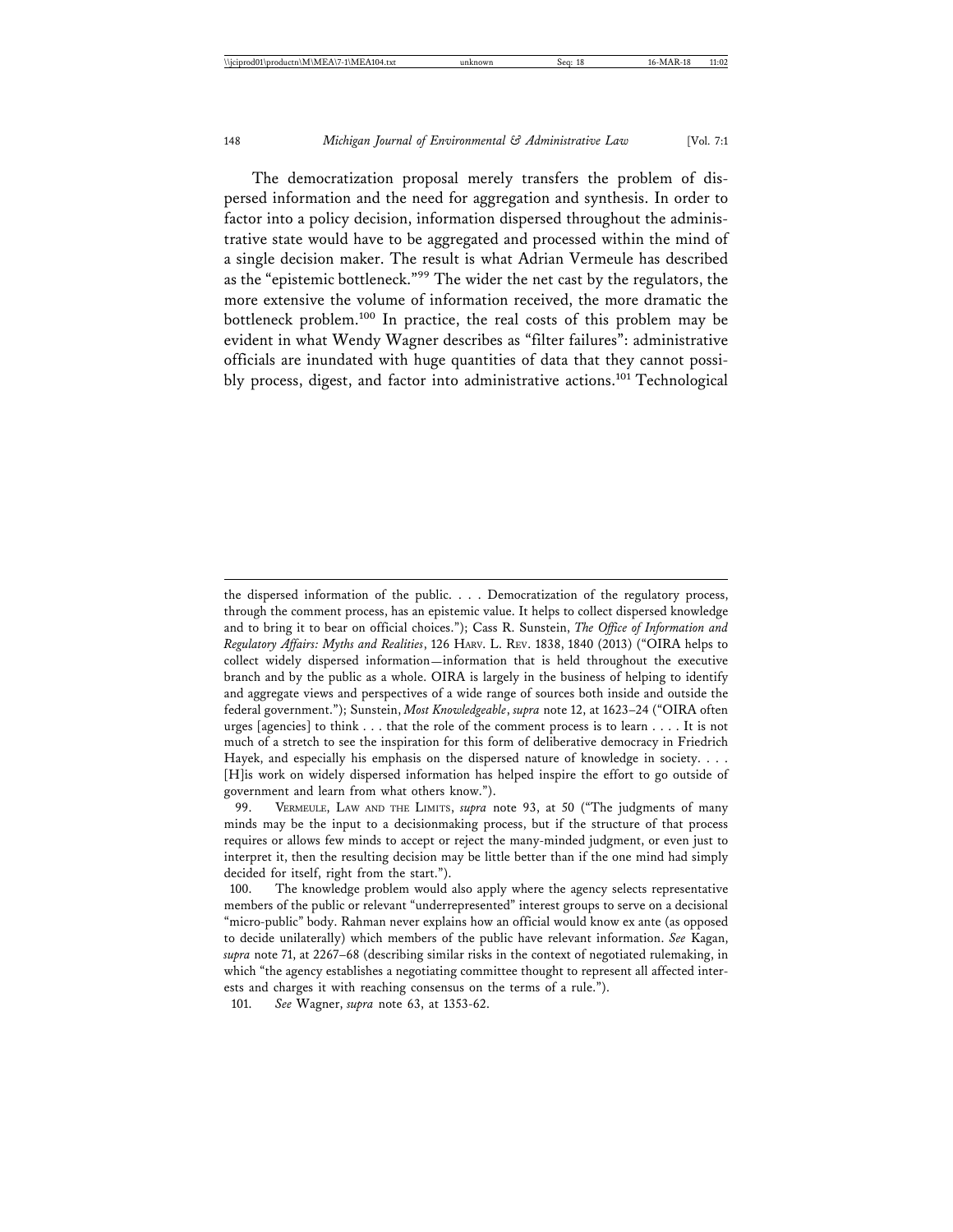The democratization proposal merely transfers the problem of dispersed information and the need for aggregation and synthesis. In order to factor into a policy decision, information dispersed throughout the administrative state would have to be aggregated and processed within the mind of a single decision maker. The result is what Adrian Vermeule has described as the "epistemic bottleneck."[99] The wider the net cast by the regulators, the more extensive the volume of information received, the more dramatic the bottleneck problem.[100] In practice, the real costs of this problem may be evident in what Wendy Wagner describes as "filter failures": administrative officials are inundated with huge quantities of data that they cannot possibly process, digest, and factor into administrative actions.[101] Technological

---

the dispersed information of the public. . . . Democratization of the regulatory process, through the comment process, has an epistemic value. It helps to collect dispersed knowledge and to bring it to bear on official choices."); Cass R. Sunstein, *The Office of Information and Regulatory Affairs: Myths and Realities*, 126 HARV. L. REV. 1838, 1840 (2013) ("OIRA helps to collect widely dispersed information—information that is held throughout the executive branch and by the public as a whole. OIRA is largely in the business of helping to identify and aggregate views and perspectives of a wide range of sources both inside and outside the federal government."); Sunstein, *Most Knowledgeable*, *supra* note 12, at 1623–24 ("OIRA often urges [agencies] to think . . . that the role of the comment process is to learn . . . . It is not much of a stretch to see the inspiration for this form of deliberative democracy in Friedrich Hayek, and especially his emphasis on the dispersed nature of knowledge in society. . . . [H]is work on widely dispersed information has helped inspire the effort to go outside of government and learn from what others know.").

99. VERMEULE, LAW AND THE LIMITS, *supra* note 93, at 50 ("The judgments of many minds may be the input to a decisionmaking process, but if the structure of that process requires or allows few minds to accept or reject the many-minded judgment, or even just to interpret it, then the resulting decision may be little better than if the one mind had simply decided for itself, right from the start.").

100. The knowledge problem would also apply where the agency selects representative members of the public or relevant "underrepresented" interest groups to serve on a decisional "micro-public" body. Rahman never explains how an official would know ex ante (as opposed to decide unilaterally) which members of the public have relevant information. *See* Kagan, *supra* note 71, at 2267–68 (describing similar risks in the context of negotiated rulemaking, in which "the agency establishes a negotiating committee thought to represent all affected interests and charges it with reaching consensus on the terms of a rule.").

101. *See* Wagner, *supra* note 63, at 1353-62.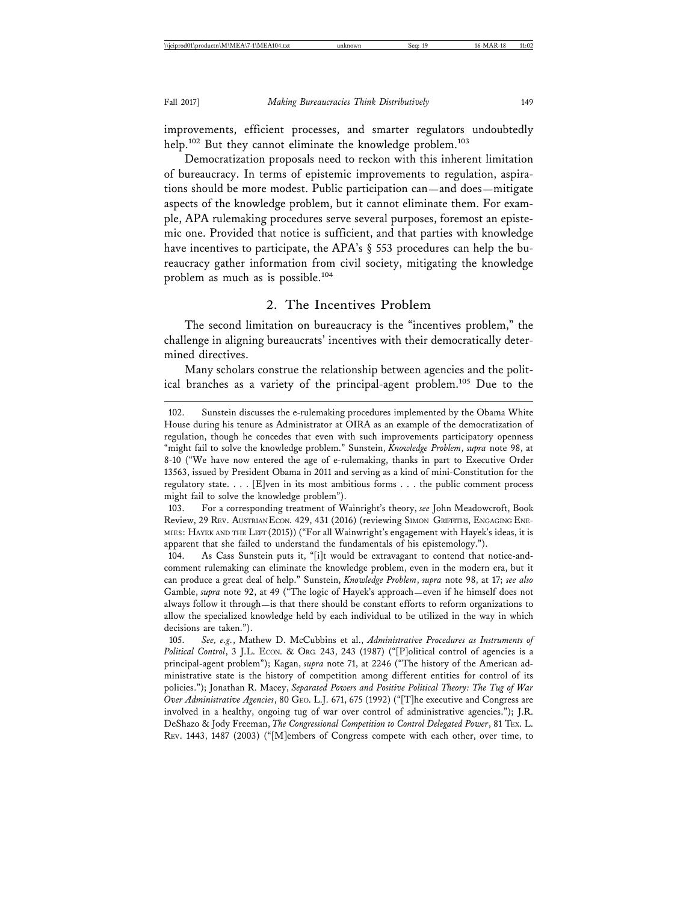improvements, efficient processes, and smarter regulators undoubtedly help.[102] But they cannot eliminate the knowledge problem.[103]

Democratization proposals need to reckon with this inherent limitation of bureaucracy. In terms of epistemic improvements to regulation, aspirations should be more modest. Public participation can—and does—mitigate aspects of the knowledge problem, but it cannot eliminate them. For example, APA rulemaking procedures serve several purposes, foremost an epistemic one. Provided that notice is sufficient, and that parties with knowledge have incentives to participate, the APA's § 553 procedures can help the bureaucracy gather information from civil society, mitigating the knowledge problem as much as is possible.[104]

## 2. The Incentives Problem

The second limitation on bureaucracy is the "incentives problem," the challenge in aligning bureaucrats' incentives with their democratically determined directives.

Many scholars construe the relationship between agencies and the political branches as a variety of the principal-agent problem.[105] Due to the

---

102. Sunstein discusses the e-rulemaking procedures implemented by the Obama White House during his tenure as Administrator at OIRA as an example of the democratization of regulation, though he concedes that even with such improvements participatory openness "might fail to solve the knowledge problem." Sunstein, *Knowledge Problem*, *supra* note 98, at 8-10 ("We have now entered the age of e-rulemaking, thanks in part to Executive Order 13563, issued by President Obama in 2011 and serving as a kind of mini-Constitution for the regulatory state. . . . [E]ven in its most ambitious forms . . . the public comment process might fail to solve the knowledge problem").

103. For a corresponding treatment of Wainright's theory, *see* John Meadowcroft, Book Review, 29 Rev. Austrian Econ. 429, 431 (2016) (reviewing Simon Griffiths, Engaging Enemies: Hayek and the Left (2015)) ("For all Wainwright's engagement with Hayek's ideas, it is apparent that she failed to understand the fundamentals of his epistemology.").

104. As Cass Sunstein puts it, "[i]t would be extravagant to contend that notice-and-comment rulemaking can eliminate the knowledge problem, even in the modern era, but it can produce a great deal of help." Sunstein, *Knowledge Problem*, *supra* note 98, at 17; *see also* Gamble, *supra* note 92, at 49 ("The logic of Hayek's approach—even if he himself does not always follow it through—is that there should be constant efforts to reform organizations to allow the specialized knowledge held by each individual to be utilized in the way in which decisions are taken.").

105. *See, e.g.*, Mathew D. McCubbins et al., *Administrative Procedures as Instruments of Political Control*, 3 J.L. Econ. & Org. 243, 243 (1987) ("[P]olitical control of agencies is a principal-agent problem"); Kagan, *supra* note 71, at 2246 ("The history of the American administrative state is the history of competition among different entities for control of its policies."); Jonathan R. Macey, *Separated Powers and Positive Political Theory: The Tug of War Over Administrative Agencies*, 80 Geo. L.J. 671, 675 (1992) ("[T]he executive and Congress are involved in a healthy, ongoing tug of war over control of administrative agencies."); J.R. DeShazo & Jody Freeman, *The Congressional Competition to Control Delegated Power*, 81 Tex. L. Rev. 1443, 1487 (2003) ("[M]embers of Congress compete with each other, over time, to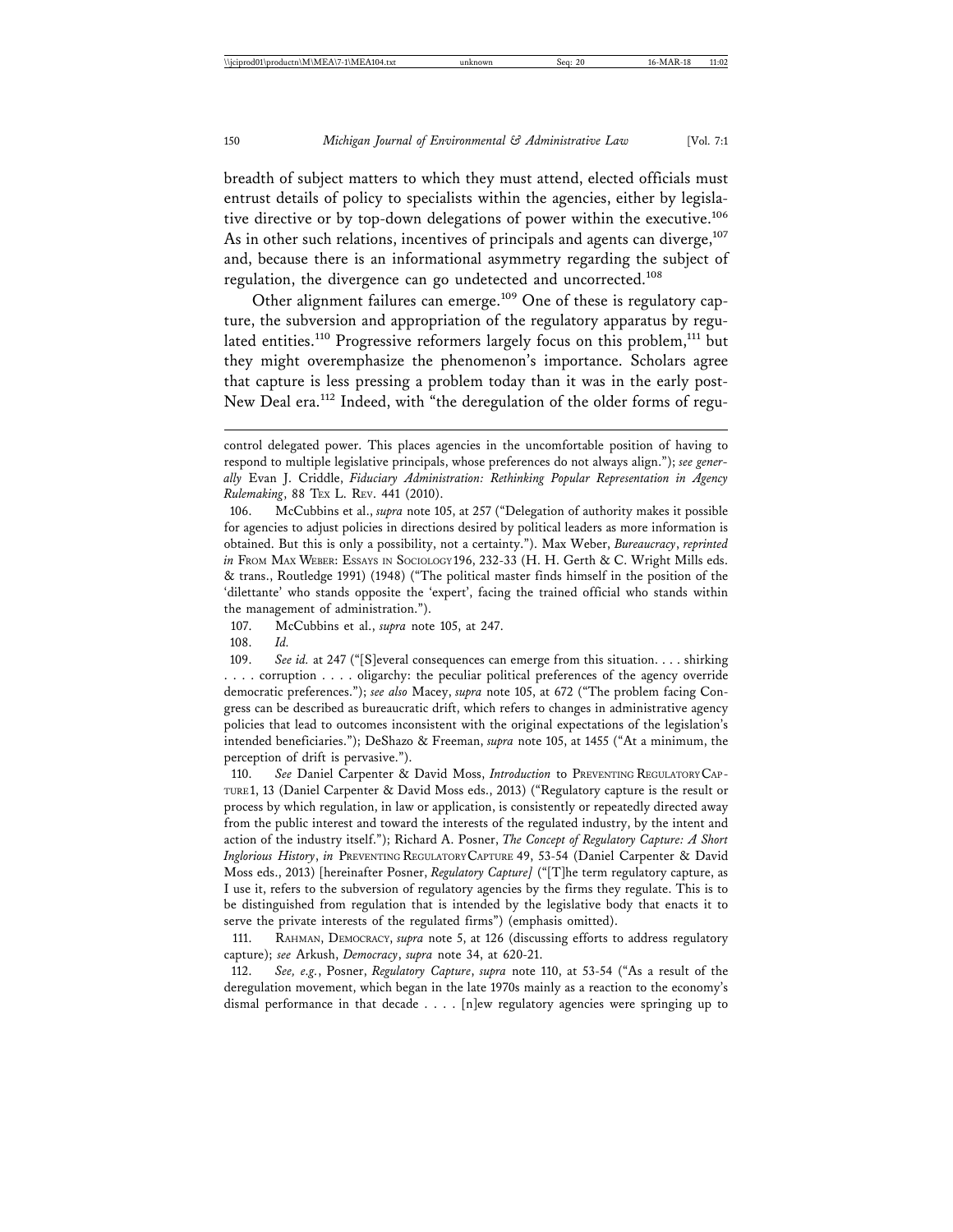breadth of subject matters to which they must attend, elected officials must entrust details of policy to specialists within the agencies, either by legislative directive or by top-down delegations of power within the executive.[106] As in other such relations, incentives of principals and agents can diverge,[107] and, because there is an informational asymmetry regarding the subject of regulation, the divergence can go undetected and uncorrected.[108]

Other alignment failures can emerge.[109] One of these is regulatory capture, the subversion and appropriation of the regulatory apparatus by regulated entities.[110] Progressive reformers largely focus on this problem,[111] but they might overemphasize the phenomenon's importance. Scholars agree that capture is less pressing a problem today than it was in the early post-New Deal era.[112] Indeed, with "the deregulation of the older forms of regu-

---

control delegated power. This places agencies in the uncomfortable position of having to respond to multiple legislative principals, whose preferences do not always align."); *see generally* Evan J. Criddle, *Fiduciary Administration: Rethinking Popular Representation in Agency Rulemaking*, 88 Tex L. Rev. 441 (2010).

106. McCubbins et al., *supra* note 105, at 257 ("Delegation of authority makes it possible for agencies to adjust policies in directions desired by political leaders as more information is obtained. But this is only a possibility, not a certainty."). Max Weber, *Bureaucracy*, *reprinted in* From Max Weber: Essays in Sociology 196, 232-33 (H. H. Gerth & C. Wright Mills eds. & trans., Routledge 1991) (1948) ("The political master finds himself in the position of the 'dilettante' who stands opposite the 'expert', facing the trained official who stands within the management of administration.").

107. McCubbins et al., *supra* note 105, at 247.

108. *Id.*

109. *See id.* at 247 ("[S]everal consequences can emerge from this situation. . . . shirking . . . . corruption . . . . oligarchy: the peculiar political preferences of the agency override democratic preferences."); *see also* Macey, *supra* note 105, at 672 ("The problem facing Congress can be described as bureaucratic drift, which refers to changes in administrative agency policies that lead to outcomes inconsistent with the original expectations of the legislation's intended beneficiaries."); DeShazo & Freeman, *supra* note 105, at 1455 ("At a minimum, the perception of drift is pervasive.").

110. *See* Daniel Carpenter & David Moss, *Introduction* to Preventing Regulatory Capture 1, 13 (Daniel Carpenter & David Moss eds., 2013) ("Regulatory capture is the result or process by which regulation, in law or application, is consistently or repeatedly directed away from the public interest and toward the interests of the regulated industry, by the intent and action of the industry itself."); Richard A. Posner, *The Concept of Regulatory Capture: A Short Inglorious History*, *in* Preventing Regulatory Capture 49, 53-54 (Daniel Carpenter & David Moss eds., 2013) [hereinafter Posner, *Regulatory Capture]* ("[T]he term regulatory capture, as I use it, refers to the subversion of regulatory agencies by the firms they regulate. This is to be distinguished from regulation that is intended by the legislative body that enacts it to serve the private interests of the regulated firms") (emphasis omitted).

111. Rahman, Democracy, *supra* note 5, at 126 (discussing efforts to address regulatory capture); *see* Arkush, *Democracy*, *supra* note 34, at 620-21.

112. *See, e.g.*, Posner, *Regulatory Capture*, *supra* note 110, at 53-54 ("As a result of the deregulation movement, which began in the late 1970s mainly as a reaction to the economy's dismal performance in that decade . . . . [n]ew regulatory agencies were springing up to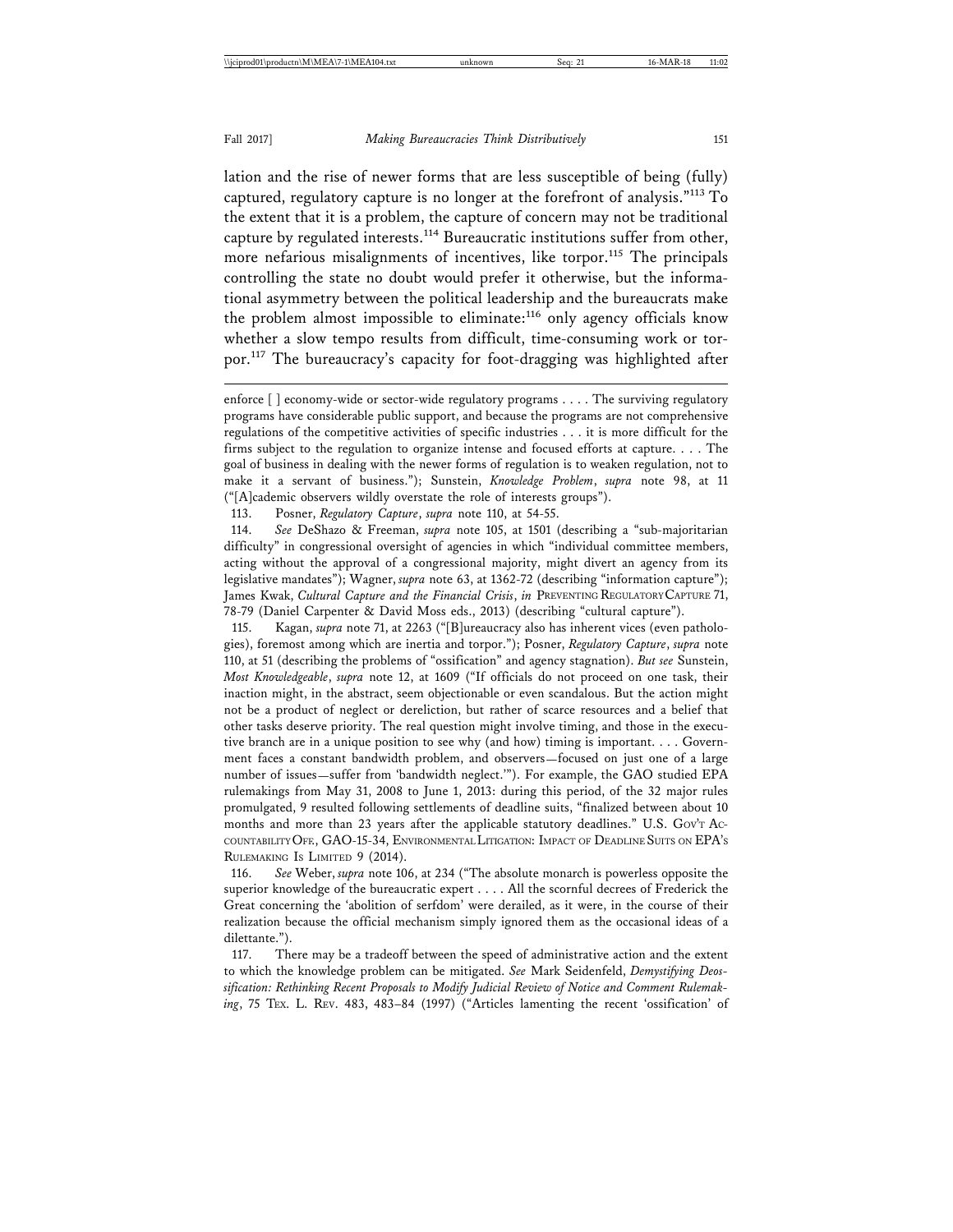lation and the rise of newer forms that are less susceptible of being (fully) captured, regulatory capture is no longer at the forefront of analysis."[113] To the extent that it is a problem, the capture of concern may not be traditional capture by regulated interests.[114] Bureaucratic institutions suffer from other, more nefarious misalignments of incentives, like torpor.[115] The principals controlling the state no doubt would prefer it otherwise, but the informational asymmetry between the political leadership and the bureaucrats make the problem almost impossible to eliminate:[116] only agency officials know whether a slow tempo results from difficult, time-consuming work or torpor.[117] The bureaucracy's capacity for foot-dragging was highlighted after

---

enforce [ ] economy-wide or sector-wide regulatory programs . . . . The surviving regulatory programs have considerable public support, and because the programs are not comprehensive regulations of the competitive activities of specific industries . . . it is more difficult for the firms subject to the regulation to organize intense and focused efforts at capture. . . . The goal of business in dealing with the newer forms of regulation is to weaken regulation, not to make it a servant of business."); Sunstein, *Knowledge Problem*, *supra* note 98, at 11 ("[A]cademic observers wildly overstate the role of interests groups").

113. Posner, *Regulatory Capture*, *supra* note 110, at 54-55.

114. *See* DeShazo & Freeman, *supra* note 105, at 1501 (describing a "sub-majoritarian difficulty" in congressional oversight of agencies in which "individual committee members, acting without the approval of a congressional majority, might divert an agency from its legislative mandates"); Wagner, *supra* note 63, at 1362-72 (describing "information capture"); James Kwak, *Cultural Capture and the Financial Crisis*, *in* PREVENTING REGULATORY CAPTURE 71, 78-79 (Daniel Carpenter & David Moss eds., 2013) (describing "cultural capture").

115. Kagan, *supra* note 71, at 2263 ("[B]ureaucracy also has inherent vices (even pathologies), foremost among which are inertia and torpor."); Posner, *Regulatory Capture*, *supra* note 110, at 51 (describing the problems of "ossification" and agency stagnation). *But see* Sunstein, *Most Knowledgeable*, *supra* note 12, at 1609 ("If officials do not proceed on one task, their inaction might, in the abstract, seem objectionable or even scandalous. But the action might not be a product of neglect or dereliction, but rather of scarce resources and a belief that other tasks deserve priority. The real question might involve timing, and those in the executive branch are in a unique position to see why (and how) timing is important. . . . Government faces a constant bandwidth problem, and observers—focused on just one of a large number of issues—suffer from 'bandwidth neglect.'"). For example, the GAO studied EPA rulemakings from May 31, 2008 to June 1, 2013: during this period, of the 32 major rules promulgated, 9 resulted following settlements of deadline suits, "finalized between about 10 months and more than 23 years after the applicable statutory deadlines." U.S. GOV'T ACCOUNTABILITY OFF., GAO-15-34, ENVIRONMENTAL LITIGATION: IMPACT OF DEADLINE SUITS ON EPA'S RULEMAKING IS LIMITED 9 (2014).

116. *See* Weber, *supra* note 106, at 234 ("The absolute monarch is powerless opposite the superior knowledge of the bureaucratic expert . . . . All the scornful decrees of Frederick the Great concerning the 'abolition of serfdom' were derailed, as it were, in the course of their realization because the official mechanism simply ignored them as the occasional ideas of a dilettante.").

117. There may be a tradeoff between the speed of administrative action and the extent to which the knowledge problem can be mitigated. *See* Mark Seidenfeld, *Demystifying Deossification: Rethinking Recent Proposals to Modify Judicial Review of Notice and Comment Rulemaking*, 75 TEX. L. REV. 483, 483–84 (1997) ("Articles lamenting the recent 'ossification' of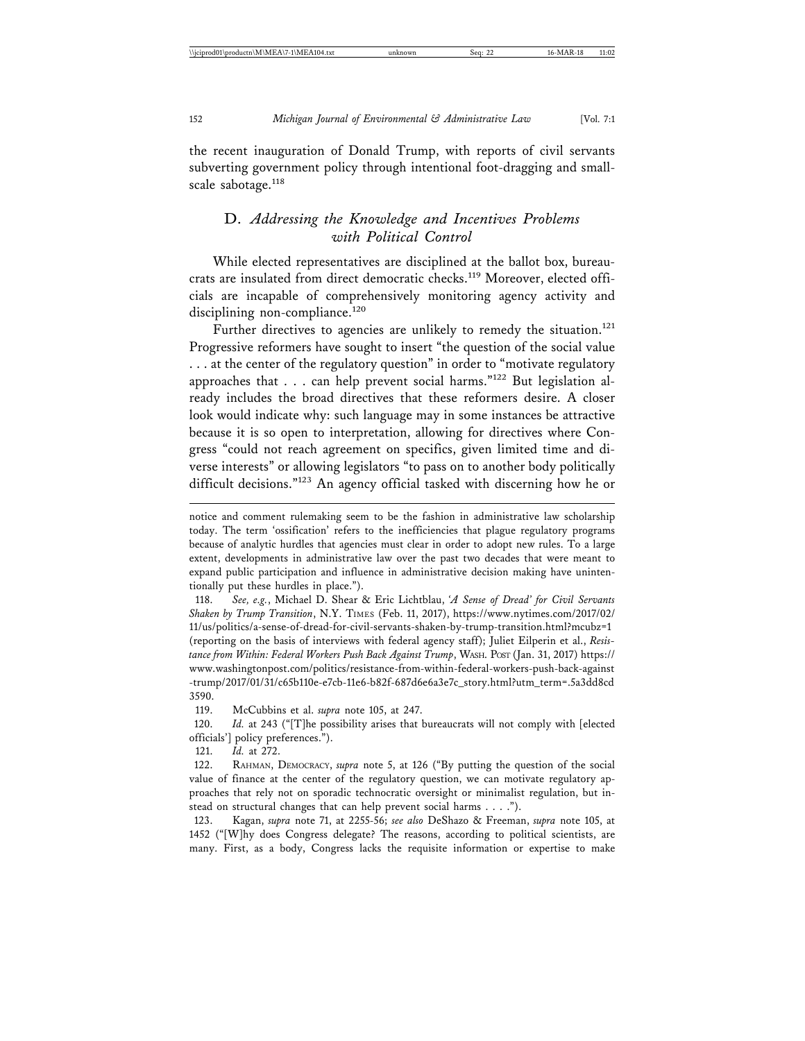the recent inauguration of Donald Trump, with reports of civil servants subverting government policy through intentional foot-dragging and small-scale sabotage.[118]

## D. *Addressing the Knowledge and Incentives Problems with Political Control*

While elected representatives are disciplined at the ballot box, bureaucrats are insulated from direct democratic checks.[119] Moreover, elected officials are incapable of comprehensively monitoring agency activity and disciplining non-compliance.[120]

Further directives to agencies are unlikely to remedy the situation.[121] Progressive reformers have sought to insert "the question of the social value . . . at the center of the regulatory question" in order to "motivate regulatory approaches that . . . can help prevent social harms."[122] But legislation already includes the broad directives that these reformers desire. A closer look would indicate why: such language may in some instances be attractive because it is so open to interpretation, allowing for directives where Congress "could not reach agreement on specifics, given limited time and diverse interests" or allowing legislators "to pass on to another body politically difficult decisions."[123] An agency official tasked with discerning how he or

---

notice and comment rulemaking seem to be the fashion in administrative law scholarship today. The term 'ossification' refers to the inefficiencies that plague regulatory programs because of analytic hurdles that agencies must clear in order to adopt new rules. To a large extent, developments in administrative law over the past two decades that were meant to expand public participation and influence in administrative decision making have unintentionally put these hurdles in place.").

118. *See, e.g.*, Michael D. Shear & Eric Lichtblau, *'A Sense of Dread' for Civil Servants Shaken by Trump Transition*, N.Y. TIMES (Feb. 11, 2017), https://www.nytimes.com/2017/02/11/us/politics/a-sense-of-dread-for-civil-servants-shaken-by-trump-transition.html?mcubz=1 (reporting on the basis of interviews with federal agency staff); Juliet Eilperin et al., *Resistance from Within: Federal Workers Push Back Against Trump*, WASH. POST (Jan. 31, 2017) https://www.washingtonpost.com/politics/resistance-from-within-federal-workers-push-back-against-trump/2017/01/31/c65b110e-e7cb-11e6-b82f-687d6e6a3e7c_story.html?utm_term=.5a3dd8cd3590.

119. McCubbins et al. *supra* note 105, at 247.

120. *Id.* at 243 ("[T]he possibility arises that bureaucrats will not comply with [elected officials'] policy preferences.").

121. *Id.* at 272.

122. RAHMAN, DEMOCRACY, *supra* note 5, at 126 ("By putting the question of the social value of finance at the center of the regulatory question, we can motivate regulatory approaches that rely not on sporadic technocratic oversight or minimalist regulation, but instead on structural changes that can help prevent social harms . . . .").

123. Kagan, *supra* note 71, at 2255-56; *see also* DeShazo & Freeman, *supra* note 105, at 1452 ("[W]hy does Congress delegate? The reasons, according to political scientists, are many. First, as a body, Congress lacks the requisite information or expertise to make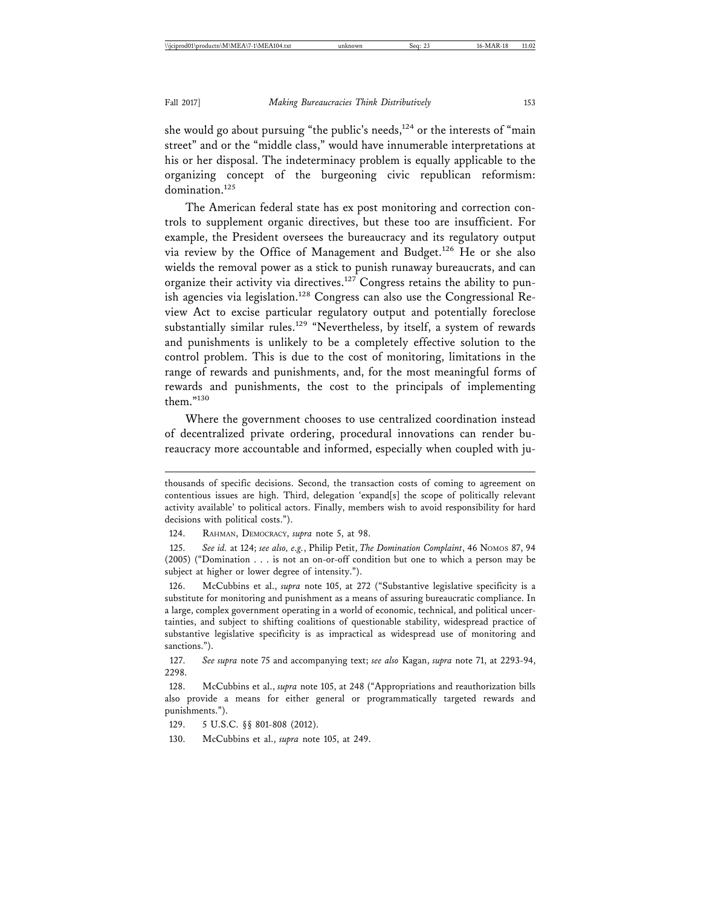she would go about pursuing "the public's needs,[124] or the interests of "main street" and or the "middle class," would have innumerable interpretations at his or her disposal. The indeterminacy problem is equally applicable to the organizing concept of the burgeoning civic republican reformism: domination.[125]

The American federal state has ex post monitoring and correction controls to supplement organic directives, but these too are insufficient. For example, the President oversees the bureaucracy and its regulatory output via review by the Office of Management and Budget.[126] He or she also wields the removal power as a stick to punish runaway bureaucrats, and can organize their activity via directives.[127] Congress retains the ability to punish agencies via legislation.[128] Congress can also use the Congressional Review Act to excise particular regulatory output and potentially foreclose substantially similar rules.[129] "Nevertheless, by itself, a system of rewards and punishments is unlikely to be a completely effective solution to the control problem. This is due to the cost of monitoring, limitations in the range of rewards and punishments, and, for the most meaningful forms of rewards and punishments, the cost to the principals of implementing them."[130]

Where the government chooses to use centralized coordination instead of decentralized private ordering, procedural innovations can render bureaucracy more accountable and informed, especially when coupled with ju-

---

thousands of specific decisions. Second, the transaction costs of coming to agreement on contentious issues are high. Third, delegation 'expand[s] the scope of politically relevant activity available' to political actors. Finally, members wish to avoid responsibility for hard decisions with political costs.").

124. RAHMAN, DEMOCRACY, *supra* note 5, at 98.

125. *See id.* at 124; *see also, e.g.*, Philip Petit, *The Domination Complaint*, 46 NOMOS 87, 94 (2005) ("Domination . . . is not an on-or-off condition but one to which a person may be subject at higher or lower degree of intensity.").

126. McCubbins et al., *supra* note 105, at 272 ("Substantive legislative specificity is a substitute for monitoring and punishment as a means of assuring bureaucratic compliance. In a large, complex government operating in a world of economic, technical, and political uncertainties, and subject to shifting coalitions of questionable stability, widespread practice of substantive legislative specificity is as impractical as widespread use of monitoring and sanctions.").

127. *See supra* note 75 and accompanying text; *see also* Kagan, *supra* note 71, at 2293-94, 2298.

128. McCubbins et al., *supra* note 105, at 248 ("Appropriations and reauthorization bills also provide a means for either general or programmatically targeted rewards and punishments.").

129. 5 U.S.C. §§ 801-808 (2012).

130. McCubbins et al., *supra* note 105, at 249.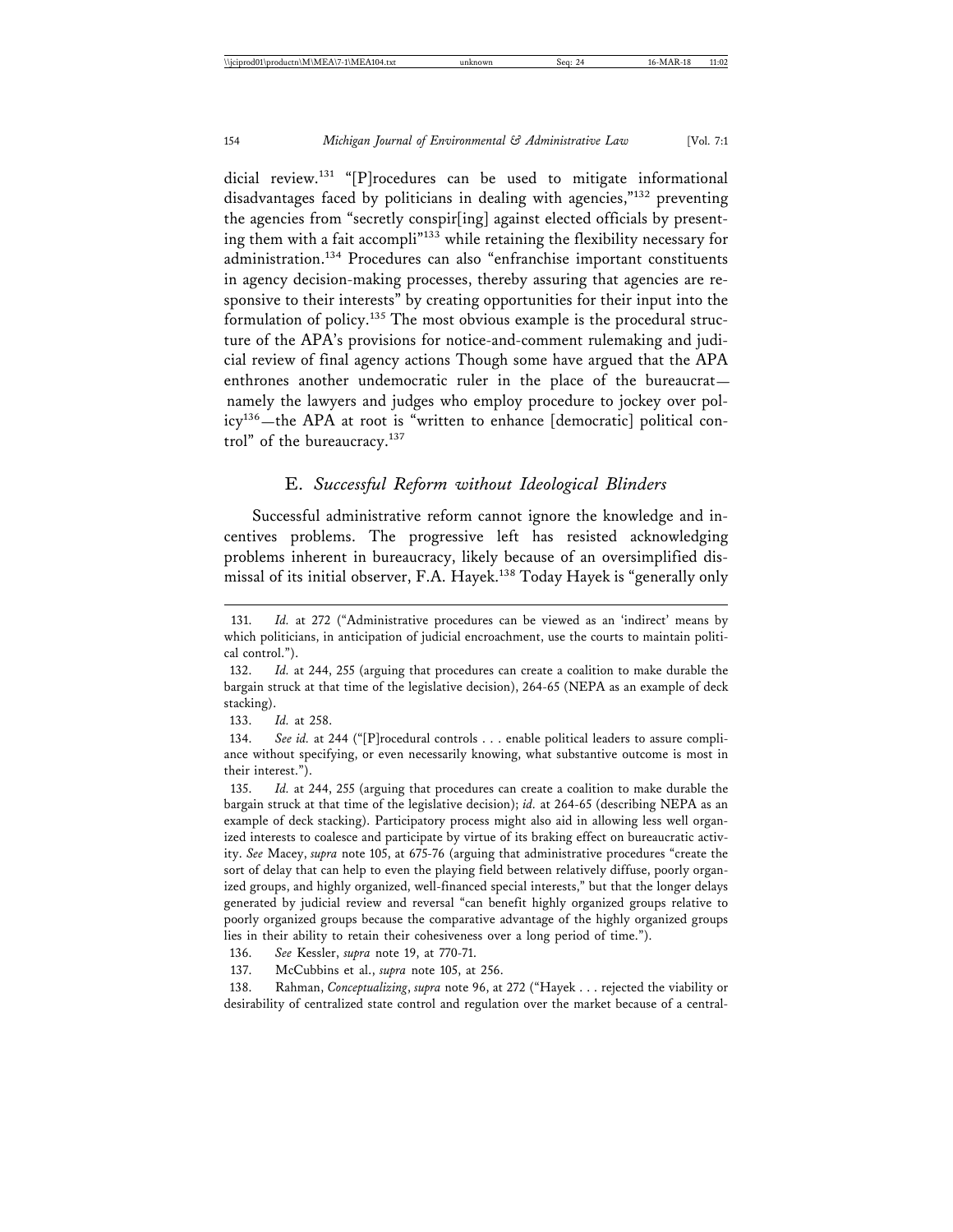dicial review.[131] "[P]rocedures can be used to mitigate informational disadvantages faced by politicians in dealing with agencies,"[132] preventing the agencies from "secretly conspir[ing] against elected officials by presenting them with a fait accompli"[133] while retaining the flexibility necessary for administration.[134] Procedures can also "enfranchise important constituents in agency decision-making processes, thereby assuring that agencies are responsive to their interests" by creating opportunities for their input into the formulation of policy.[135] The most obvious example is the procedural structure of the APA's provisions for notice-and-comment rulemaking and judicial review of final agency actions Though some have argued that the APA enthrones another undemocratic ruler in the place of the bureaucrat—namely the lawyers and judges who employ procedure to jockey over policy[136]—the APA at root is "written to enhance [democratic] political control" of the bureaucracy.[137]

## E. *Successful Reform without Ideological Blinders*

Successful administrative reform cannot ignore the knowledge and incentives problems. The progressive left has resisted acknowledging problems inherent in bureaucracy, likely because of an oversimplified dismissal of its initial observer, F.A. Hayek.[138] Today Hayek is "generally only

---

131. *Id.* at 272 ("Administrative procedures can be viewed as an 'indirect' means by which politicians, in anticipation of judicial encroachment, use the courts to maintain political control.").

132. *Id.* at 244, 255 (arguing that procedures can create a coalition to make durable the bargain struck at that time of the legislative decision), 264-65 (NEPA as an example of deck stacking).

133. *Id.* at 258.

134. *See id.* at 244 ("[P]rocedural controls . . . enable political leaders to assure compliance without specifying, or even necessarily knowing, what substantive outcome is most in their interest.").

135. *Id.* at 244, 255 (arguing that procedures can create a coalition to make durable the bargain struck at that time of the legislative decision); *id.* at 264-65 (describing NEPA as an example of deck stacking). Participatory process might also aid in allowing less well organized interests to coalesce and participate by virtue of its braking effect on bureaucratic activity. *See* Macey, *supra* note 105, at 675-76 (arguing that administrative procedures "create the sort of delay that can help to even the playing field between relatively diffuse, poorly organized groups, and highly organized, well-financed special interests," but that the longer delays generated by judicial review and reversal "can benefit highly organized groups relative to poorly organized groups because the comparative advantage of the highly organized groups lies in their ability to retain their cohesiveness over a long period of time.").

136. *See* Kessler, *supra* note 19, at 770-71.

137. McCubbins et al., *supra* note 105, at 256.

138. Rahman, *Conceptualizing*, *supra* note 96, at 272 ("Hayek . . . rejected the viability or desirability of centralized state control and regulation over the market because of a central-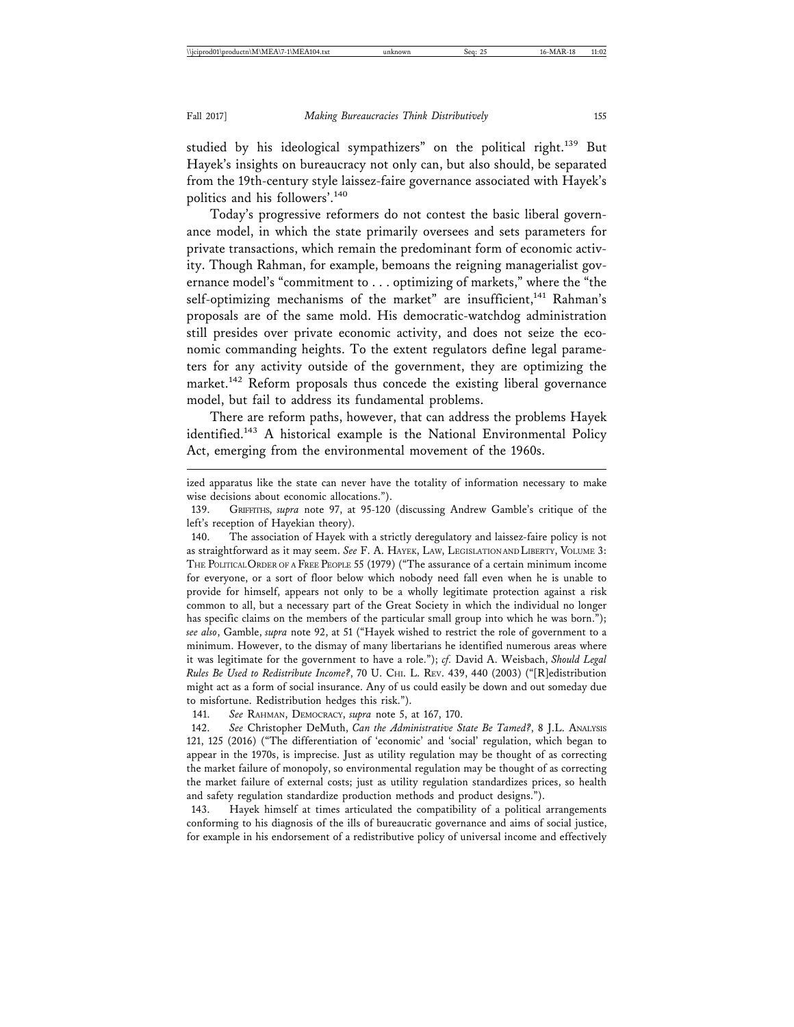studied by his ideological sympathizers" on the political right.[139] But Hayek's insights on bureaucracy not only can, but also should, be separated from the 19th-century style laissez-faire governance associated with Hayek's politics and his followers'.[140]

Today's progressive reformers do not contest the basic liberal governance model, in which the state primarily oversees and sets parameters for private transactions, which remain the predominant form of economic activity. Though Rahman, for example, bemoans the reigning managerialist governance model's "commitment to . . . optimizing of markets," where the "the self-optimizing mechanisms of the market" are insufficient,[141] Rahman's proposals are of the same mold. His democratic-watchdog administration still presides over private economic activity, and does not seize the economic commanding heights. To the extent regulators define legal parameters for any activity outside of the government, they are optimizing the market.[142] Reform proposals thus concede the existing liberal governance model, but fail to address its fundamental problems.

There are reform paths, however, that can address the problems Hayek identified.[143] A historical example is the National Environmental Policy Act, emerging from the environmental movement of the 1960s.

---

ized apparatus like the state can never have the totality of information necessary to make wise decisions about economic allocations.").

139. GRIFFITHS, *supra* note 97, at 95-120 (discussing Andrew Gamble's critique of the left's reception of Hayekian theory).

140. The association of Hayek with a strictly deregulatory and laissez-faire policy is not as straightforward as it may seem. *See* F. A. HAYEK, LAW, LEGISLATION AND LIBERTY, VOLUME 3: THE POLITICAL ORDER OF A FREE PEOPLE 55 (1979) ("The assurance of a certain minimum income for everyone, or a sort of floor below which nobody need fall even when he is unable to provide for himself, appears not only to be a wholly legitimate protection against a risk common to all, but a necessary part of the Great Society in which the individual no longer has specific claims on the members of the particular small group into which he was born."); *see also*, Gamble, *supra* note 92, at 51 ("Hayek wished to restrict the role of government to a minimum. However, to the dismay of many libertarians he identified numerous areas where it was legitimate for the government to have a role."); *cf.* David A. Weisbach, *Should Legal Rules Be Used to Redistribute Income?*, 70 U. CHI. L. REV. 439, 440 (2003) ("[R]edistribution might act as a form of social insurance. Any of us could easily be down and out someday due to misfortune. Redistribution hedges this risk.").

141. *See* RAHMAN, DEMOCRACY, *supra* note 5, at 167, 170.

142. *See* Christopher DeMuth, *Can the Administrative State Be Tamed?*, 8 J.L. ANALYSIS 121, 125 (2016) ("The differentiation of 'economic' and 'social' regulation, which began to appear in the 1970s, is imprecise. Just as utility regulation may be thought of as correcting the market failure of monopoly, so environmental regulation may be thought of as correcting the market failure of external costs; just as utility regulation standardizes prices, so health and safety regulation standardize production methods and product designs.").

143. Hayek himself at times articulated the compatibility of a political arrangements conforming to his diagnosis of the ills of bureaucratic governance and aims of social justice, for example in his endorsement of a redistributive policy of universal income and effectively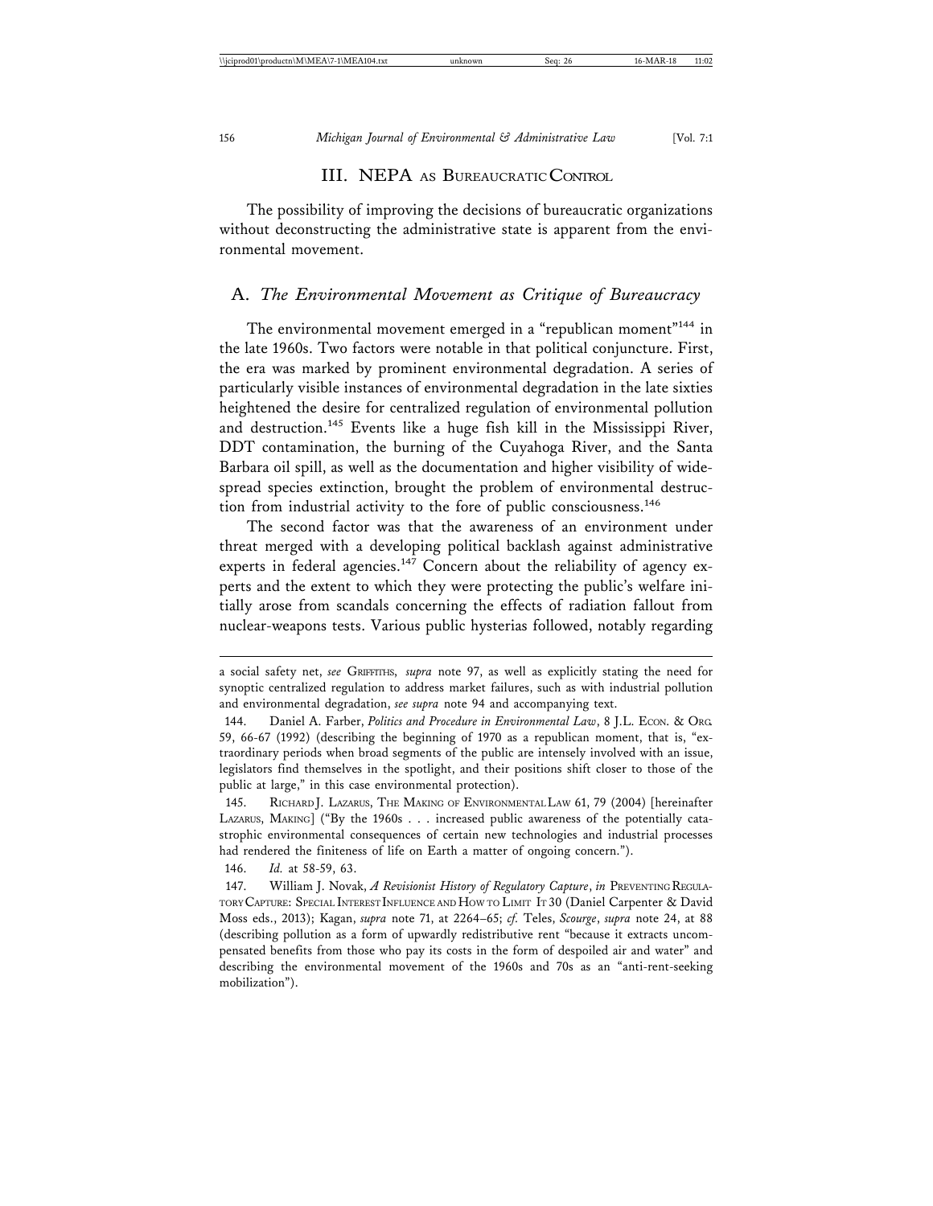## III. NEPA as Bureaucratic Control

The possibility of improving the decisions of bureaucratic organizations without deconstructing the administrative state is apparent from the environmental movement.

### A. *The Environmental Movement as Critique of Bureaucracy*

The environmental movement emerged in a "republican moment"[144] in the late 1960s. Two factors were notable in that political conjuncture. First, the era was marked by prominent environmental degradation. A series of particularly visible instances of environmental degradation in the late sixties heightened the desire for centralized regulation of environmental pollution and destruction.[145] Events like a huge fish kill in the Mississippi River, DDT contamination, the burning of the Cuyahoga River, and the Santa Barbara oil spill, as well as the documentation and higher visibility of widespread species extinction, brought the problem of environmental destruction from industrial activity to the fore of public consciousness.[146]

The second factor was that the awareness of an environment under threat merged with a developing political backlash against administrative experts in federal agencies.[147] Concern about the reliability of agency experts and the extent to which they were protecting the public's welfare initially arose from scandals concerning the effects of radiation fallout from nuclear-weapons tests. Various public hysterias followed, notably regarding

---

a social safety net, *see* Griffiths, *supra* note 97, as well as explicitly stating the need for synoptic centralized regulation to address market failures, such as with industrial pollution and environmental degradation, *see supra* note 94 and accompanying text.

144. Daniel A. Farber, *Politics and Procedure in Environmental Law*, 8 J.L. Econ. & Org. 59, 66-67 (1992) (describing the beginning of 1970 as a republican moment, that is, "extraordinary periods when broad segments of the public are intensely involved with an issue, legislators find themselves in the spotlight, and their positions shift closer to those of the public at large," in this case environmental protection).

145. Richard J. Lazarus, The Making of Environmental Law 61, 79 (2004) [hereinafter Lazarus, Making] ("By the 1960s . . . increased public awareness of the potentially catastrophic environmental consequences of certain new technologies and industrial processes had rendered the finiteness of life on Earth a matter of ongoing concern.").

146. *Id.* at 58-59, 63.

147. William J. Novak, *A Revisionist History of Regulatory Capture*, *in* Preventing Regulatory Capture: Special Interest Influence and How to Limit It 30 (Daniel Carpenter & David Moss eds., 2013); Kagan, *supra* note 71, at 2264–65; *cf.* Teles, *Scourge*, *supra* note 24, at 88 (describing pollution as a form of upwardly redistributive rent "because it extracts uncompensated benefits from those who pay its costs in the form of despoiled air and water" and describing the environmental movement of the 1960s and 70s as an "anti-rent-seeking mobilization").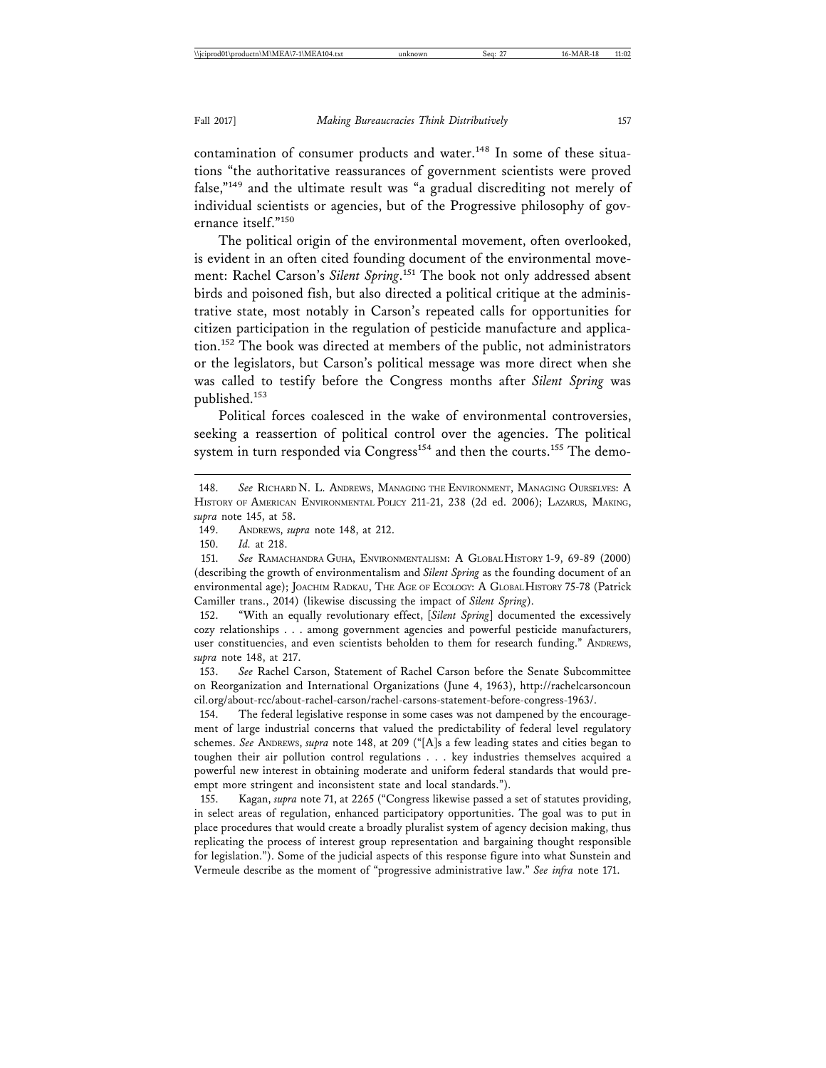contamination of consumer products and water.[148] In some of these situations "the authoritative reassurances of government scientists were proved false,"[149] and the ultimate result was "a gradual discrediting not merely of individual scientists or agencies, but of the Progressive philosophy of governance itself."[150]

The political origin of the environmental movement, often overlooked, is evident in an often cited founding document of the environmental movement: Rachel Carson's *Silent Spring*.[151] The book not only addressed absent birds and poisoned fish, but also directed a political critique at the administrative state, most notably in Carson's repeated calls for opportunities for citizen participation in the regulation of pesticide manufacture and application.[152] The book was directed at members of the public, not administrators or the legislators, but Carson's political message was more direct when she was called to testify before the Congress months after *Silent Spring* was published.[153]

Political forces coalesced in the wake of environmental controversies, seeking a reassertion of political control over the agencies. The political system in turn responded via Congress[154] and then the courts.[155] The demo-

---

148. *See* RICHARD N. L. ANDREWS, MANAGING THE ENVIRONMENT, MANAGING OURSELVES: A HISTORY OF AMERICAN ENVIRONMENTAL POLICY 211-21, 238 (2d ed. 2006); LAZARUS, MAKING, *supra* note 145, at 58.

149. ANDREWS, *supra* note 148, at 212.

150. *Id.* at 218.

151. *See* RAMACHANDRA GUHA, ENVIRONMENTALISM: A GLOBAL HISTORY 1-9, 69-89 (2000) (describing the growth of environmentalism and *Silent Spring* as the founding document of an environmental age); JOACHIM RADKAU, THE AGE OF ECOLOGY: A GLOBAL HISTORY 75-78 (Patrick Camiller trans., 2014) (likewise discussing the impact of *Silent Spring*).

152. "With an equally revolutionary effect, [*Silent Spring*] documented the excessively cozy relationships . . . among government agencies and powerful pesticide manufacturers, user constituencies, and even scientists beholden to them for research funding." ANDREWS, *supra* note 148, at 217.

153. *See* Rachel Carson, Statement of Rachel Carson before the Senate Subcommittee on Reorganization and International Organizations (June 4, 1963), http://rachelcarsoncouncil.org/about-rcc/about-rachel-carson/rachel-carsons-statement-before-congress-1963/.

154. The federal legislative response in some cases was not dampened by the encouragement of large industrial concerns that valued the predictability of federal level regulatory schemes. *See* ANDREWS, *supra* note 148, at 209 ("[A]s a few leading states and cities began to toughen their air pollution control regulations . . . key industries themselves acquired a powerful new interest in obtaining moderate and uniform federal standards that would preempt more stringent and inconsistent state and local standards.").

155. Kagan, *supra* note 71, at 2265 ("Congress likewise passed a set of statutes providing, in select areas of regulation, enhanced participatory opportunities. The goal was to put in place procedures that would create a broadly pluralist system of agency decision making, thus replicating the process of interest group representation and bargaining thought responsible for legislation."). Some of the judicial aspects of this response figure into what Sunstein and Vermeule describe as the moment of "progressive administrative law." *See infra* note 171.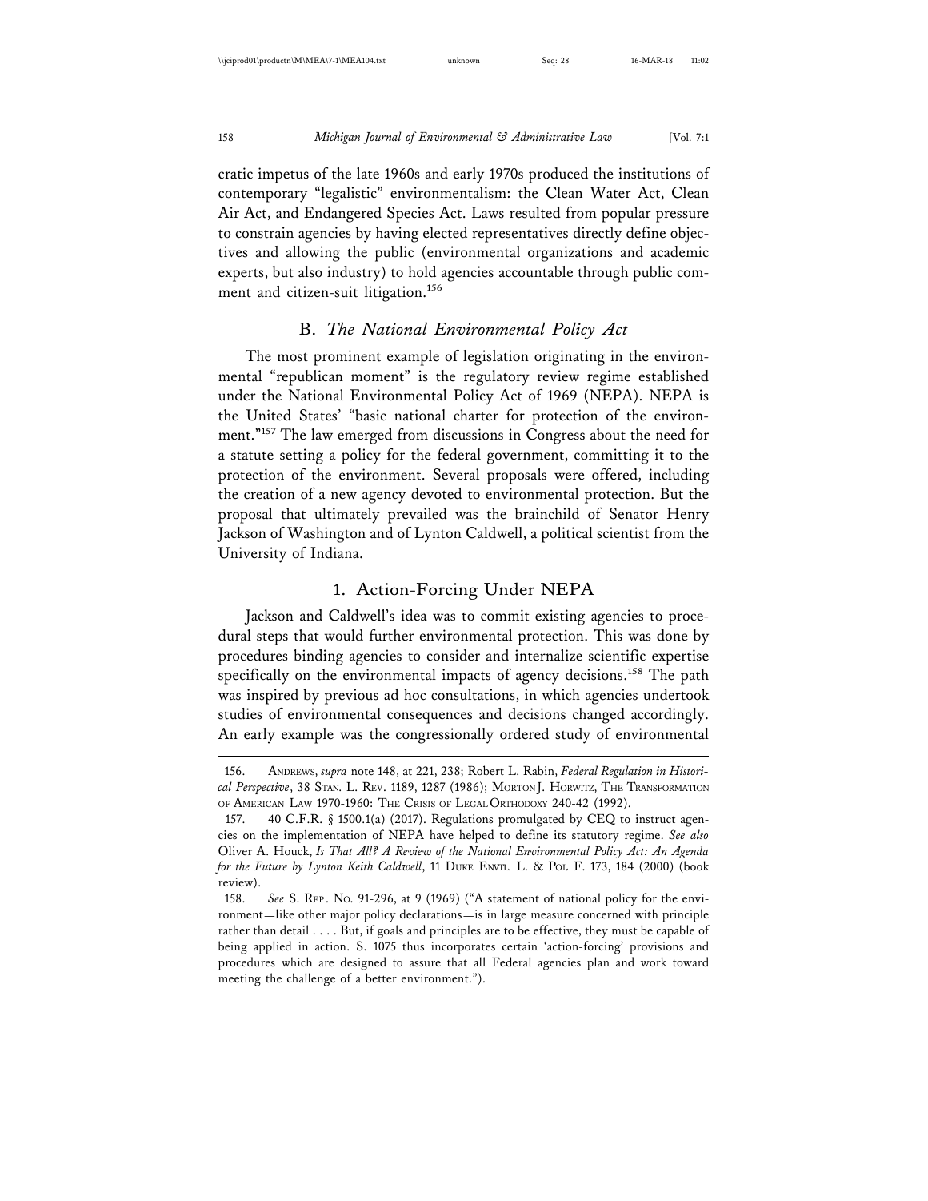cratic impetus of the late 1960s and early 1970s produced the institutions of contemporary "legalistic" environmentalism: the Clean Water Act, Clean Air Act, and Endangered Species Act. Laws resulted from popular pressure to constrain agencies by having elected representatives directly define objectives and allowing the public (environmental organizations and academic experts, but also industry) to hold agencies accountable through public comment and citizen-suit litigation.[156]

## B. *The National Environmental Policy Act*

The most prominent example of legislation originating in the environmental "republican moment" is the regulatory review regime established under the National Environmental Policy Act of 1969 (NEPA). NEPA is the United States' "basic national charter for protection of the environment."[157] The law emerged from discussions in Congress about the need for a statute setting a policy for the federal government, committing it to the protection of the environment. Several proposals were offered, including the creation of a new agency devoted to environmental protection. But the proposal that ultimately prevailed was the brainchild of Senator Henry Jackson of Washington and of Lynton Caldwell, a political scientist from the University of Indiana.

### 1. Action-Forcing Under NEPA

Jackson and Caldwell's idea was to commit existing agencies to procedural steps that would further environmental protection. This was done by procedures binding agencies to consider and internalize scientific expertise specifically on the environmental impacts of agency decisions.[158] The path was inspired by previous ad hoc consultations, in which agencies undertook studies of environmental consequences and decisions changed accordingly. An early example was the congressionally ordered study of environmental

---

156. Andrews, *supra* note 148, at 221, 238; Robert L. Rabin, *Federal Regulation in Historical Perspective*, 38 Stan. L. Rev. 1189, 1287 (1986); Morton J. Horwitz, The Transformation of American Law 1970-1960: The Crisis of Legal Orthodoxy 240-42 (1992).

157. 40 C.F.R. § 1500.1(a) (2017). Regulations promulgated by CEQ to instruct agencies on the implementation of NEPA have helped to define its statutory regime. *See also* Oliver A. Houck, *Is That All? A Review of the National Environmental Policy Act: An Agenda for the Future by Lynton Keith Caldwell*, 11 Duke Envtl. L. & Pol. F. 173, 184 (2000) (book review).

158. *See* S. Rep. No. 91-296, at 9 (1969) ("A statement of national policy for the environment—like other major policy declarations—is in large measure concerned with principle rather than detail . . . . But, if goals and principles are to be effective, they must be capable of being applied in action. S. 1075 thus incorporates certain 'action-forcing' provisions and procedures which are designed to assure that all Federal agencies plan and work toward meeting the challenge of a better environment.").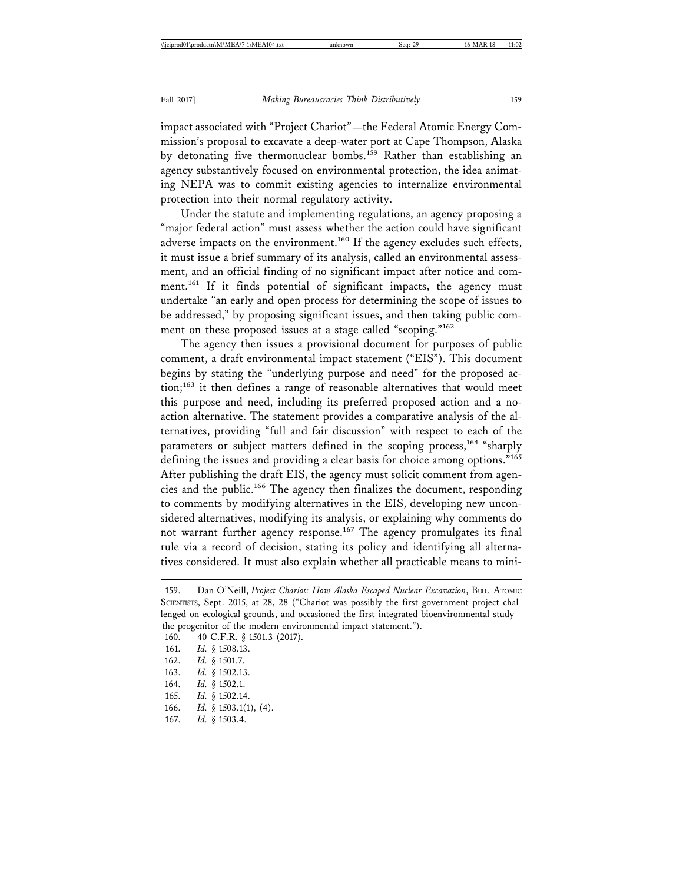impact associated with "Project Chariot"—the Federal Atomic Energy Commission's proposal to excavate a deep-water port at Cape Thompson, Alaska by detonating five thermonuclear bombs.[159] Rather than establishing an agency substantively focused on environmental protection, the idea animating NEPA was to commit existing agencies to internalize environmental protection into their normal regulatory activity.

Under the statute and implementing regulations, an agency proposing a "major federal action" must assess whether the action could have significant adverse impacts on the environment.[160] If the agency excludes such effects, it must issue a brief summary of its analysis, called an environmental assessment, and an official finding of no significant impact after notice and comment.[161] If it finds potential of significant impacts, the agency must undertake "an early and open process for determining the scope of issues to be addressed," by proposing significant issues, and then taking public comment on these proposed issues at a stage called "scoping."[162]

The agency then issues a provisional document for purposes of public comment, a draft environmental impact statement ("EIS"). This document begins by stating the "underlying purpose and need" for the proposed action;[163] it then defines a range of reasonable alternatives that would meet this purpose and need, including its preferred proposed action and a no-action alternative. The statement provides a comparative analysis of the alternatives, providing "full and fair discussion" with respect to each of the parameters or subject matters defined in the scoping process,[164] "sharply defining the issues and providing a clear basis for choice among options."[165] After publishing the draft EIS, the agency must solicit comment from agencies and the public.[166] The agency then finalizes the document, responding to comments by modifying alternatives in the EIS, developing new unconsidered alternatives, modifying its analysis, or explaining why comments do not warrant further agency response.[167] The agency promulgates its final rule via a record of decision, stating its policy and identifying all alternatives considered. It must also explain whether all practicable means to mini-

---

159. Dan O'Neill, *Project Chariot: How Alaska Escaped Nuclear Excavation*, BULL. ATOMIC SCIENTISTS, Sept. 2015, at 28, 28 ("Chariot was possibly the first government project challenged on ecological grounds, and occasioned the first integrated bioenvironmental study—the progenitor of the modern environmental impact statement.").

160. 40 C.F.R. § 1501.3 (2017).

161. *Id.* § 1508.13.

162. *Id.* § 1501.7.

163. *Id.* § 1502.13.

164. *Id.* § 1502.1.

165. *Id.* § 1502.14.

166. *Id.* § 1503.1(1), (4).

167. *Id.* § 1503.4.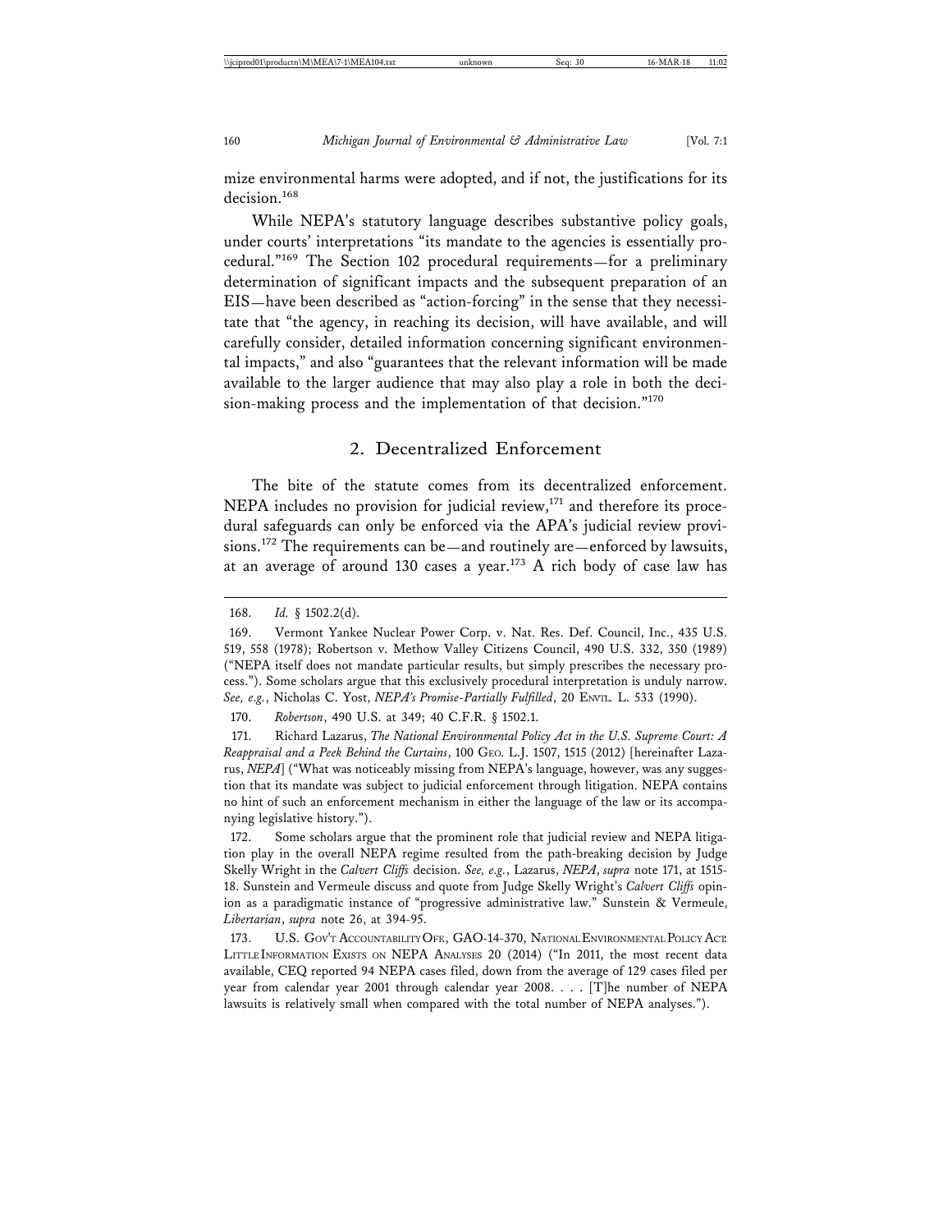mize environmental harms were adopted, and if not, the justifications for its decision.[168]

While NEPA's statutory language describes substantive policy goals, under courts' interpretations "its mandate to the agencies is essentially procedural."[169] The Section 102 procedural requirements—for a preliminary determination of significant impacts and the subsequent preparation of an EIS—have been described as "action-forcing" in the sense that they necessitate that "the agency, in reaching its decision, will have available, and will carefully consider, detailed information concerning significant environmental impacts," and also "guarantees that the relevant information will be made available to the larger audience that may also play a role in both the decision-making process and the implementation of that decision."[170]

## 2. Decentralized Enforcement

The bite of the statute comes from its decentralized enforcement. NEPA includes no provision for judicial review,[171] and therefore its procedural safeguards can only be enforced via the APA's judicial review provisions.[172] The requirements can be—and routinely are—enforced by lawsuits, at an average of around 130 cases a year.[173] A rich body of case law has

---

168. *Id.* § 1502.2(d).

169. Vermont Yankee Nuclear Power Corp. v. Nat. Res. Def. Council, Inc., 435 U.S. 519, 558 (1978); Robertson v. Methow Valley Citizens Council, 490 U.S. 332, 350 (1989) ("NEPA itself does not mandate particular results, but simply prescribes the necessary process."). Some scholars argue that this exclusively procedural interpretation is unduly narrow. *See, e.g.*, Nicholas C. Yost, *NEPA's Promise-Partially Fulfilled*, 20 ENVTL. L. 533 (1990).

170. *Robertson*, 490 U.S. at 349; 40 C.F.R. § 1502.1.

171. Richard Lazarus, *The National Environmental Policy Act in the U.S. Supreme Court: A Reappraisal and a Peek Behind the Curtains*, 100 GEO. L.J. 1507, 1515 (2012) [hereinafter Lazarus, *NEPA*] ("What was noticeably missing from NEPA's language, however, was any suggestion that its mandate was subject to judicial enforcement through litigation. NEPA contains no hint of such an enforcement mechanism in either the language of the law or its accompanying legislative history.").

172. Some scholars argue that the prominent role that judicial review and NEPA litigation play in the overall NEPA regime resulted from the path-breaking decision by Judge Skelly Wright in the *Calvert Cliffs* decision. *See, e.g.*, Lazarus, *NEPA*, *supra* note 171, at 1515-18. Sunstein and Vermeule discuss and quote from Judge Skelly Wright's *Calvert Cliffs* opinion as a paradigmatic instance of "progressive administrative law." Sunstein & Vermeule, *Libertarian*, *supra* note 26, at 394-95.

173. U.S. GOV'T ACCOUNTABILITY OFF., GAO-14-370, NATIONAL ENVIRONMENTAL POLICY ACT: LITTLE INFORMATION EXISTS ON NEPA ANALYSES 20 (2014) ("In 2011, the most recent data available, CEQ reported 94 NEPA cases filed, down from the average of 129 cases filed per year from calendar year 2001 through calendar year 2008. . . . [T]he number of NEPA lawsuits is relatively small when compared with the total number of NEPA analyses.").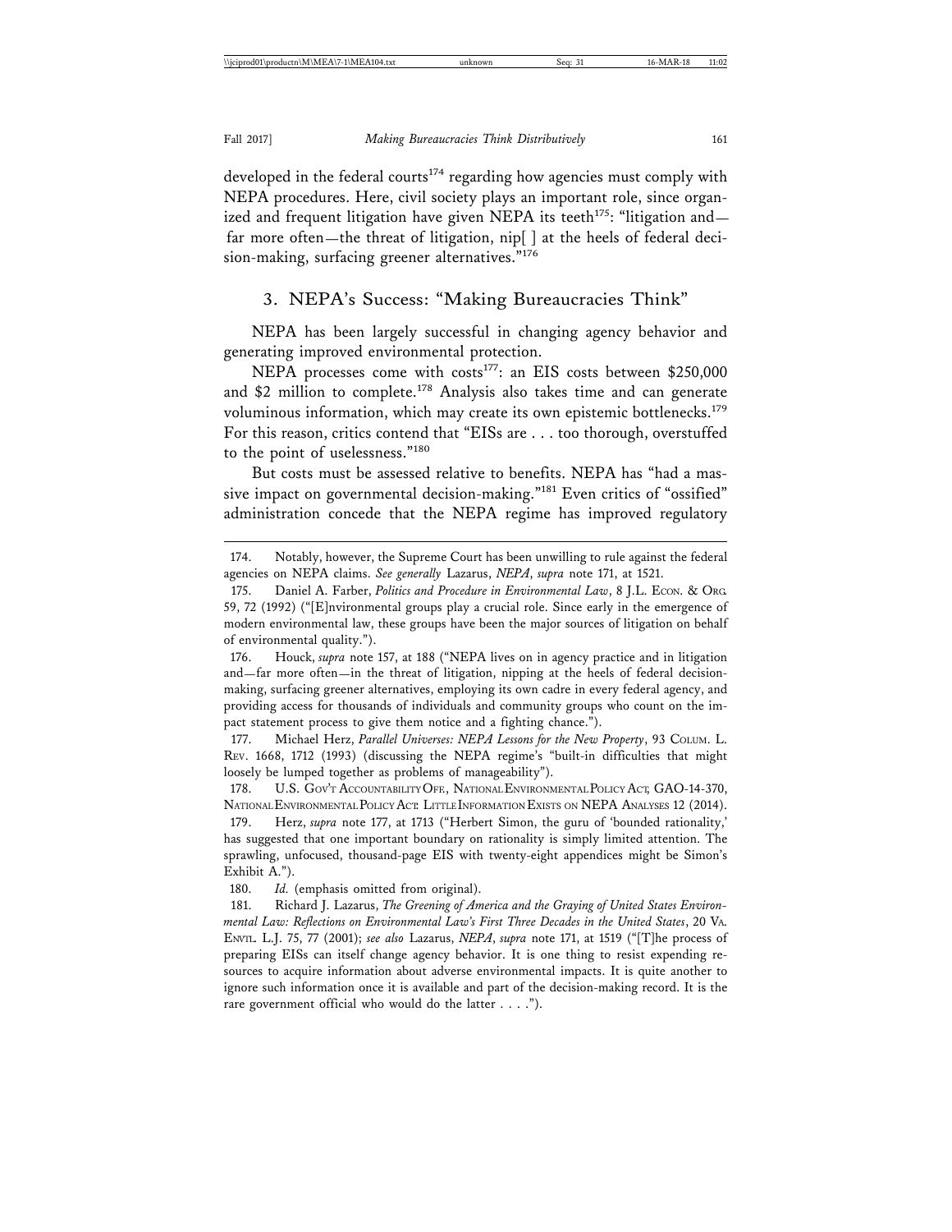developed in the federal courts[174] regarding how agencies must comply with NEPA procedures. Here, civil society plays an important role, since organized and frequent litigation have given NEPA its teeth[175]: "litigation and—far more often—the threat of litigation, nip[ ] at the heels of federal decision-making, surfacing greener alternatives."[176]

### 3. NEPA's Success: "Making Bureaucracies Think"

NEPA has been largely successful in changing agency behavior and generating improved environmental protection.

NEPA processes come with costs[177]: an EIS costs between $250,000 and $2 million to complete.[178] Analysis also takes time and can generate voluminous information, which may create its own epistemic bottlenecks.[179] For this reason, critics contend that "EISs are . . . too thorough, overstuffed to the point of uselessness."[180]

But costs must be assessed relative to benefits. NEPA has "had a massive impact on governmental decision-making."[181] Even critics of "ossified" administration concede that the NEPA regime has improved regulatory

---

174. Notably, however, the Supreme Court has been unwilling to rule against the federal agencies on NEPA claims. *See generally* Lazarus, *NEPA*, *supra* note 171, at 1521.

175. Daniel A. Farber, *Politics and Procedure in Environmental Law*, 8 J.L. Econ. & Org. 59, 72 (1992) ("[E]nvironmental groups play a crucial role. Since early in the emergence of modern environmental law, these groups have been the major sources of litigation on behalf of environmental quality.").

176. Houck, *supra* note 157, at 188 ("NEPA lives on in agency practice and in litigation and—far more often—in the threat of litigation, nipping at the heels of federal decision-making, surfacing greener alternatives, employing its own cadre in every federal agency, and providing access for thousands of individuals and community groups who count on the impact statement process to give them notice and a fighting chance.").

177. Michael Herz, *Parallel Universes: NEPA Lessons for the New Property*, 93 Colum. L. Rev. 1668, 1712 (1993) (discussing the NEPA regime's "built-in difficulties that might loosely be lumped together as problems of manageability").

178. U.S. Gov't Accountability Off., National Environmental Policy Act, GAO-14-370, National Environmental Policy Act: Little Information Exists on NEPA Analyses 12 (2014).

179. Herz, *supra* note 177, at 1713 ("Herbert Simon, the guru of 'bounded rationality,' has suggested that one important boundary on rationality is simply limited attention. The sprawling, unfocused, thousand-page EIS with twenty-eight appendices might be Simon's Exhibit A.").

180. *Id.* (emphasis omitted from original).

181. Richard J. Lazarus, *The Greening of America and the Graying of United States Environmental Law: Reflections on Environmental Law's First Three Decades in the United States*, 20 Va. Envtl. L.J. 75, 77 (2001); *see also* Lazarus, *NEPA*, *supra* note 171, at 1519 ("[T]he process of preparing EISs can itself change agency behavior. It is one thing to resist expending resources to acquire information about adverse environmental impacts. It is quite another to ignore such information once it is available and part of the decision-making record. It is the rare government official who would do the latter . . . .").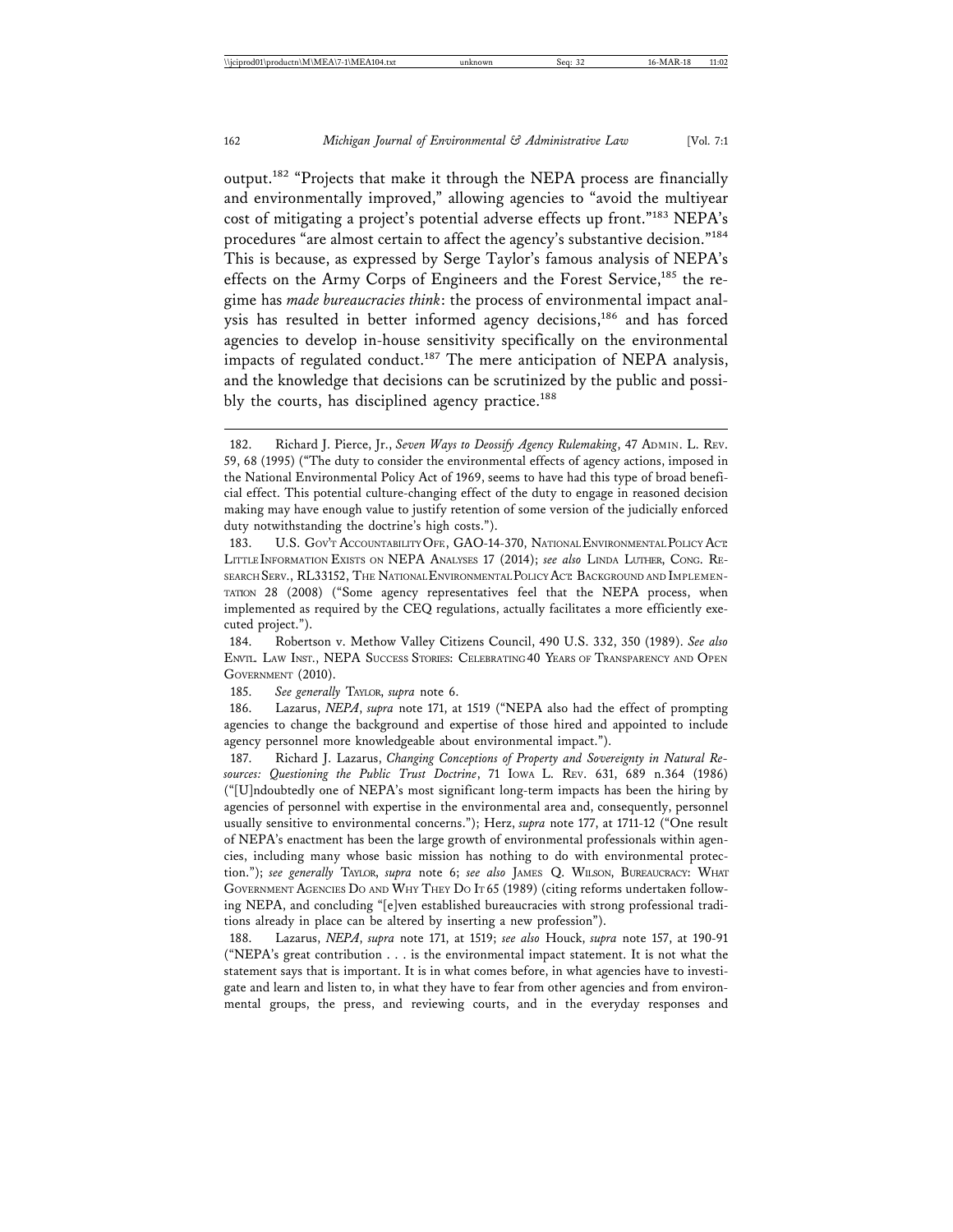output.[182] "Projects that make it through the NEPA process are financially and environmentally improved," allowing agencies to "avoid the multiyear cost of mitigating a project's potential adverse effects up front."[183] NEPA's procedures "are almost certain to affect the agency's substantive decision."[184] This is because, as expressed by Serge Taylor's famous analysis of NEPA's effects on the Army Corps of Engineers and the Forest Service,[185] the regime has *made bureaucracies think*: the process of environmental impact analysis has resulted in better informed agency decisions,[186] and has forced agencies to develop in-house sensitivity specifically on the environmental impacts of regulated conduct.[187] The mere anticipation of NEPA analysis, and the knowledge that decisions can be scrutinized by the public and possibly the courts, has disciplined agency practice.[188]

---

182. Richard J. Pierce, Jr., *Seven Ways to Deossify Agency Rulemaking*, 47 ADMIN. L. REV. 59, 68 (1995) ("The duty to consider the environmental effects of agency actions, imposed in the National Environmental Policy Act of 1969, seems to have had this type of broad beneficial effect. This potential culture-changing effect of the duty to engage in reasoned decision making may have enough value to justify retention of some version of the judicially enforced duty notwithstanding the doctrine's high costs.").

183. U.S. GOV'T ACCOUNTABILITY OFF., GAO-14-370, NATIONAL ENVIRONMENTAL POLICY ACT: LITTLE INFORMATION EXISTS ON NEPA ANALYSES 17 (2014); *see also* LINDA LUTHER, CONG. RESEARCH SERV., RL33152, THE NATIONAL ENVIRONMENTAL POLICY ACT: BACKGROUND AND IMPLEMENTATION 28 (2008) ("Some agency representatives feel that the NEPA process, when implemented as required by the CEQ regulations, actually facilitates a more efficiently executed project.").

184. Robertson v. Methow Valley Citizens Council, 490 U.S. 332, 350 (1989). *See also* ENVTL. LAW INST., NEPA SUCCESS STORIES: CELEBRATING 40 YEARS OF TRANSPARENCY AND OPEN GOVERNMENT (2010).

185. *See generally* TAYLOR, *supra* note 6.

186. Lazarus, *NEPA*, *supra* note 171, at 1519 ("NEPA also had the effect of prompting agencies to change the background and expertise of those hired and appointed to include agency personnel more knowledgeable about environmental impact.").

187. Richard J. Lazarus, *Changing Conceptions of Property and Sovereignty in Natural Resources: Questioning the Public Trust Doctrine*, 71 IOWA L. REV. 631, 689 n.364 (1986) ("[U]ndoubtedly one of NEPA's most significant long-term impacts has been the hiring by agencies of personnel with expertise in the environmental area and, consequently, personnel usually sensitive to environmental concerns."); Herz, *supra* note 177, at 1711-12 ("One result of NEPA's enactment has been the large growth of environmental professionals within agencies, including many whose basic mission has nothing to do with environmental protection."); *see generally* TAYLOR, *supra* note 6; *see also* JAMES Q. WILSON, BUREAUCRACY: WHAT GOVERNMENT AGENCIES DO AND WHY THEY DO IT 65 (1989) (citing reforms undertaken following NEPA, and concluding "[e]ven established bureaucracies with strong professional traditions already in place can be altered by inserting a new profession").

188. Lazarus, *NEPA*, *supra* note 171, at 1519; *see also* Houck, *supra* note 157, at 190-91 ("NEPA's great contribution . . . is the environmental impact statement. It is not what the statement says that is important. It is in what comes before, in what agencies have to investigate and learn and listen to, in what they have to fear from other agencies and from environmental groups, the press, and reviewing courts, and in the everyday responses and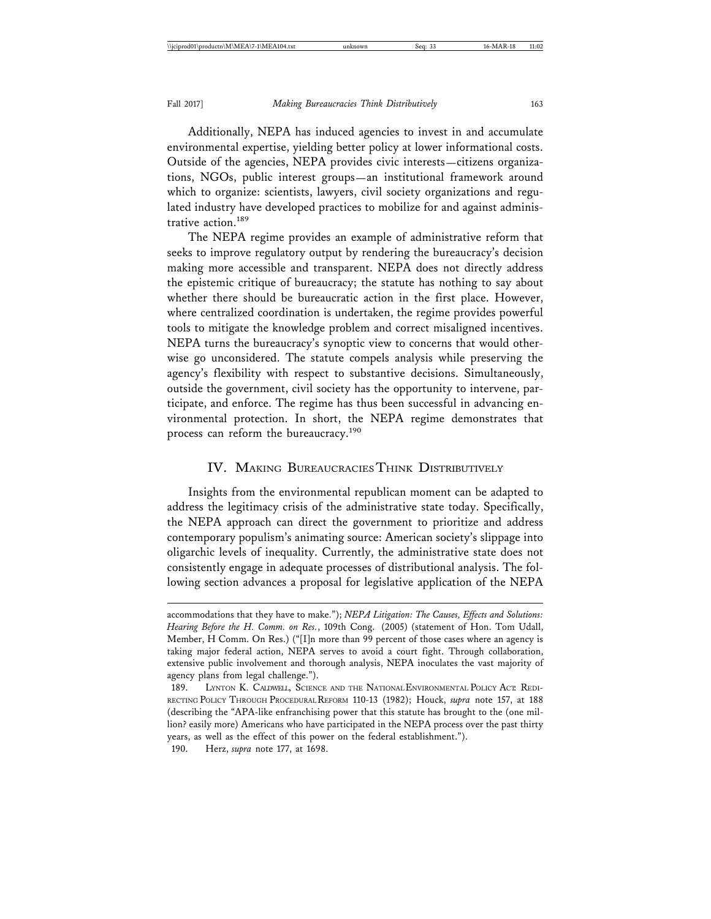Additionally, NEPA has induced agencies to invest in and accumulate environmental expertise, yielding better policy at lower informational costs. Outside of the agencies, NEPA provides civic interests—citizens organizations, NGOs, public interest groups—an institutional framework around which to organize: scientists, lawyers, civil society organizations and regulated industry have developed practices to mobilize for and against administrative action.[189]

The NEPA regime provides an example of administrative reform that seeks to improve regulatory output by rendering the bureaucracy's decision making more accessible and transparent. NEPA does not directly address the epistemic critique of bureaucracy; the statute has nothing to say about whether there should be bureaucratic action in the first place. However, where centralized coordination is undertaken, the regime provides powerful tools to mitigate the knowledge problem and correct misaligned incentives. NEPA turns the bureaucracy's synoptic view to concerns that would otherwise go unconsidered. The statute compels analysis while preserving the agency's flexibility with respect to substantive decisions. Simultaneously, outside the government, civil society has the opportunity to intervene, participate, and enforce. The regime has thus been successful in advancing environmental protection. In short, the NEPA regime demonstrates that process can reform the bureaucracy.[190]

## IV. Making Bureaucracies Think Distributively

Insights from the environmental republican moment can be adapted to address the legitimacy crisis of the administrative state today. Specifically, the NEPA approach can direct the government to prioritize and address contemporary populism's animating source: American society's slippage into oligarchic levels of inequality. Currently, the administrative state does not consistently engage in adequate processes of distributional analysis. The following section advances a proposal for legislative application of the NEPA

---

accommodations that they have to make."); *NEPA Litigation: The Causes, Effects and Solutions: Hearing Before the H. Comm. on Res.*, 109th Cong. (2005) (statement of Hon. Tom Udall, Member, H Comm. On Res.) ("[I]n more than 99 percent of those cases where an agency is taking major federal action, NEPA serves to avoid a court fight. Through collaboration, extensive public involvement and thorough analysis, NEPA inoculates the vast majority of agency plans from legal challenge.").

189. Lynton K. Caldwell, Science and the National Environmental Policy Act: Redirecting Policy Through Procedural Reform 110-13 (1982); Houck, *supra* note 157, at 188 (describing the "APA-like enfranchising power that this statute has brought to the (one million? easily more) Americans who have participated in the NEPA process over the past thirty years, as well as the effect of this power on the federal establishment.").

190. Herz, *supra* note 177, at 1698.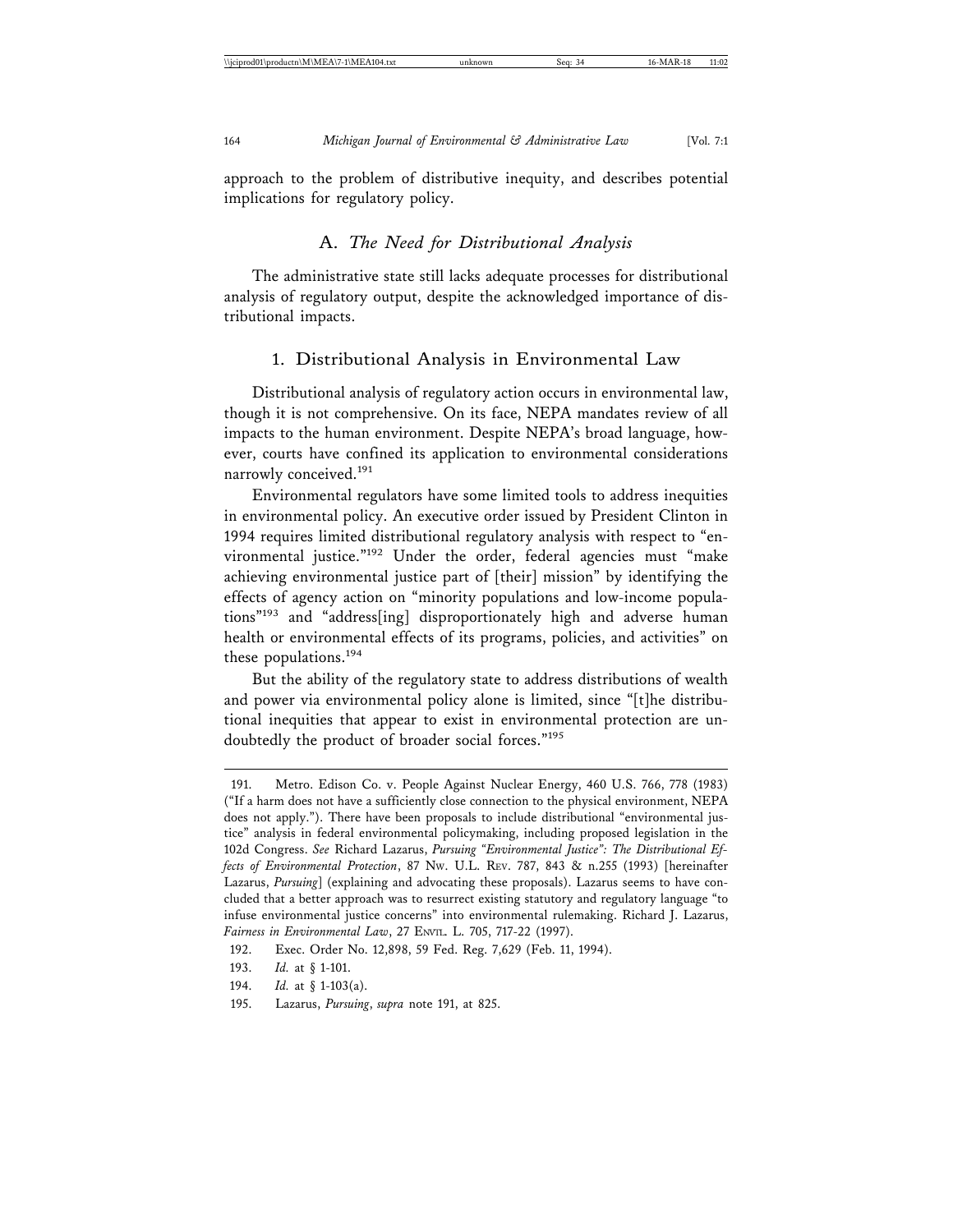approach to the problem of distributive inequity, and describes potential implications for regulatory policy.

## A. *The Need for Distributional Analysis*

The administrative state still lacks adequate processes for distributional analysis of regulatory output, despite the acknowledged importance of distributional impacts.

### 1. Distributional Analysis in Environmental Law

Distributional analysis of regulatory action occurs in environmental law, though it is not comprehensive. On its face, NEPA mandates review of all impacts to the human environment. Despite NEPA's broad language, however, courts have confined its application to environmental considerations narrowly conceived.[191]

Environmental regulators have some limited tools to address inequities in environmental policy. An executive order issued by President Clinton in 1994 requires limited distributional regulatory analysis with respect to "environmental justice."[192] Under the order, federal agencies must "make achieving environmental justice part of [their] mission" by identifying the effects of agency action on "minority populations and low-income populations"[193] and "address[ing] disproportionately high and adverse human health or environmental effects of its programs, policies, and activities" on these populations.[194]

But the ability of the regulatory state to address distributions of wealth and power via environmental policy alone is limited, since "[t]he distributional inequities that appear to exist in environmental protection are undoubtedly the product of broader social forces."[195]

---

191. Metro. Edison Co. v. People Against Nuclear Energy, 460 U.S. 766, 778 (1983) ("If a harm does not have a sufficiently close connection to the physical environment, NEPA does not apply."). There have been proposals to include distributional "environmental justice" analysis in federal environmental policymaking, including proposed legislation in the 102d Congress. *See* Richard Lazarus, *Pursuing "Environmental Justice": The Distributional Effects of Environmental Protection*, 87 Nw. U.L. Rev. 787, 843 & n.255 (1993) [hereinafter Lazarus, *Pursuing*] (explaining and advocating these proposals). Lazarus seems to have concluded that a better approach was to resurrect existing statutory and regulatory language "to infuse environmental justice concerns" into environmental rulemaking. Richard J. Lazarus, *Fairness in Environmental Law*, 27 Envtl. L. 705, 717-22 (1997).

192. Exec. Order No. 12,898, 59 Fed. Reg. 7,629 (Feb. 11, 1994).

193. *Id.* at § 1-101.

194. *Id.* at § 1-103(a).

195. Lazarus, *Pursuing*, *supra* note 191, at 825.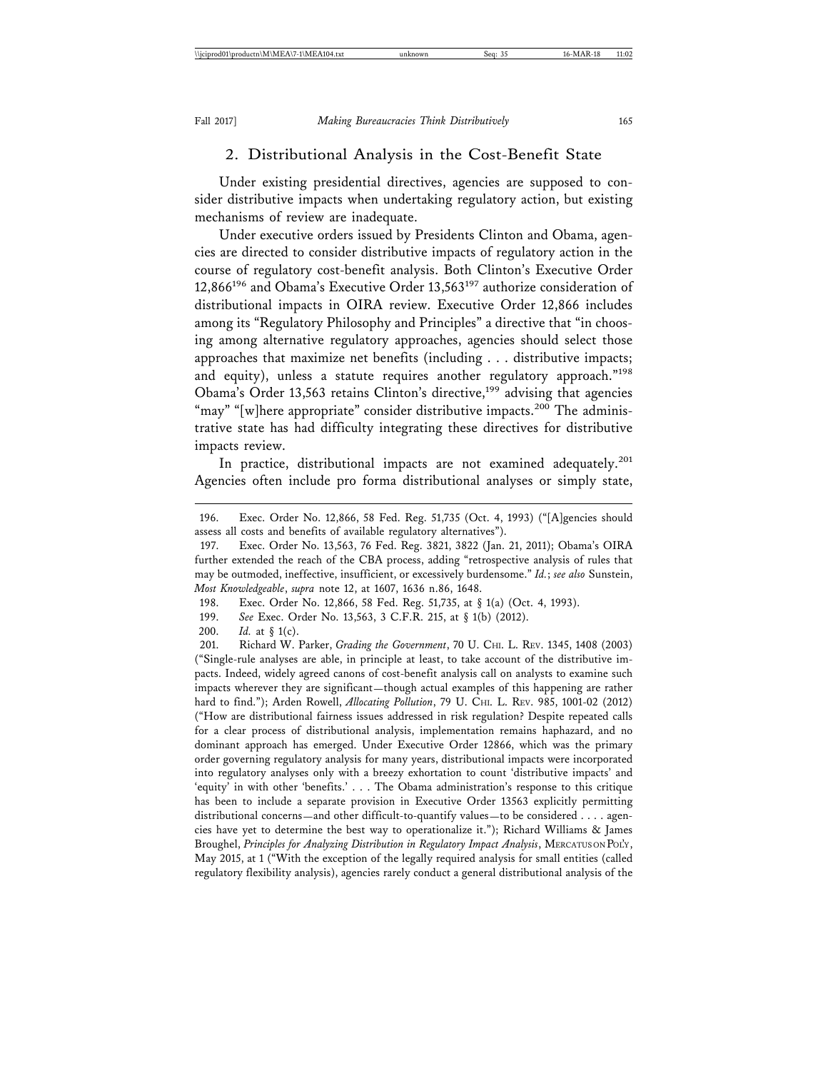### 2. Distributional Analysis in the Cost-Benefit State

Under existing presidential directives, agencies are supposed to consider distributive impacts when undertaking regulatory action, but existing mechanisms of review are inadequate.

Under executive orders issued by Presidents Clinton and Obama, agencies are directed to consider distributive impacts of regulatory action in the course of regulatory cost-benefit analysis. Both Clinton's Executive Order 12,866[196] and Obama's Executive Order 13,563[197] authorize consideration of distributional impacts in OIRA review. Executive Order 12,866 includes among its "Regulatory Philosophy and Principles" a directive that "in choosing among alternative regulatory approaches, agencies should select those approaches that maximize net benefits (including . . . distributive impacts; and equity), unless a statute requires another regulatory approach."[198] Obama's Order 13,563 retains Clinton's directive,[199] advising that agencies "may" "[w]here appropriate" consider distributive impacts.[200] The administrative state has had difficulty integrating these directives for distributive impacts review.

In practice, distributional impacts are not examined adequately.[201] Agencies often include pro forma distributional analyses or simply state,

---

196. Exec. Order No. 12,866, 58 Fed. Reg. 51,735 (Oct. 4, 1993) ("[A]gencies should assess all costs and benefits of available regulatory alternatives").

197. Exec. Order No. 13,563, 76 Fed. Reg. 3821, 3822 (Jan. 21, 2011); Obama's OIRA further extended the reach of the CBA process, adding "retrospective analysis of rules that may be outmoded, ineffective, insufficient, or excessively burdensome." *Id.*; *see also* Sunstein, *Most Knowledgeable*, *supra* note 12, at 1607, 1636 n.86, 1648.

198. Exec. Order No. 12,866, 58 Fed. Reg. 51,735, at § 1(a) (Oct. 4, 1993).

199. *See* Exec. Order No. 13,563, 3 C.F.R. 215, at § 1(b) (2012).

200. *Id.* at § 1(c).

201. Richard W. Parker, *Grading the Government*, 70 U. CHI. L. REV. 1345, 1408 (2003) ("Single-rule analyses are able, in principle at least, to take account of the distributive impacts. Indeed, widely agreed canons of cost-benefit analysis call on analysts to examine such impacts wherever they are significant—though actual examples of this happening are rather hard to find."); Arden Rowell, *Allocating Pollution*, 79 U. CHI. L. REV. 985, 1001-02 (2012) ("How are distributional fairness issues addressed in risk regulation? Despite repeated calls for a clear process of distributional analysis, implementation remains haphazard, and no dominant approach has emerged. Under Executive Order 12866, which was the primary order governing regulatory analysis for many years, distributional impacts were incorporated into regulatory analyses only with a breezy exhortation to count 'distributive impacts' and 'equity' in with other 'benefits.' . . . The Obama administration's response to this critique has been to include a separate provision in Executive Order 13563 explicitly permitting distributional concerns—and other difficult-to-quantify values—to be considered . . . . agencies have yet to determine the best way to operationalize it."); Richard Williams & James Broughel, *Principles for Analyzing Distribution in Regulatory Impact Analysis*, MERCATUS ON POL'Y, May 2015, at 1 ("With the exception of the legally required analysis for small entities (called regulatory flexibility analysis), agencies rarely conduct a general distributional analysis of the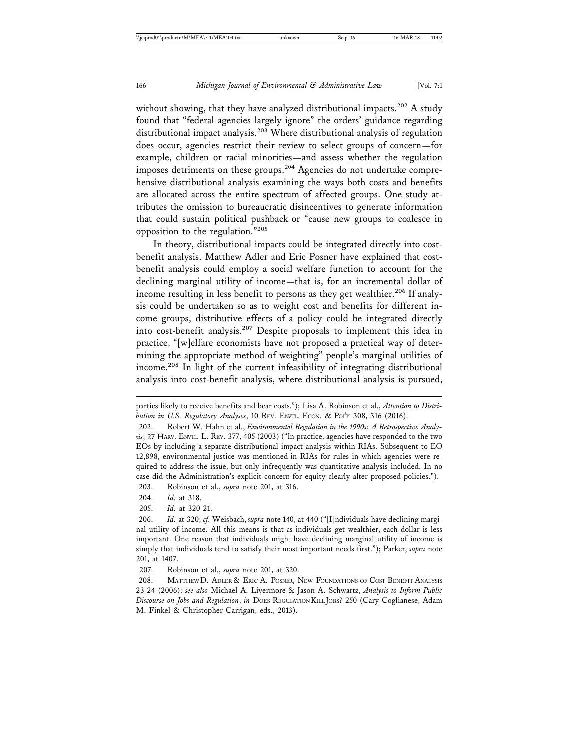without showing, that they have analyzed distributional impacts.[202] A study found that "federal agencies largely ignore" the orders' guidance regarding distributional impact analysis.[203] Where distributional analysis of regulation does occur, agencies restrict their review to select groups of concern—for example, children or racial minorities—and assess whether the regulation imposes detriments on these groups.[204] Agencies do not undertake comprehensive distributional analysis examining the ways both costs and benefits are allocated across the entire spectrum of affected groups. One study attributes the omission to bureaucratic disincentives to generate information that could sustain political pushback or "cause new groups to coalesce in opposition to the regulation."[205]

In theory, distributional impacts could be integrated directly into cost-benefit analysis. Matthew Adler and Eric Posner have explained that cost-benefit analysis could employ a social welfare function to account for the declining marginal utility of income—that is, for an incremental dollar of income resulting in less benefit to persons as they get wealthier.[206] If analysis could be undertaken so as to weight cost and benefits for different income groups, distributive effects of a policy could be integrated directly into cost-benefit analysis.[207] Despite proposals to implement this idea in practice, "[w]elfare economists have not proposed a practical way of determining the appropriate method of weighting" people's marginal utilities of income.[208] In light of the current infeasibility of integrating distributional analysis into cost-benefit analysis, where distributional analysis is pursued,

---

parties likely to receive benefits and bear costs."); Lisa A. Robinson et al., *Attention to Distribution in U.S. Regulatory Analyses*, 10 Rev. Envtl. Econ. & Pol'y 308, 316 (2016).

202. Robert W. Hahn et al., *Environmental Regulation in the 1990s: A Retrospective Analysis*, 27 Harv. Envtl. L. Rev. 377, 405 (2003) ("In practice, agencies have responded to the two EOs by including a separate distributional impact analysis within RIAs. Subsequent to EO 12,898, environmental justice was mentioned in RIAs for rules in which agencies were required to address the issue, but only infrequently was quantitative analysis included. In no case did the Administration's explicit concern for equity clearly alter proposed policies.").

203. Robinson et al., *supra* note 201, at 316.

204. *Id.* at 318.

205. *Id.* at 320-21.

206. *Id.* at 320; *cf.* Weisbach, *supra* note 140, at 440 ("[I]ndividuals have declining marginal utility of income. All this means is that as individuals get wealthier, each dollar is less important. One reason that individuals might have declining marginal utility of income is simply that individuals tend to satisfy their most important needs first."); Parker, *supra* note 201, at 1407.

207. Robinson et al., *supra* note 201, at 320.

208. Matthew D. Adler & Eric A. Posner, New Foundations of Cost-Benefit Analysis 23-24 (2006); *see also* Michael A. Livermore & Jason A. Schwartz, *Analysis to Inform Public Discourse on Jobs and Regulation*, *in* Does Regulation Kill Jobs? 250 (Cary Coglianese, Adam M. Finkel & Christopher Carrigan, eds., 2013).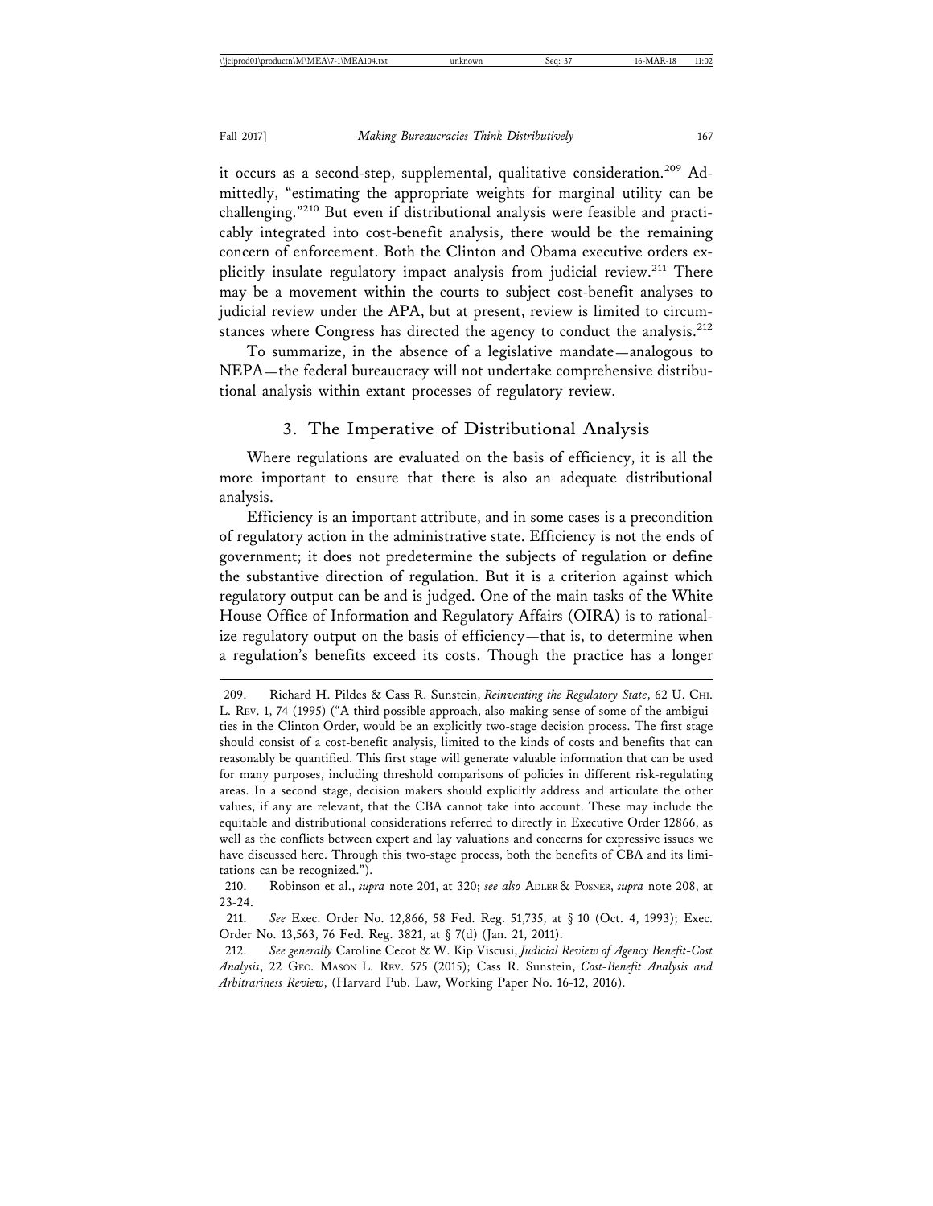it occurs as a second-step, supplemental, qualitative consideration.[209] Admittedly, "estimating the appropriate weights for marginal utility can be challenging."[210] But even if distributional analysis were feasible and practicably integrated into cost-benefit analysis, there would be the remaining concern of enforcement. Both the Clinton and Obama executive orders explicitly insulate regulatory impact analysis from judicial review.[211] There may be a movement within the courts to subject cost-benefit analyses to judicial review under the APA, but at present, review is limited to circumstances where Congress has directed the agency to conduct the analysis.[212]

To summarize, in the absence of a legislative mandate—analogous to NEPA—the federal bureaucracy will not undertake comprehensive distributional analysis within extant processes of regulatory review.

### 3. The Imperative of Distributional Analysis

Where regulations are evaluated on the basis of efficiency, it is all the more important to ensure that there is also an adequate distributional analysis.

Efficiency is an important attribute, and in some cases is a precondition of regulatory action in the administrative state. Efficiency is not the ends of government; it does not predetermine the subjects of regulation or define the substantive direction of regulation. But it is a criterion against which regulatory output can be and is judged. One of the main tasks of the White House Office of Information and Regulatory Affairs (OIRA) is to rationalize regulatory output on the basis of efficiency—that is, to determine when a regulation's benefits exceed its costs. Though the practice has a longer

---

209. Richard H. Pildes & Cass R. Sunstein, *Reinventing the Regulatory State*, 62 U. Chi. L. Rev. 1, 74 (1995) ("A third possible approach, also making sense of some of the ambiguities in the Clinton Order, would be an explicitly two-stage decision process. The first stage should consist of a cost-benefit analysis, limited to the kinds of costs and benefits that can reasonably be quantified. This first stage will generate valuable information that can be used for many purposes, including threshold comparisons of policies in different risk-regulating areas. In a second stage, decision makers should explicitly address and articulate the other values, if any are relevant, that the CBA cannot take into account. These may include the equitable and distributional considerations referred to directly in Executive Order 12866, as well as the conflicts between expert and lay valuations and concerns for expressive issues we have discussed here. Through this two-stage process, both the benefits of CBA and its limitations can be recognized.").

210. Robinson et al., *supra* note 201, at 320; *see also* Adler & Posner, *supra* note 208, at 23-24.

211. *See* Exec. Order No. 12,866, 58 Fed. Reg. 51,735, at § 10 (Oct. 4, 1993); Exec. Order No. 13,563, 76 Fed. Reg. 3821, at § 7(d) (Jan. 21, 2011).

212. *See generally* Caroline Cecot & W. Kip Viscusi, *Judicial Review of Agency Benefit-Cost Analysis*, 22 Geo. Mason L. Rev. 575 (2015); Cass R. Sunstein, *Cost-Benefit Analysis and Arbitrariness Review*, (Harvard Pub. Law, Working Paper No. 16-12, 2016).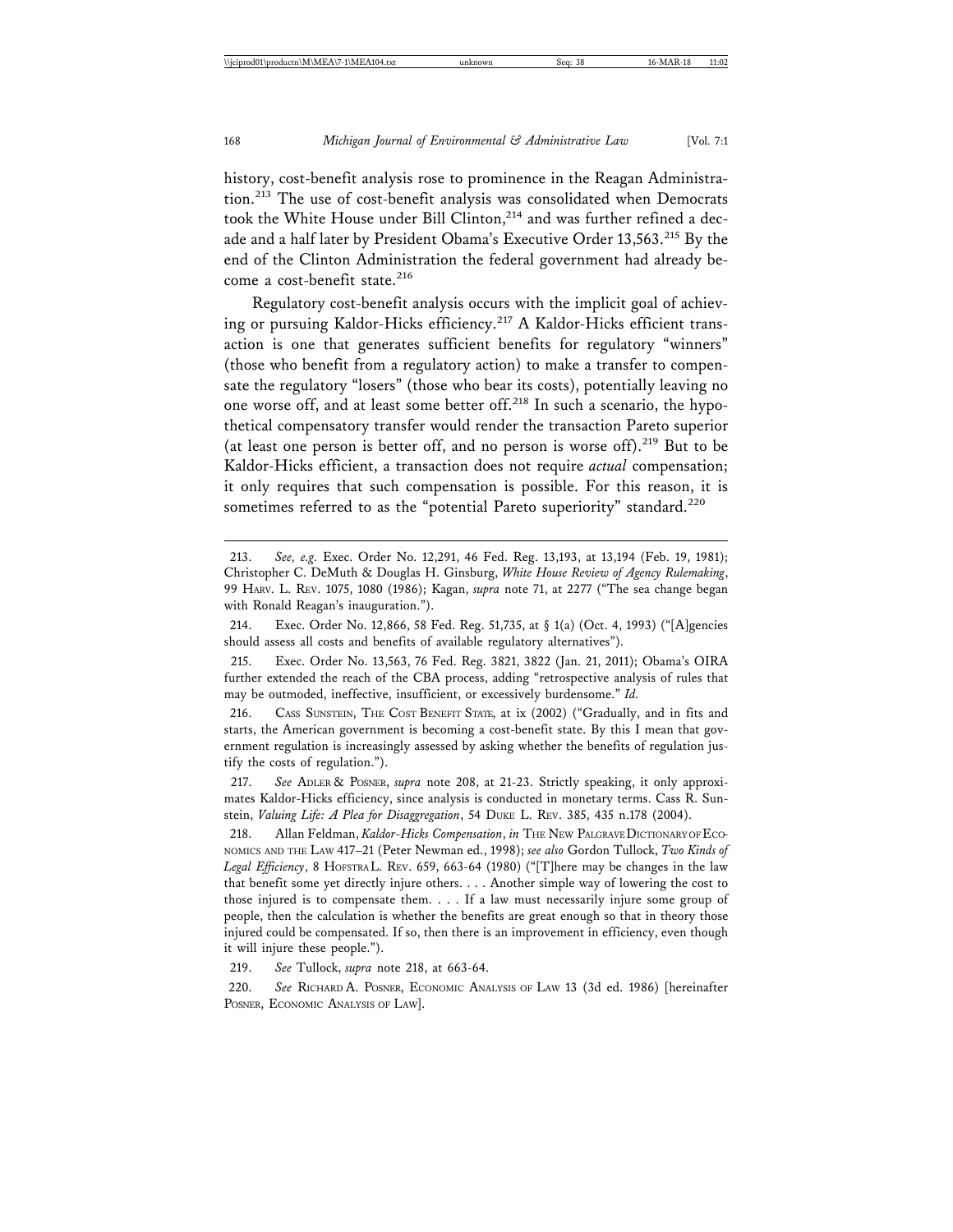history, cost-benefit analysis rose to prominence in the Reagan Administration.[213] The use of cost-benefit analysis was consolidated when Democrats took the White House under Bill Clinton,[214] and was further refined a decade and a half later by President Obama's Executive Order 13,563.[215] By the end of the Clinton Administration the federal government had already become a cost-benefit state.[216]

Regulatory cost-benefit analysis occurs with the implicit goal of achieving or pursuing Kaldor-Hicks efficiency.[217] A Kaldor-Hicks efficient transaction is one that generates sufficient benefits for regulatory "winners" (those who benefit from a regulatory action) to make a transfer to compensate the regulatory "losers" (those who bear its costs), potentially leaving no one worse off, and at least some better off.[218] In such a scenario, the hypothetical compensatory transfer would render the transaction Pareto superior (at least one person is better off, and no person is worse off).[219] But to be Kaldor-Hicks efficient, a transaction does not require *actual* compensation; it only requires that such compensation is possible. For this reason, it is sometimes referred to as the "potential Pareto superiority" standard.[220]

---

213. *See, e.g.* Exec. Order No. 12,291, 46 Fed. Reg. 13,193, at 13,194 (Feb. 19, 1981); Christopher C. DeMuth & Douglas H. Ginsburg, *White House Review of Agency Rulemaking*, 99 HARV. L. REV. 1075, 1080 (1986); Kagan, *supra* note 71, at 2277 ("The sea change began with Ronald Reagan's inauguration.").

214. Exec. Order No. 12,866, 58 Fed. Reg. 51,735, at § 1(a) (Oct. 4, 1993) ("[A]gencies should assess all costs and benefits of available regulatory alternatives").

215. Exec. Order No. 13,563, 76 Fed. Reg. 3821, 3822 (Jan. 21, 2011); Obama's OIRA further extended the reach of the CBA process, adding "retrospective analysis of rules that may be outmoded, ineffective, insufficient, or excessively burdensome." *Id.*

216. CASS SUNSTEIN, THE COST BENEFIT STATE, at ix (2002) ("Gradually, and in fits and starts, the American government is becoming a cost-benefit state. By this I mean that government regulation is increasingly assessed by asking whether the benefits of regulation justify the costs of regulation.").

217. *See* ADLER & POSNER, *supra* note 208, at 21-23. Strictly speaking, it only approximates Kaldor-Hicks efficiency, since analysis is conducted in monetary terms. Cass R. Sunstein, *Valuing Life: A Plea for Disaggregation*, 54 DUKE L. REV. 385, 435 n.178 (2004).

218. Allan Feldman, *Kaldor-Hicks Compensation*, *in* THE NEW PALGRAVE DICTIONARY OF ECONOMICS AND THE LAW 417–21 (Peter Newman ed., 1998); *see also* Gordon Tullock, *Two Kinds of Legal Efficiency*, 8 HOFSTRA L. REV. 659, 663-64 (1980) ("[T]here may be changes in the law that benefit some yet directly injure others. . . . Another simple way of lowering the cost to those injured is to compensate them. . . . If a law must necessarily injure some group of people, then the calculation is whether the benefits are great enough so that in theory those injured could be compensated. If so, then there is an improvement in efficiency, even though it will injure these people.").

219. *See* Tullock, *supra* note 218, at 663-64.

220. *See* RICHARD A. POSNER, ECONOMIC ANALYSIS OF LAW 13 (3d ed. 1986) [hereinafter POSNER, ECONOMIC ANALYSIS OF LAW].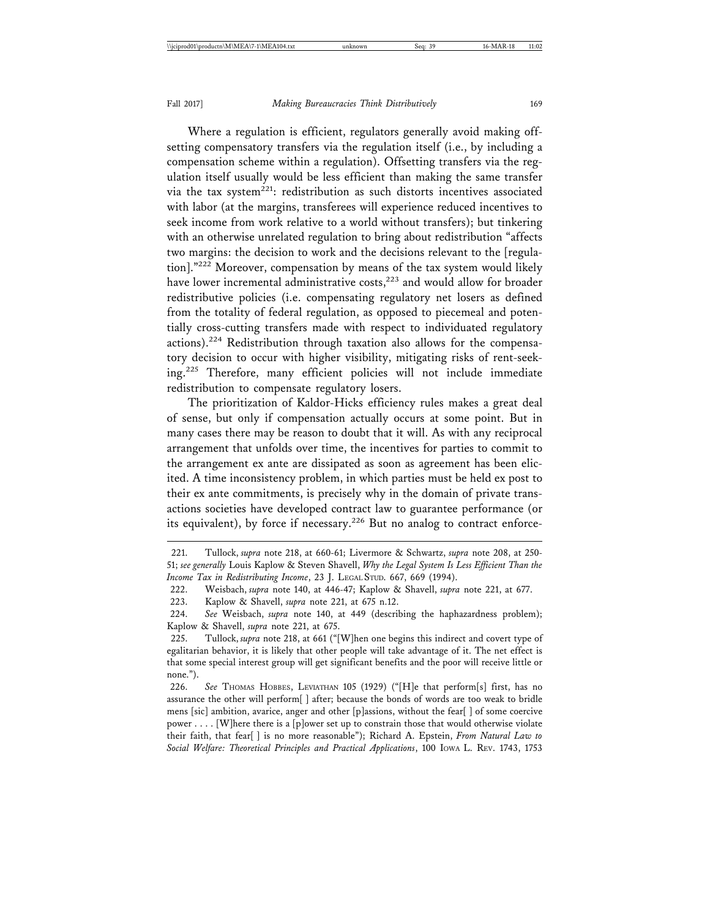Where a regulation is efficient, regulators generally avoid making offsetting compensatory transfers via the regulation itself (i.e., by including a compensation scheme within a regulation). Offsetting transfers via the regulation itself usually would be less efficient than making the same transfer via the tax system[221]: redistribution as such distorts incentives associated with labor (at the margins, transferees will experience reduced incentives to seek income from work relative to a world without transfers); but tinkering with an otherwise unrelated regulation to bring about redistribution "affects two margins: the decision to work and the decisions relevant to the [regulation]."[222] Moreover, compensation by means of the tax system would likely have lower incremental administrative costs,[223] and would allow for broader redistributive policies (i.e. compensating regulatory net losers as defined from the totality of federal regulation, as opposed to piecemeal and potentially cross-cutting transfers made with respect to individuated regulatory actions).[224] Redistribution through taxation also allows for the compensatory decision to occur with higher visibility, mitigating risks of rent-seeking.[225] Therefore, many efficient policies will not include immediate redistribution to compensate regulatory losers.

The prioritization of Kaldor-Hicks efficiency rules makes a great deal of sense, but only if compensation actually occurs at some point. But in many cases there may be reason to doubt that it will. As with any reciprocal arrangement that unfolds over time, the incentives for parties to commit to the arrangement ex ante are dissipated as soon as agreement has been elicited. A time inconsistency problem, in which parties must be held ex post to their ex ante commitments, is precisely why in the domain of private transactions societies have developed contract law to guarantee performance (or its equivalent), by force if necessary.[226] But no analog to contract enforce-

221. Tullock, *supra* note 218, at 660-61; Livermore & Schwartz, *supra* note 208, at 250-51; *see generally* Louis Kaplow & Steven Shavell, *Why the Legal System Is Less Efficient Than the Income Tax in Redistributing Income*, 23 J. LEGAL STUD. 667, 669 (1994).

222. Weisbach, *supra* note 140, at 446-47; Kaplow & Shavell, *supra* note 221, at 677.

223. Kaplow & Shavell, *supra* note 221, at 675 n.12.

224. *See* Weisbach, *supra* note 140, at 449 (describing the haphazardness problem); Kaplow & Shavell, *supra* note 221, at 675.

225. Tullock, *supra* note 218, at 661 ("[W]hen one begins this indirect and covert type of egalitarian behavior, it is likely that other people will take advantage of it. The net effect is that some special interest group will get significant benefits and the poor will receive little or none.").

226. *See* THOMAS HOBBES, LEVIATHAN 105 (1929) ("[H]e that perform[s] first, has no assurance the other will perform[ ] after; because the bonds of words are too weak to bridle mens [sic] ambition, avarice, anger and other [p]assions, without the fear[ ] of some coercive power . . . . [W]here there is a [p]ower set up to constrain those that would otherwise violate their faith, that fear[ ] is no more reasonable"); Richard A. Epstein, *From Natural Law to Social Welfare: Theoretical Principles and Practical Applications*, 100 IOWA L. REV. 1743, 1753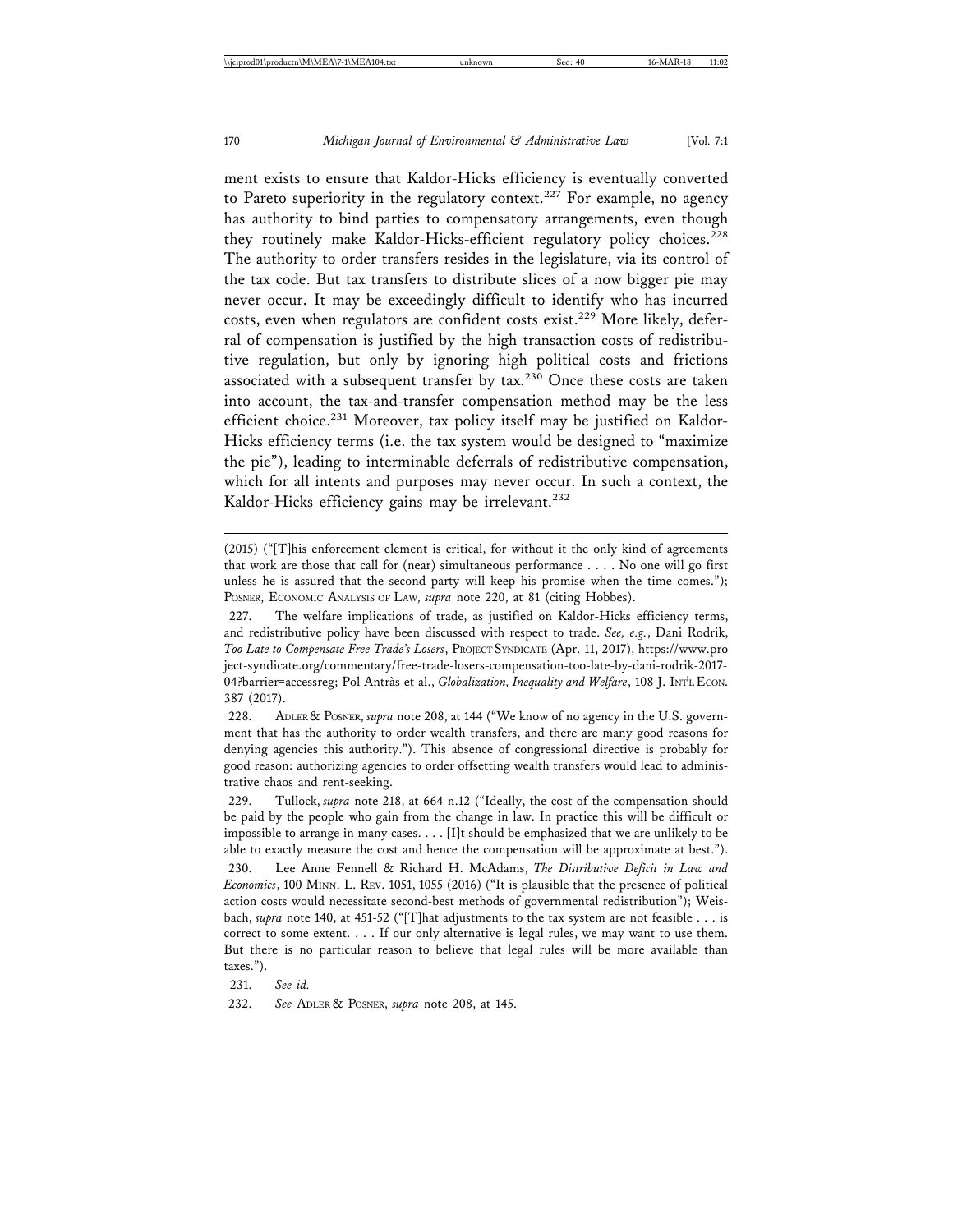ment exists to ensure that Kaldor-Hicks efficiency is eventually converted to Pareto superiority in the regulatory context.[227] For example, no agency has authority to bind parties to compensatory arrangements, even though they routinely make Kaldor-Hicks-efficient regulatory policy choices.[228] The authority to order transfers resides in the legislature, via its control of the tax code. But tax transfers to distribute slices of a now bigger pie may never occur. It may be exceedingly difficult to identify who has incurred costs, even when regulators are confident costs exist.[229] More likely, deferral of compensation is justified by the high transaction costs of redistributive regulation, but only by ignoring high political costs and frictions associated with a subsequent transfer by tax.[230] Once these costs are taken into account, the tax-and-transfer compensation method may be the less efficient choice.[231] Moreover, tax policy itself may be justified on Kaldor-Hicks efficiency terms (i.e. the tax system would be designed to "maximize the pie"), leading to interminable deferrals of redistributive compensation, which for all intents and purposes may never occur. In such a context, the Kaldor-Hicks efficiency gains may be irrelevant.[232]

---

(2015) ("[T]his enforcement element is critical, for without it the only kind of agreements that work are those that call for (near) simultaneous performance . . . . No one will go first unless he is assured that the second party will keep his promise when the time comes."); POSNER, ECONOMIC ANALYSIS OF LAW, *supra* note 220, at 81 (citing Hobbes).

227. The welfare implications of trade, as justified on Kaldor-Hicks efficiency terms, and redistributive policy have been discussed with respect to trade. *See, e.g.*, Dani Rodrik, *Too Late to Compensate Free Trade's Losers*, PROJECT SYNDICATE (Apr. 11, 2017), https://www.project-syndicate.org/commentary/free-trade-losers-compensation-too-late-by-dani-rodrik-2017-04?barrier=accessreg; Pol Antràs et al., *Globalization, Inequality and Welfare*, 108 J. INT'L ECON. 387 (2017).

228. ADLER & POSNER, *supra* note 208, at 144 ("We know of no agency in the U.S. government that has the authority to order wealth transfers, and there are many good reasons for denying agencies this authority."). This absence of congressional directive is probably for good reason: authorizing agencies to order offsetting wealth transfers would lead to administrative chaos and rent-seeking.

229. Tullock, *supra* note 218, at 664 n.12 ("Ideally, the cost of the compensation should be paid by the people who gain from the change in law. In practice this will be difficult or impossible to arrange in many cases. . . . [I]t should be emphasized that we are unlikely to be able to exactly measure the cost and hence the compensation will be approximate at best.").

230. Lee Anne Fennell & Richard H. McAdams, *The Distributive Deficit in Law and Economics*, 100 MINN. L. REV. 1051, 1055 (2016) ("It is plausible that the presence of political action costs would necessitate second-best methods of governmental redistribution"); Weisbach, *supra* note 140, at 451-52 ("[T]hat adjustments to the tax system are not feasible . . . is correct to some extent. . . . If our only alternative is legal rules, we may want to use them. But there is no particular reason to believe that legal rules will be more available than taxes.").

231. *See id.*

232. *See* ADLER & POSNER, *supra* note 208, at 145.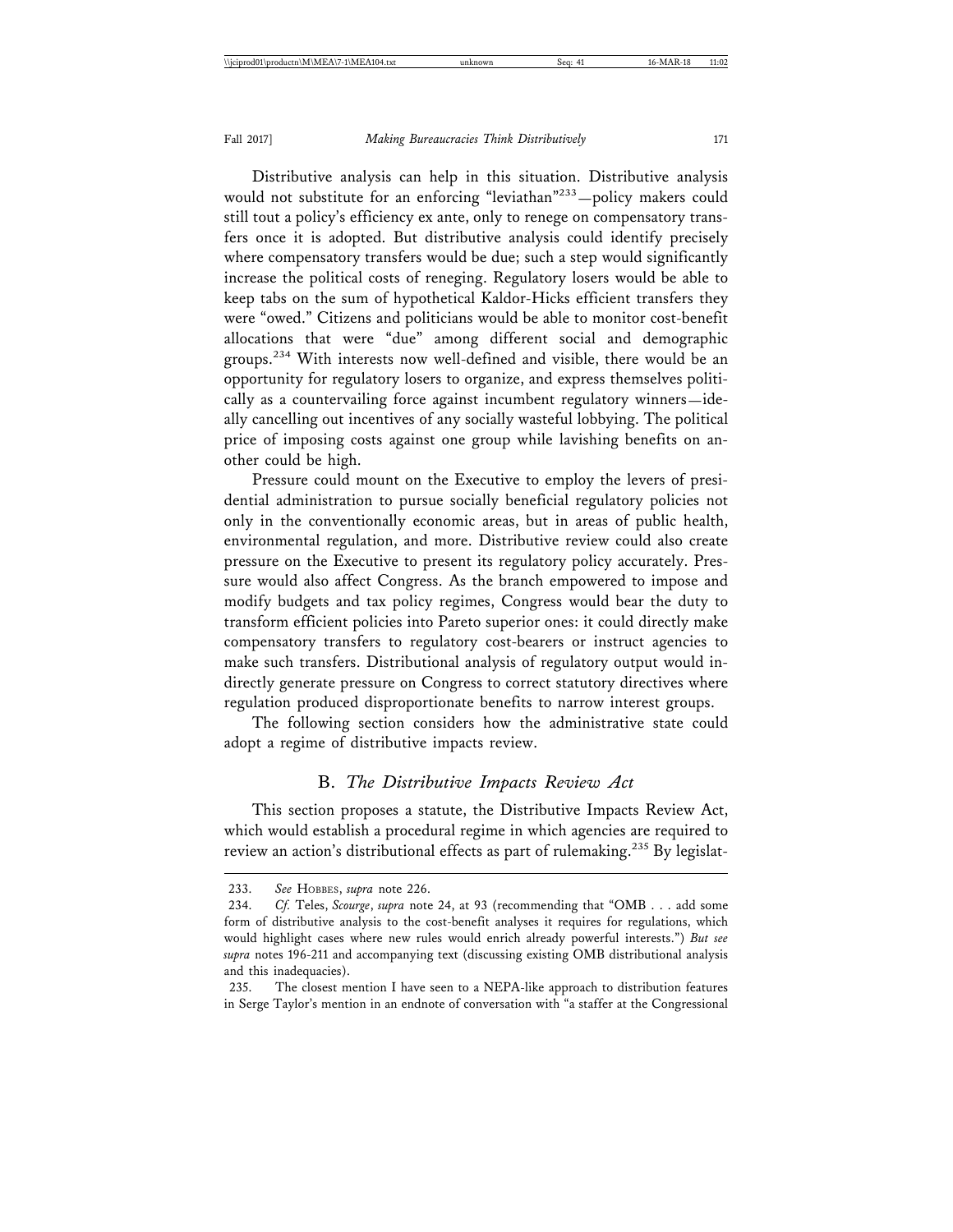Distributive analysis can help in this situation. Distributive analysis would not substitute for an enforcing "leviathan"[233]—policy makers could still tout a policy's efficiency ex ante, only to renege on compensatory transfers once it is adopted. But distributive analysis could identify precisely where compensatory transfers would be due; such a step would significantly increase the political costs of reneging. Regulatory losers would be able to keep tabs on the sum of hypothetical Kaldor-Hicks efficient transfers they were "owed." Citizens and politicians would be able to monitor cost-benefit allocations that were "due" among different social and demographic groups.[234] With interests now well-defined and visible, there would be an opportunity for regulatory losers to organize, and express themselves politically as a countervailing force against incumbent regulatory winners—ideally cancelling out incentives of any socially wasteful lobbying. The political price of imposing costs against one group while lavishing benefits on another could be high.

Pressure could mount on the Executive to employ the levers of presidential administration to pursue socially beneficial regulatory policies not only in the conventionally economic areas, but in areas of public health, environmental regulation, and more. Distributive review could also create pressure on the Executive to present its regulatory policy accurately. Pressure would also affect Congress. As the branch empowered to impose and modify budgets and tax policy regimes, Congress would bear the duty to transform efficient policies into Pareto superior ones: it could directly make compensatory transfers to regulatory cost-bearers or instruct agencies to make such transfers. Distributional analysis of regulatory output would indirectly generate pressure on Congress to correct statutory directives where regulation produced disproportionate benefits to narrow interest groups.

The following section considers how the administrative state could adopt a regime of distributive impacts review.

## B. *The Distributive Impacts Review Act*

This section proposes a statute, the Distributive Impacts Review Act, which would establish a procedural regime in which agencies are required to review an action's distributional effects as part of rulemaking.[235] By legislat-

---

233. *See* Hobbes, *supra* note 226.

234. *Cf.* Teles, *Scourge*, *supra* note 24, at 93 (recommending that "OMB . . . add some form of distributive analysis to the cost-benefit analyses it requires for regulations, which would highlight cases where new rules would enrich already powerful interests.") *But see supra* notes 196-211 and accompanying text (discussing existing OMB distributional analysis and this inadequacies).

235. The closest mention I have seen to a NEPA-like approach to distribution features in Serge Taylor's mention in an endnote of conversation with "a staffer at the Congressional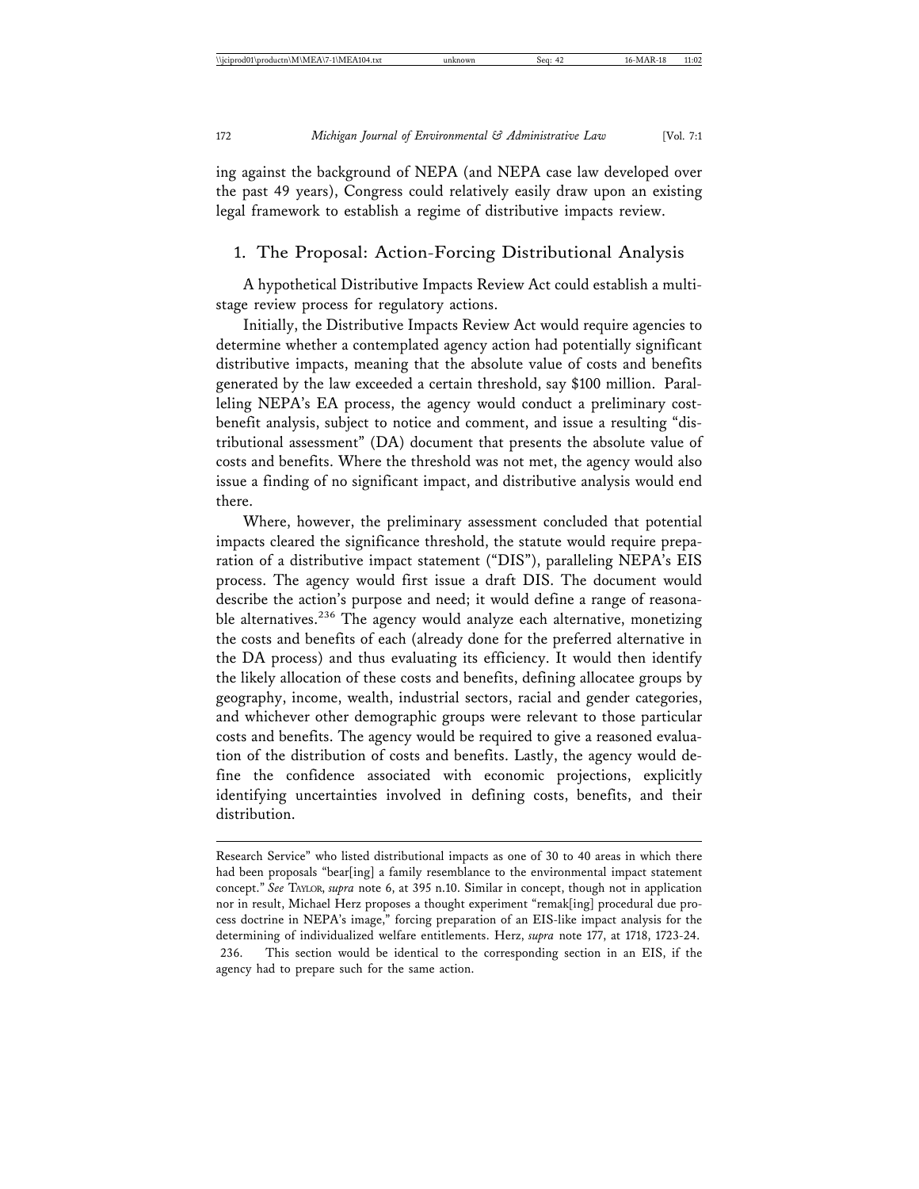ing against the background of NEPA (and NEPA case law developed over the past 49 years), Congress could relatively easily draw upon an existing legal framework to establish a regime of distributive impacts review.

### 1. The Proposal: Action-Forcing Distributional Analysis

A hypothetical Distributive Impacts Review Act could establish a multi-stage review process for regulatory actions.

Initially, the Distributive Impacts Review Act would require agencies to determine whether a contemplated agency action had potentially significant distributive impacts, meaning that the absolute value of costs and benefits generated by the law exceeded a certain threshold, say $100 million. Paralleling NEPA's EA process, the agency would conduct a preliminary cost-benefit analysis, subject to notice and comment, and issue a resulting "distributional assessment" (DA) document that presents the absolute value of costs and benefits. Where the threshold was not met, the agency would also issue a finding of no significant impact, and distributive analysis would end there.

Where, however, the preliminary assessment concluded that potential impacts cleared the significance threshold, the statute would require preparation of a distributive impact statement ("DIS"), paralleling NEPA's EIS process. The agency would first issue a draft DIS. The document would describe the action's purpose and need; it would define a range of reasonable alternatives.[236] The agency would analyze each alternative, monetizing the costs and benefits of each (already done for the preferred alternative in the DA process) and thus evaluating its efficiency. It would then identify the likely allocation of these costs and benefits, defining allocatee groups by geography, income, wealth, industrial sectors, racial and gender categories, and whichever other demographic groups were relevant to those particular costs and benefits. The agency would be required to give a reasoned evaluation of the distribution of costs and benefits. Lastly, the agency would define the confidence associated with economic projections, explicitly identifying uncertainties involved in defining costs, benefits, and their distribution.

---

Research Service" who listed distributional impacts as one of 30 to 40 areas in which there had been proposals "bear[ing] a family resemblance to the environmental impact statement concept." *See* TAYLOR, *supra* note 6, at 395 n.10. Similar in concept, though not in application nor in result, Michael Herz proposes a thought experiment "remak[ing] procedural due process doctrine in NEPA's image," forcing preparation of an EIS-like impact analysis for the determining of individualized welfare entitlements. Herz, *supra* note 177, at 1718, 1723-24.

236. This section would be identical to the corresponding section in an EIS, if the agency had to prepare such for the same action.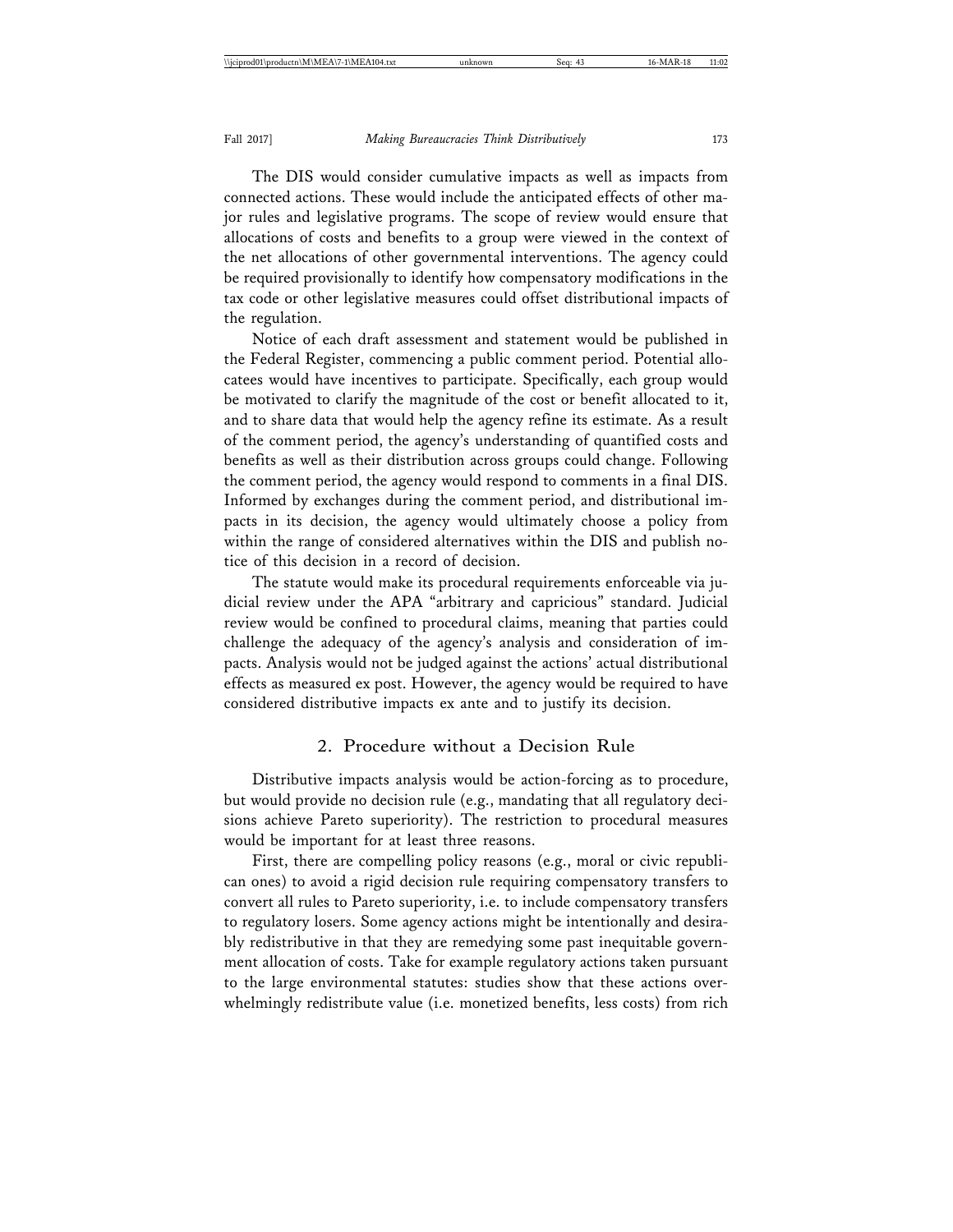The DIS would consider cumulative impacts as well as impacts from connected actions. These would include the anticipated effects of other major rules and legislative programs. The scope of review would ensure that allocations of costs and benefits to a group were viewed in the context of the net allocations of other governmental interventions. The agency could be required provisionally to identify how compensatory modifications in the tax code or other legislative measures could offset distributional impacts of the regulation.

Notice of each draft assessment and statement would be published in the Federal Register, commencing a public comment period. Potential allocatees would have incentives to participate. Specifically, each group would be motivated to clarify the magnitude of the cost or benefit allocated to it, and to share data that would help the agency refine its estimate. As a result of the comment period, the agency's understanding of quantified costs and benefits as well as their distribution across groups could change. Following the comment period, the agency would respond to comments in a final DIS. Informed by exchanges during the comment period, and distributional impacts in its decision, the agency would ultimately choose a policy from within the range of considered alternatives within the DIS and publish notice of this decision in a record of decision.

The statute would make its procedural requirements enforceable via judicial review under the APA "arbitrary and capricious" standard. Judicial review would be confined to procedural claims, meaning that parties could challenge the adequacy of the agency's analysis and consideration of impacts. Analysis would not be judged against the actions' actual distributional effects as measured ex post. However, the agency would be required to have considered distributive impacts ex ante and to justify its decision.

### 2. Procedure without a Decision Rule

Distributive impacts analysis would be action-forcing as to procedure, but would provide no decision rule (e.g., mandating that all regulatory decisions achieve Pareto superiority). The restriction to procedural measures would be important for at least three reasons.

First, there are compelling policy reasons (e.g., moral or civic republican ones) to avoid a rigid decision rule requiring compensatory transfers to convert all rules to Pareto superiority, i.e. to include compensatory transfers to regulatory losers. Some agency actions might be intentionally and desirably redistributive in that they are remedying some past inequitable government allocation of costs. Take for example regulatory actions taken pursuant to the large environmental statutes: studies show that these actions overwhelmingly redistribute value (i.e. monetized benefits, less costs) from rich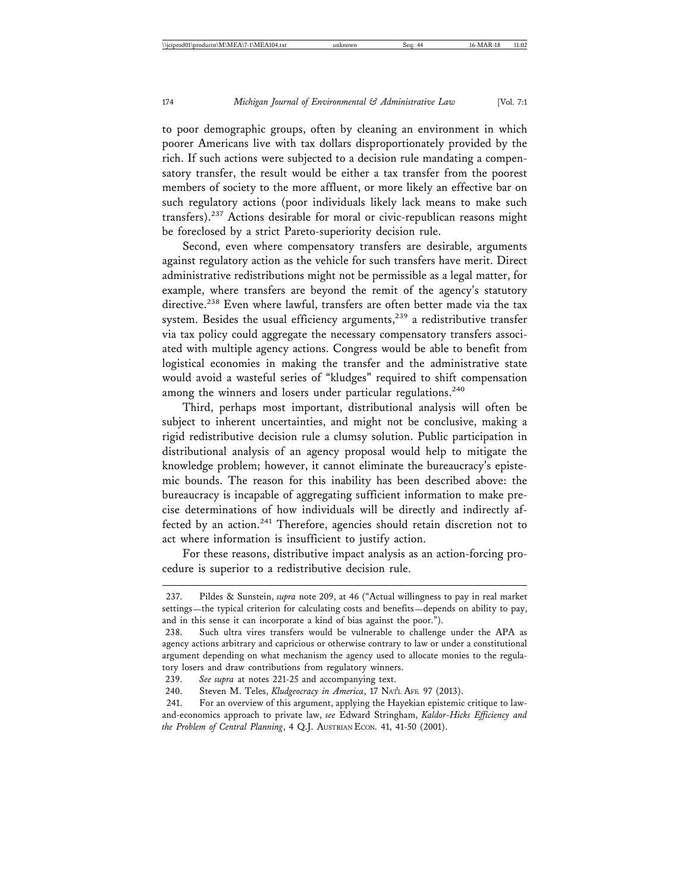to poor demographic groups, often by cleaning an environment in which poorer Americans live with tax dollars disproportionately provided by the rich. If such actions were subjected to a decision rule mandating a compensatory transfer, the result would be either a tax transfer from the poorest members of society to the more affluent, or more likely an effective bar on such regulatory actions (poor individuals likely lack means to make such transfers).[237] Actions desirable for moral or civic-republican reasons might be foreclosed by a strict Pareto-superiority decision rule.

Second, even where compensatory transfers are desirable, arguments against regulatory action as the vehicle for such transfers have merit. Direct administrative redistributions might not be permissible as a legal matter, for example, where transfers are beyond the remit of the agency's statutory directive.[238] Even where lawful, transfers are often better made via the tax system. Besides the usual efficiency arguments,[239] a redistributive transfer via tax policy could aggregate the necessary compensatory transfers associated with multiple agency actions. Congress would be able to benefit from logistical economies in making the transfer and the administrative state would avoid a wasteful series of "kludges" required to shift compensation among the winners and losers under particular regulations.[240]

Third, perhaps most important, distributional analysis will often be subject to inherent uncertainties, and might not be conclusive, making a rigid redistributive decision rule a clumsy solution. Public participation in distributional analysis of an agency proposal would help to mitigate the knowledge problem; however, it cannot eliminate the bureaucracy's epistemic bounds. The reason for this inability has been described above: the bureaucracy is incapable of aggregating sufficient information to make precise determinations of how individuals will be directly and indirectly affected by an action.[241] Therefore, agencies should retain discretion not to act where information is insufficient to justify action.

For these reasons, distributive impact analysis as an action-forcing procedure is superior to a redistributive decision rule.

---

237. Pildes & Sunstein, *supra* note 209, at 46 ("Actual willingness to pay in real market settings—the typical criterion for calculating costs and benefits—depends on ability to pay, and in this sense it can incorporate a kind of bias against the poor.").

238. Such ultra vires transfers would be vulnerable to challenge under the APA as agency actions arbitrary and capricious or otherwise contrary to law or under a constitutional argument depending on what mechanism the agency used to allocate monies to the regulatory losers and draw contributions from regulatory winners.

239. *See supra* at notes 221-25 and accompanying text.

240. Steven M. Teles, *Kludgeocracy in America*, 17 NAT'L AFF. 97 (2013).

241. For an overview of this argument, applying the Hayekian epistemic critique to law-and-economics approach to private law, *see* Edward Stringham, *Kaldor-Hicks Efficiency and the Problem of Central Planning*, 4 Q.J. AUSTRIAN ECON. 41, 41-50 (2001).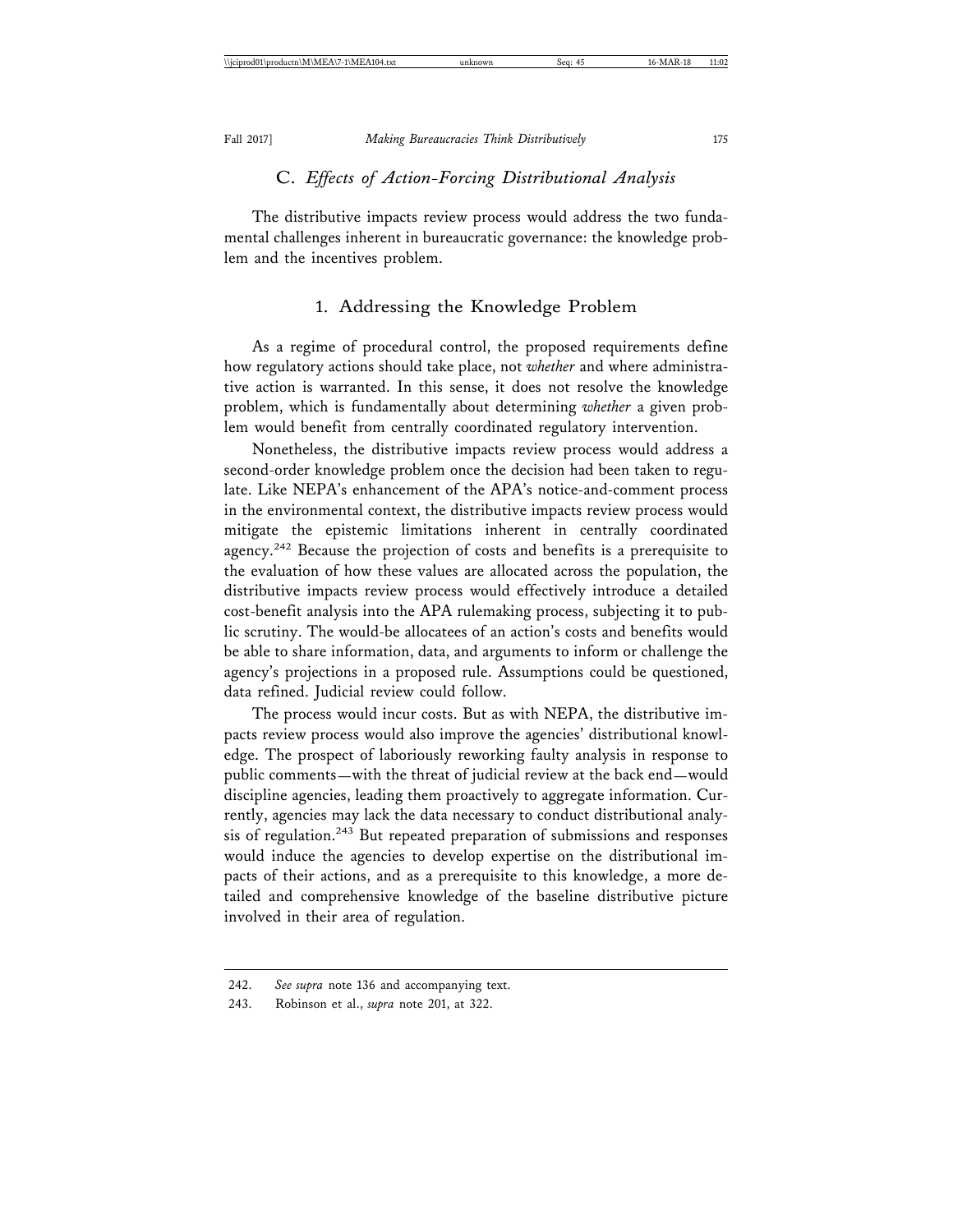### C. *Effects of Action-Forcing Distributional Analysis*

The distributive impacts review process would address the two fundamental challenges inherent in bureaucratic governance: the knowledge problem and the incentives problem.

#### 1. Addressing the Knowledge Problem

As a regime of procedural control, the proposed requirements define how regulatory actions should take place, not *whether* and where administrative action is warranted. In this sense, it does not resolve the knowledge problem, which is fundamentally about determining *whether* a given problem would benefit from centrally coordinated regulatory intervention.

Nonetheless, the distributive impacts review process would address a second-order knowledge problem once the decision had been taken to regulate. Like NEPA's enhancement of the APA's notice-and-comment process in the environmental context, the distributive impacts review process would mitigate the epistemic limitations inherent in centrally coordinated agency.[242] Because the projection of costs and benefits is a prerequisite to the evaluation of how these values are allocated across the population, the distributive impacts review process would effectively introduce a detailed cost-benefit analysis into the APA rulemaking process, subjecting it to public scrutiny. The would-be allocatees of an action's costs and benefits would be able to share information, data, and arguments to inform or challenge the agency's projections in a proposed rule. Assumptions could be questioned, data refined. Judicial review could follow.

The process would incur costs. But as with NEPA, the distributive impacts review process would also improve the agencies' distributional knowledge. The prospect of laboriously reworking faulty analysis in response to public comments—with the threat of judicial review at the back end—would discipline agencies, leading them proactively to aggregate information. Currently, agencies may lack the data necessary to conduct distributional analysis of regulation.[243] But repeated preparation of submissions and responses would induce the agencies to develop expertise on the distributional impacts of their actions, and as a prerequisite to this knowledge, a more detailed and comprehensive knowledge of the baseline distributive picture involved in their area of regulation.

---

242. *See supra* note 136 and accompanying text.

243. Robinson et al., *supra* note 201, at 322.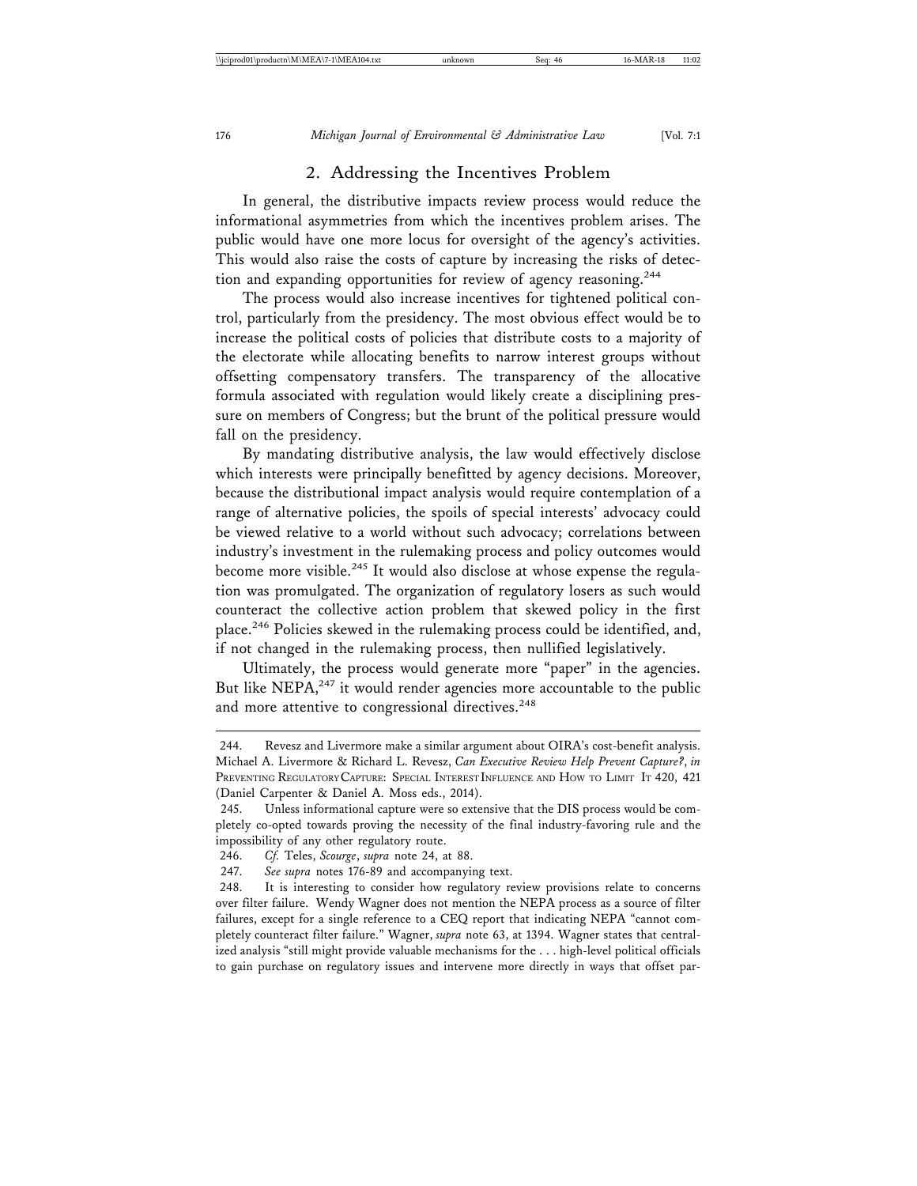### 2. Addressing the Incentives Problem

In general, the distributive impacts review process would reduce the informational asymmetries from which the incentives problem arises. The public would have one more locus for oversight of the agency's activities. This would also raise the costs of capture by increasing the risks of detection and expanding opportunities for review of agency reasoning.[244]

The process would also increase incentives for tightened political control, particularly from the presidency. The most obvious effect would be to increase the political costs of policies that distribute costs to a majority of the electorate while allocating benefits to narrow interest groups without offsetting compensatory transfers. The transparency of the allocative formula associated with regulation would likely create a disciplining pressure on members of Congress; but the brunt of the political pressure would fall on the presidency.

By mandating distributive analysis, the law would effectively disclose which interests were principally benefitted by agency decisions. Moreover, because the distributional impact analysis would require contemplation of a range of alternative policies, the spoils of special interests' advocacy could be viewed relative to a world without such advocacy; correlations between industry's investment in the rulemaking process and policy outcomes would become more visible.[245] It would also disclose at whose expense the regulation was promulgated. The organization of regulatory losers as such would counteract the collective action problem that skewed policy in the first place.[246] Policies skewed in the rulemaking process could be identified, and, if not changed in the rulemaking process, then nullified legislatively.

Ultimately, the process would generate more "paper" in the agencies. But like NEPA,[247] it would render agencies more accountable to the public and more attentive to congressional directives.[248]

---

244. Revesz and Livermore make a similar argument about OIRA's cost-benefit analysis. Michael A. Livermore & Richard L. Revesz, *Can Executive Review Help Prevent Capture?*, *in* PREVENTING REGULATORY CAPTURE: SPECIAL INTEREST INFLUENCE AND HOW TO LIMIT IT 420, 421 (Daniel Carpenter & Daniel A. Moss eds., 2014).

245. Unless informational capture were so extensive that the DIS process would be completely co-opted towards proving the necessity of the final industry-favoring rule and the impossibility of any other regulatory route.

246. *Cf.* Teles, *Scourge*, *supra* note 24, at 88.

247. *See supra* notes 176-89 and accompanying text.

248. It is interesting to consider how regulatory review provisions relate to concerns over filter failure. Wendy Wagner does not mention the NEPA process as a source of filter failures, except for a single reference to a CEQ report that indicating NEPA "cannot completely counteract filter failure." Wagner, *supra* note 63, at 1394. Wagner states that centralized analysis "still might provide valuable mechanisms for the . . . high-level political officials to gain purchase on regulatory issues and intervene more directly in ways that offset par-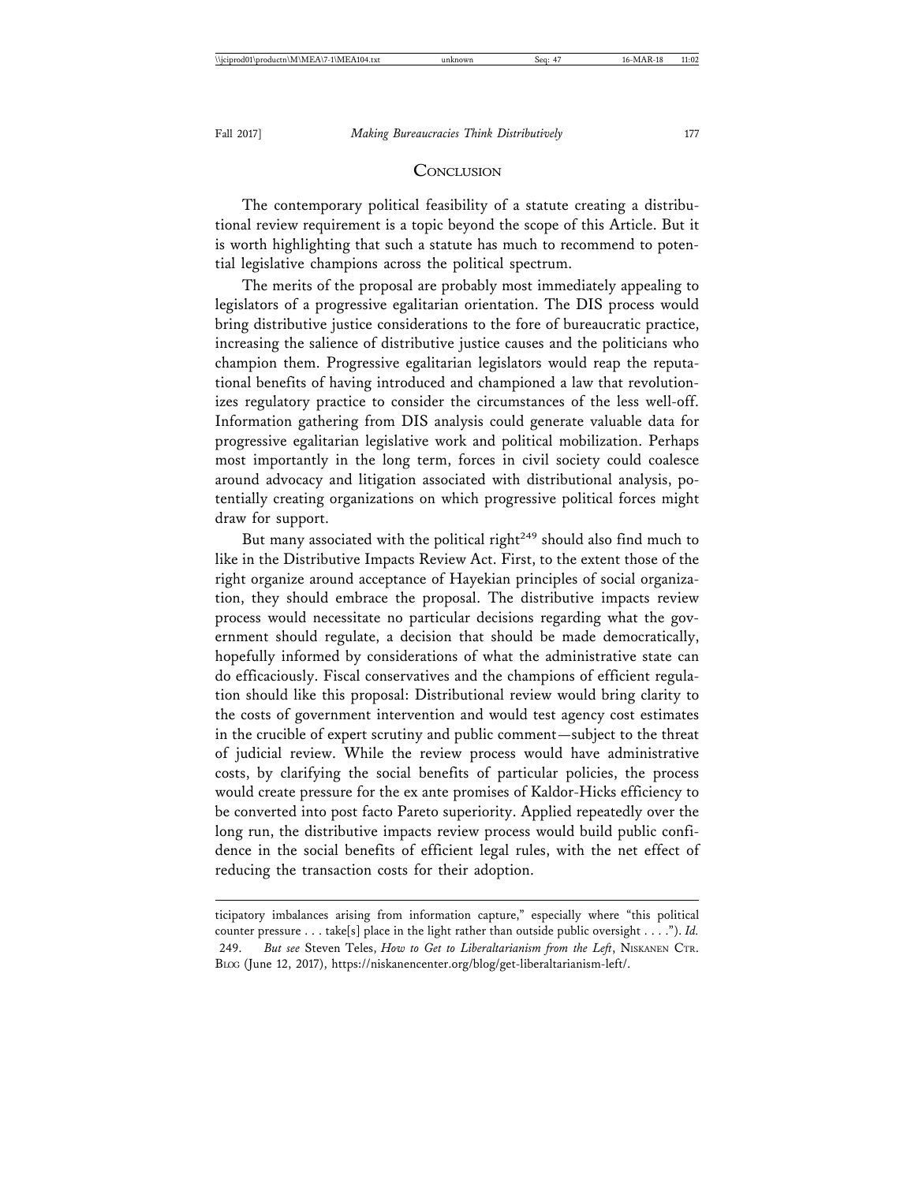## CONCLUSION

The contemporary political feasibility of a statute creating a distributional review requirement is a topic beyond the scope of this Article. But it is worth highlighting that such a statute has much to recommend to potential legislative champions across the political spectrum.

The merits of the proposal are probably most immediately appealing to legislators of a progressive egalitarian orientation. The DIS process would bring distributive justice considerations to the fore of bureaucratic practice, increasing the salience of distributive justice causes and the politicians who champion them. Progressive egalitarian legislators would reap the reputational benefits of having introduced and championed a law that revolutionizes regulatory practice to consider the circumstances of the less well-off. Information gathering from DIS analysis could generate valuable data for progressive egalitarian legislative work and political mobilization. Perhaps most importantly in the long term, forces in civil society could coalesce around advocacy and litigation associated with distributional analysis, potentially creating organizations on which progressive political forces might draw for support.

But many associated with the political right[249] should also find much to like in the Distributive Impacts Review Act. First, to the extent those of the right organize around acceptance of Hayekian principles of social organization, they should embrace the proposal. The distributive impacts review process would necessitate no particular decisions regarding what the government should regulate, a decision that should be made democratically, hopefully informed by considerations of what the administrative state can do efficaciously. Fiscal conservatives and the champions of efficient regulation should like this proposal: Distributional review would bring clarity to the costs of government intervention and would test agency cost estimates in the crucible of expert scrutiny and public comment—subject to the threat of judicial review. While the review process would have administrative costs, by clarifying the social benefits of particular policies, the process would create pressure for the ex ante promises of Kaldor-Hicks efficiency to be converted into post facto Pareto superiority. Applied repeatedly over the long run, the distributive impacts review process would build public confidence in the social benefits of efficient legal rules, with the net effect of reducing the transaction costs for their adoption.

---

ticipatory imbalances arising from information capture," especially where "this political counter pressure . . . take[s] place in the light rather than outside public oversight . . . ."). *Id.*

249. *But see* Steven Teles, *How to Get to Liberaltarianism from the Left*, NISKANEN CTR. BLOG (June 12, 2017), https://niskanencenter.org/blog/get-liberaltarianism-left/.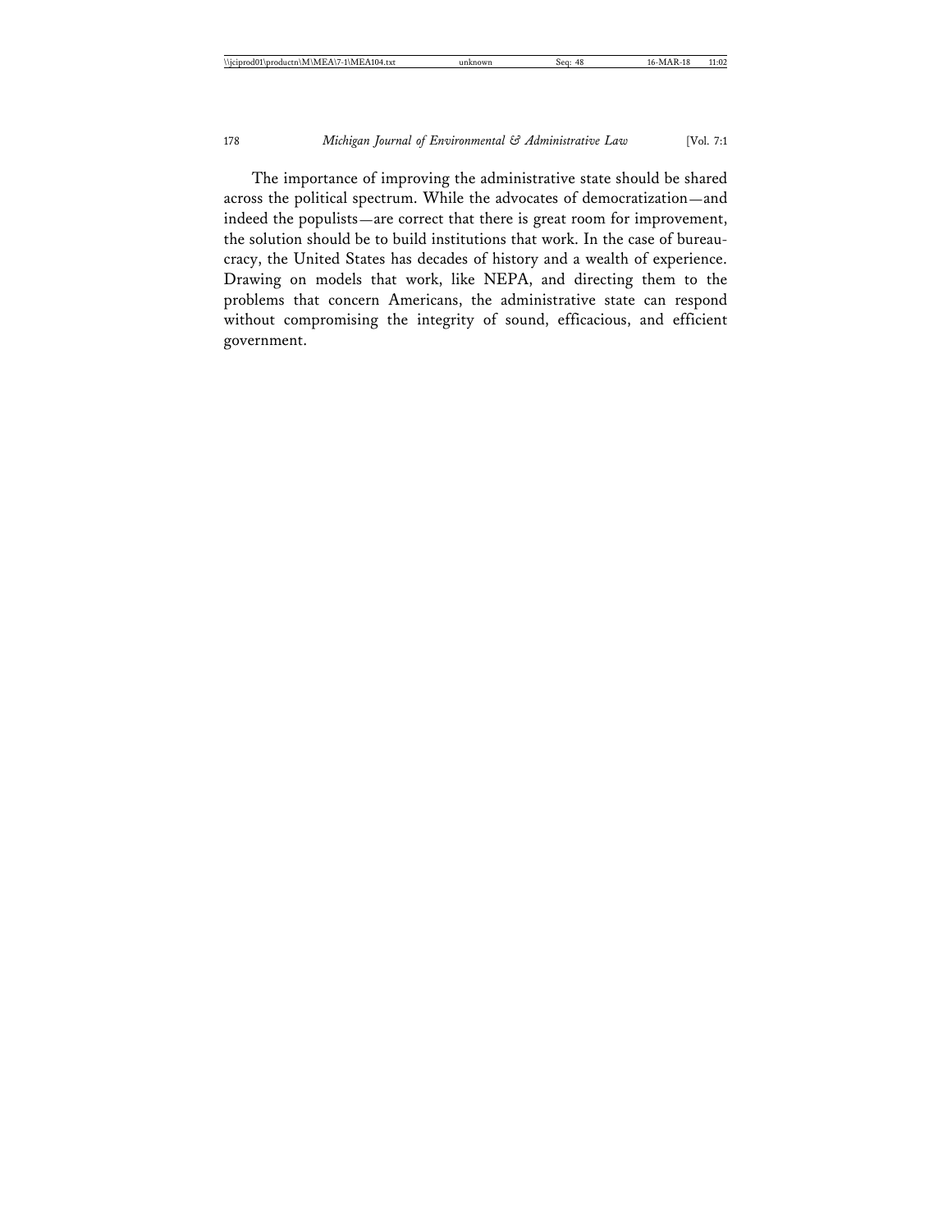The importance of improving the administrative state should be shared across the political spectrum. While the advocates of democratization—and indeed the populists—are correct that there is great room for improvement, the solution should be to build institutions that work. In the case of bureaucracy, the United States has decades of history and a wealth of experience. Drawing on models that work, like NEPA, and directing them to the problems that concern Americans, the administrative state can respond without compromising the integrity of sound, efficacious, and efficient government.